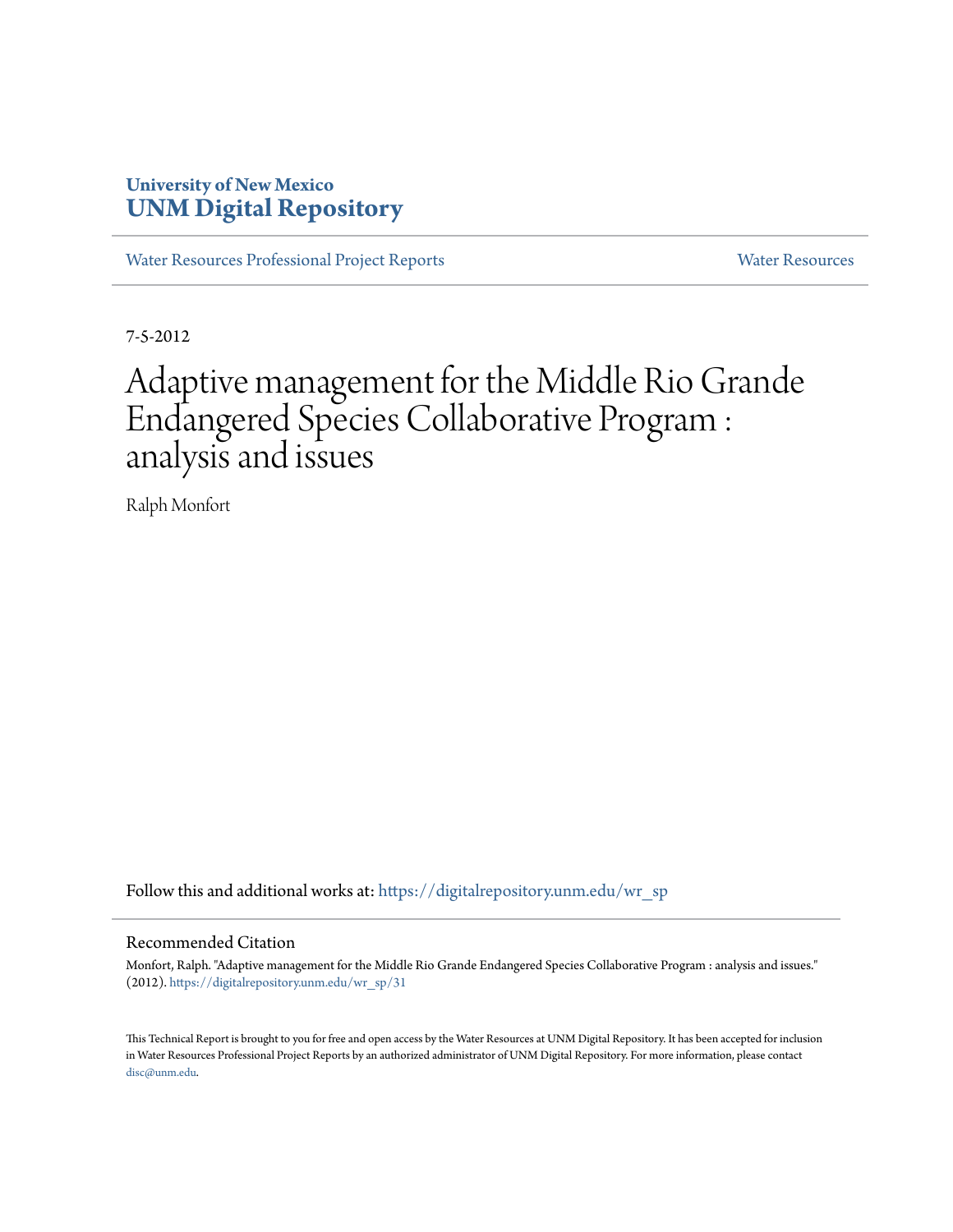University of New Mexico
**UNM Digital Repository**

Water Resources Professional Project Reports | Water Resources

7-5-2012

# Adaptive management for the Middle Rio Grande Endangered Species Collaborative Program : analysis and issues

Ralph Monfort

Follow this and additional works at: https://digitalrepository.unm.edu/wr_sp

## Recommended Citation

Monfort, Ralph. "Adaptive management for the Middle Rio Grande Endangered Species Collaborative Program : analysis and issues." (2012). https://digitalrepository.unm.edu/wr_sp/31

This Technical Report is brought to you for free and open access by the Water Resources at UNM Digital Repository. It has been accepted for inclusion in Water Resources Professional Project Reports by an authorized administrator of UNM Digital Repository. For more information, please contact disc@unm.edu.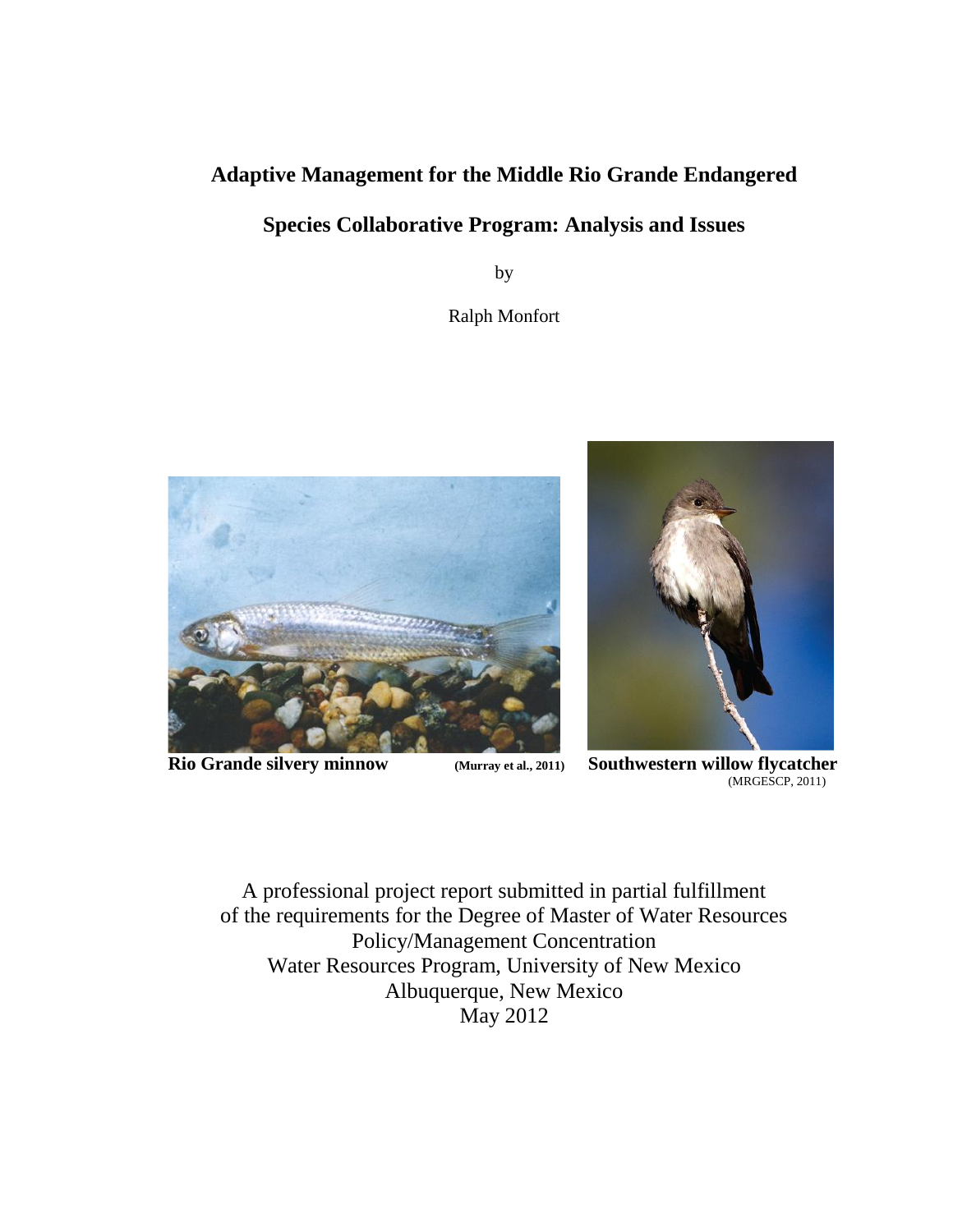# Adaptive Management for the Middle Rio Grande Endangered Species Collaborative Program: Analysis and Issues

by

Ralph Monfort

**Rio Grande silvery minnow** **(Murray et al., 2011)**

**Southwestern willow flycatcher** (MRGESCP, 2011)

A professional project report submitted in partial fulfillment
of the requirements for the Degree of Master of Water Resources
Policy/Management Concentration
Water Resources Program, University of New Mexico
Albuquerque, New Mexico
May 2012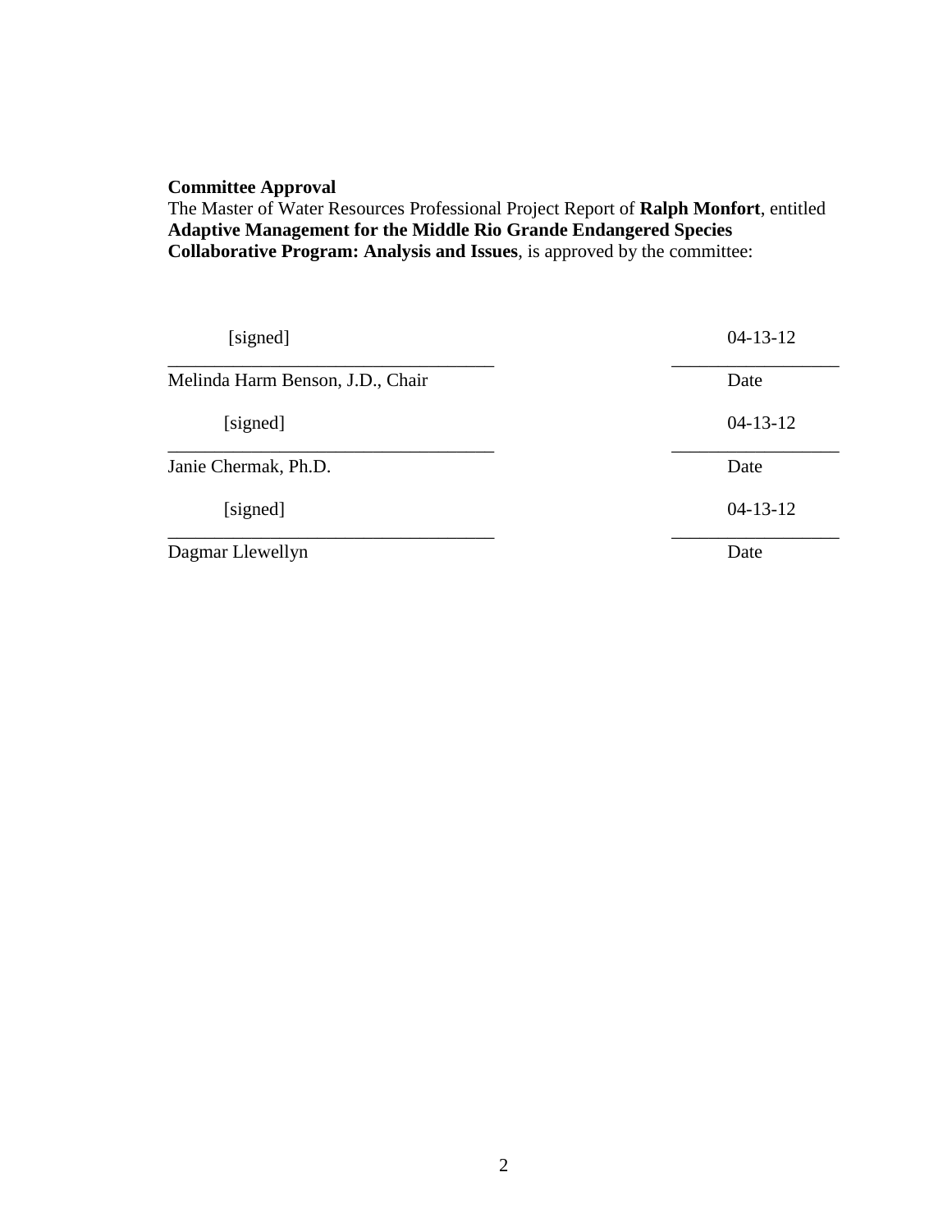**Committee Approval**

The Master of Water Resources Professional Project Report of **Ralph Monfort**, entitled **Adaptive Management for the Middle Rio Grande Endangered Species Collaborative Program: Analysis and Issues**, is approved by the committee:

| | |
|---|---|
| [signed] | 04-13-12 |
| Melinda Harm Benson, J.D., Chair | Date |
| [signed] | 04-13-12 |
| Janie Chermak, Ph.D. | Date |
| [signed] | 04-13-12 |
| Dagmar Llewellyn | Date |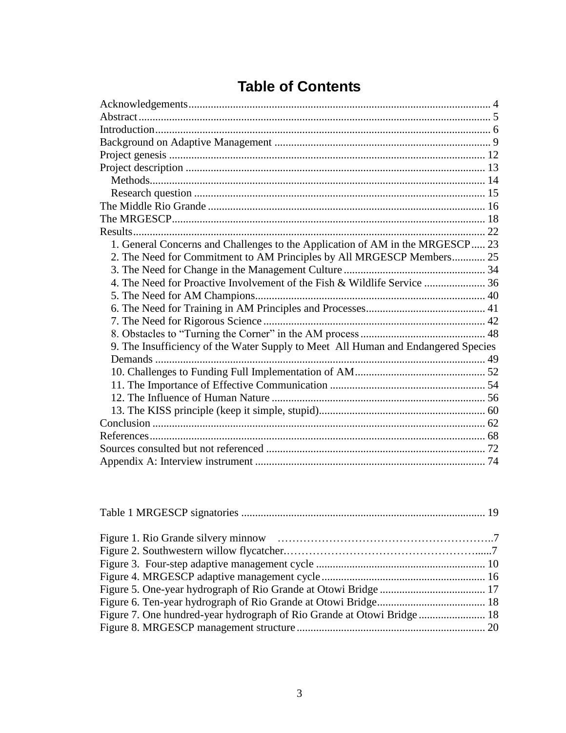# Table of Contents

Acknowledgements ... 4
Abstract ... 5
Introduction ... 6
Background on Adaptive Management ... 9
Project genesis ... 12
Project description ... 13
  Methods ... 14
  Research question ... 15
The Middle Rio Grande ... 16
The MRGESCP ... 18
Results ... 22
  1. General Concerns and Challenges to the Application of AM in the MRGESCP ... 23
  2. The Need for Commitment to AM Principles by All MRGESCP Members ... 25
  3. The Need for Change in the Management Culture ... 34
  4. The Need for Proactive Involvement of the Fish & Wildlife Service ... 36
  5. The Need for AM Champions ... 40
  6. The Need for Training in AM Principles and Processes ... 41
  7. The Need for Rigorous Science ... 42
  8. Obstacles to "Turning the Corner" in the AM process ... 48
  9. The Insufficiency of the Water Supply to Meet All Human and Endangered Species Demands ... 49
  10. Challenges to Funding Full Implementation of AM ... 52
  11. The Importance of Effective Communication ... 54
  12. The Influence of Human Nature ... 56
  13. The KISS principle (keep it simple, stupid) ... 60
Conclusion ... 62
References ... 68
Sources consulted but not referenced ... 72
Appendix A: Interview instrument ... 74

Table 1 MRGESCP signatories ... 19

Figure 1. Rio Grande silvery minnow ... 7
Figure 2. Southwestern willow flycatcher ... 7
Figure 3. Four-step adaptive management cycle ... 10
Figure 4. MRGESCP adaptive management cycle ... 16
Figure 5. One-year hydrograph of Rio Grande at Otowi Bridge ... 17
Figure 6. Ten-year hydrograph of Rio Grande at Otowi Bridge ... 18
Figure 7. One hundred-year hydrograph of Rio Grande at Otowi Bridge ... 18
Figure 8. MRGESCP management structure ... 20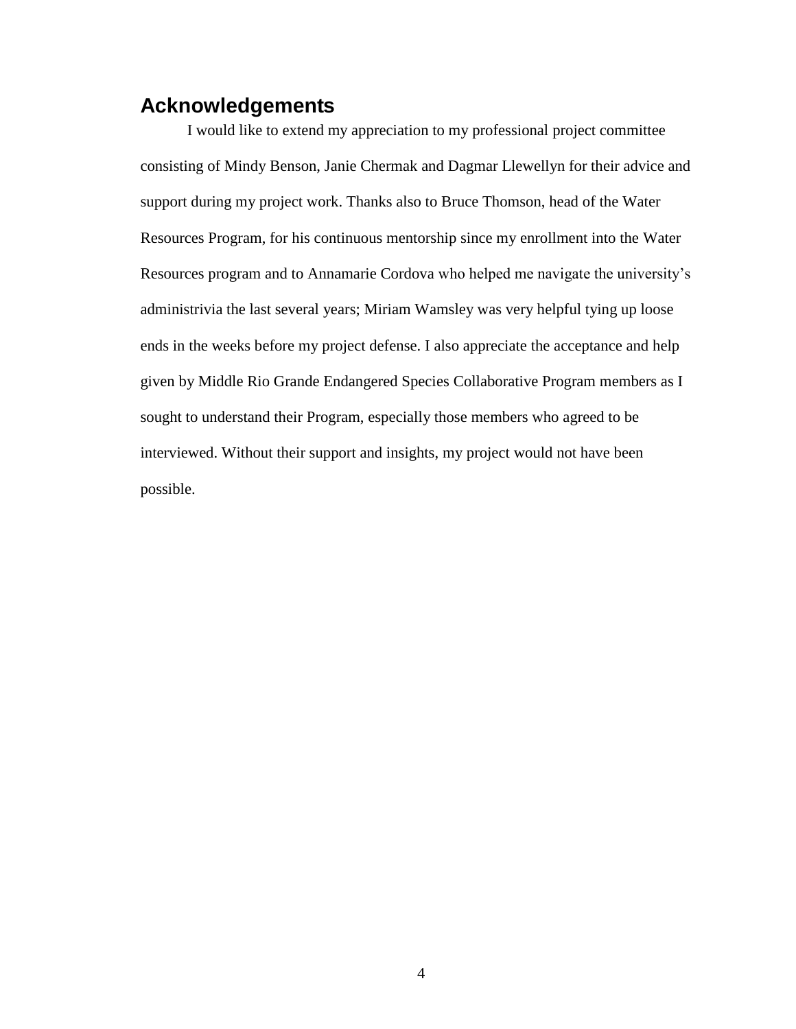## Acknowledgements

I would like to extend my appreciation to my professional project committee consisting of Mindy Benson, Janie Chermak and Dagmar Llewellyn for their advice and support during my project work. Thanks also to Bruce Thomson, head of the Water Resources Program, for his continuous mentorship since my enrollment into the Water Resources program and to Annamarie Cordova who helped me navigate the university's administrivia the last several years; Miriam Wamsley was very helpful tying up loose ends in the weeks before my project defense. I also appreciate the acceptance and help given by Middle Rio Grande Endangered Species Collaborative Program members as I sought to understand their Program, especially those members who agreed to be interviewed. Without their support and insights, my project would not have been possible.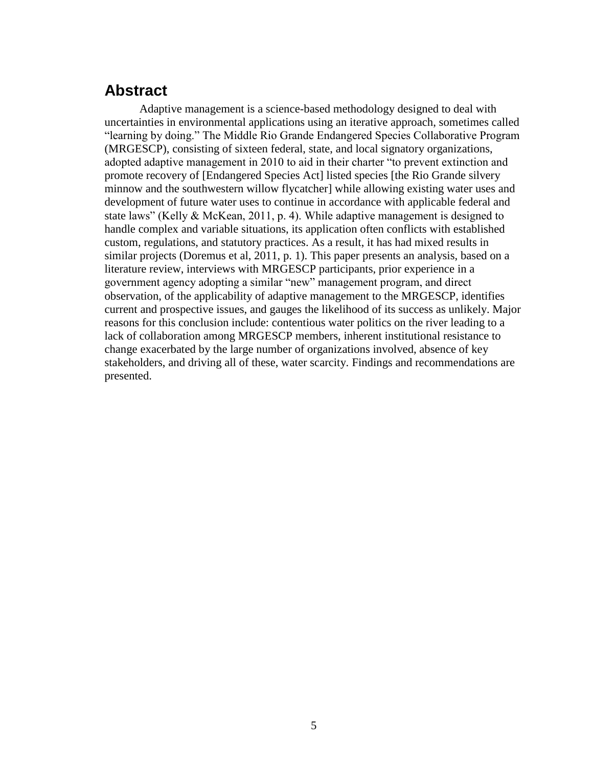## Abstract

Adaptive management is a science-based methodology designed to deal with uncertainties in environmental applications using an iterative approach, sometimes called "learning by doing." The Middle Rio Grande Endangered Species Collaborative Program (MRGESCP), consisting of sixteen federal, state, and local signatory organizations, adopted adaptive management in 2010 to aid in their charter "to prevent extinction and promote recovery of [Endangered Species Act] listed species [the Rio Grande silvery minnow and the southwestern willow flycatcher] while allowing existing water uses and development of future water uses to continue in accordance with applicable federal and state laws" (Kelly & McKean, 2011, p. 4). While adaptive management is designed to handle complex and variable situations, its application often conflicts with established custom, regulations, and statutory practices. As a result, it has had mixed results in similar projects (Doremus et al, 2011, p. 1). This paper presents an analysis, based on a literature review, interviews with MRGESCP participants, prior experience in a government agency adopting a similar "new" management program, and direct observation, of the applicability of adaptive management to the MRGESCP, identifies current and prospective issues, and gauges the likelihood of its success as unlikely. Major reasons for this conclusion include: contentious water politics on the river leading to a lack of collaboration among MRGESCP members, inherent institutional resistance to change exacerbated by the large number of organizations involved, absence of key stakeholders, and driving all of these, water scarcity. Findings and recommendations are presented.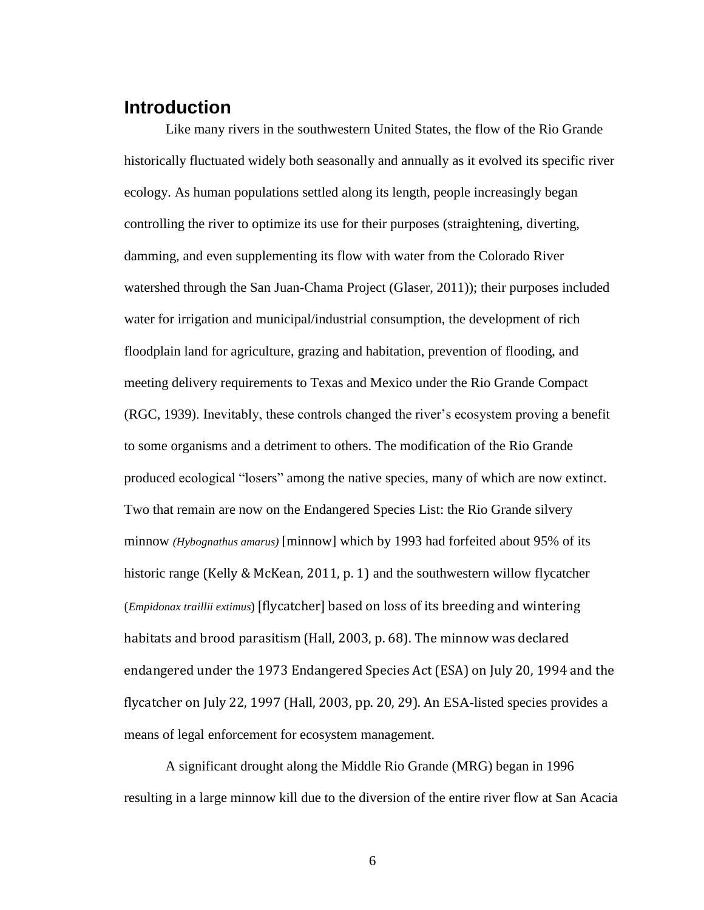## Introduction

Like many rivers in the southwestern United States, the flow of the Rio Grande historically fluctuated widely both seasonally and annually as it evolved its specific river ecology. As human populations settled along its length, people increasingly began controlling the river to optimize its use for their purposes (straightening, diverting, damming, and even supplementing its flow with water from the Colorado River watershed through the San Juan-Chama Project (Glaser, 2011)); their purposes included water for irrigation and municipal/industrial consumption, the development of rich floodplain land for agriculture, grazing and habitation, prevention of flooding, and meeting delivery requirements to Texas and Mexico under the Rio Grande Compact (RGC, 1939). Inevitably, these controls changed the river's ecosystem proving a benefit to some organisms and a detriment to others. The modification of the Rio Grande produced ecological "losers" among the native species, many of which are now extinct. Two that remain are now on the Endangered Species List: the Rio Grande silvery minnow *(Hybognathus amarus)* [minnow] which by 1993 had forfeited about 95% of its historic range (Kelly & McKean, 2011, p. 1) and the southwestern willow flycatcher (*Empidonax traillii extimus*) [flycatcher] based on loss of its breeding and wintering habitats and brood parasitism (Hall, 2003, p. 68). The minnow was declared endangered under the 1973 Endangered Species Act (ESA) on July 20, 1994 and the flycatcher on July 22, 1997 (Hall, 2003, pp. 20, 29). An ESA-listed species provides a means of legal enforcement for ecosystem management.

A significant drought along the Middle Rio Grande (MRG) began in 1996 resulting in a large minnow kill due to the diversion of the entire river flow at San Acacia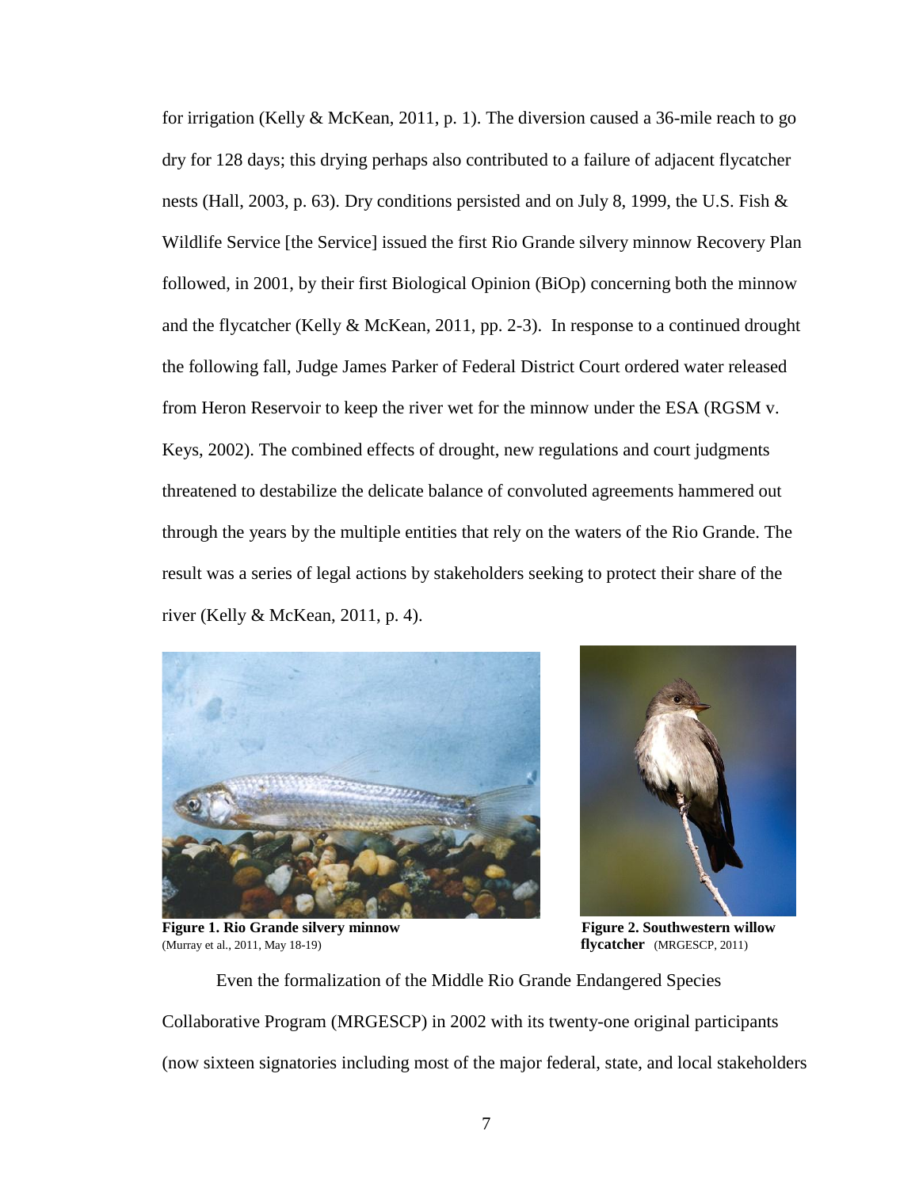for irrigation (Kelly & McKean, 2011, p. 1). The diversion caused a 36-mile reach to go dry for 128 days; this drying perhaps also contributed to a failure of adjacent flycatcher nests (Hall, 2003, p. 63). Dry conditions persisted and on July 8, 1999, the U.S. Fish & Wildlife Service [the Service] issued the first Rio Grande silvery minnow Recovery Plan followed, in 2001, by their first Biological Opinion (BiOp) concerning both the minnow and the flycatcher (Kelly & McKean, 2011, pp. 2-3). In response to a continued drought the following fall, Judge James Parker of Federal District Court ordered water released from Heron Reservoir to keep the river wet for the minnow under the ESA (RGSM v. Keys, 2002). The combined effects of drought, new regulations and court judgments threatened to destabilize the delicate balance of convoluted agreements hammered out through the years by the multiple entities that rely on the waters of the Rio Grande. The result was a series of legal actions by stakeholders seeking to protect their share of the river (Kelly & McKean, 2011, p. 4).

**Figure 1. Rio Grande silvery minnow** (Murray et al., 2011, May 18-19)

**Figure 2. Southwestern willow flycatcher** (MRGESCP, 2011)

Even the formalization of the Middle Rio Grande Endangered Species Collaborative Program (MRGESCP) in 2002 with its twenty-one original participants (now sixteen signatories including most of the major federal, state, and local stakeholders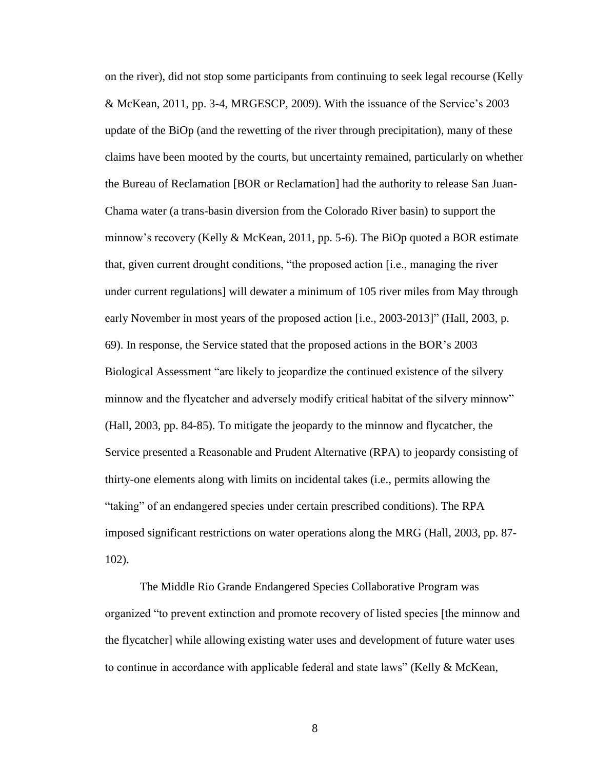on the river), did not stop some participants from continuing to seek legal recourse (Kelly & McKean, 2011, pp. 3-4, MRGESCP, 2009). With the issuance of the Service's 2003 update of the BiOp (and the rewetting of the river through precipitation), many of these claims have been mooted by the courts, but uncertainty remained, particularly on whether the Bureau of Reclamation [BOR or Reclamation] had the authority to release San Juan-Chama water (a trans-basin diversion from the Colorado River basin) to support the minnow's recovery (Kelly & McKean, 2011, pp. 5-6). The BiOp quoted a BOR estimate that, given current drought conditions, "the proposed action [i.e., managing the river under current regulations] will dewater a minimum of 105 river miles from May through early November in most years of the proposed action [i.e., 2003-2013]" (Hall, 2003, p. 69). In response, the Service stated that the proposed actions in the BOR's 2003 Biological Assessment "are likely to jeopardize the continued existence of the silvery minnow and the flycatcher and adversely modify critical habitat of the silvery minnow" (Hall, 2003, pp. 84-85). To mitigate the jeopardy to the minnow and flycatcher, the Service presented a Reasonable and Prudent Alternative (RPA) to jeopardy consisting of thirty-one elements along with limits on incidental takes (i.e., permits allowing the "taking" of an endangered species under certain prescribed conditions). The RPA imposed significant restrictions on water operations along the MRG (Hall, 2003, pp. 87-102).

The Middle Rio Grande Endangered Species Collaborative Program was organized "to prevent extinction and promote recovery of listed species [the minnow and the flycatcher] while allowing existing water uses and development of future water uses to continue in accordance with applicable federal and state laws" (Kelly & McKean,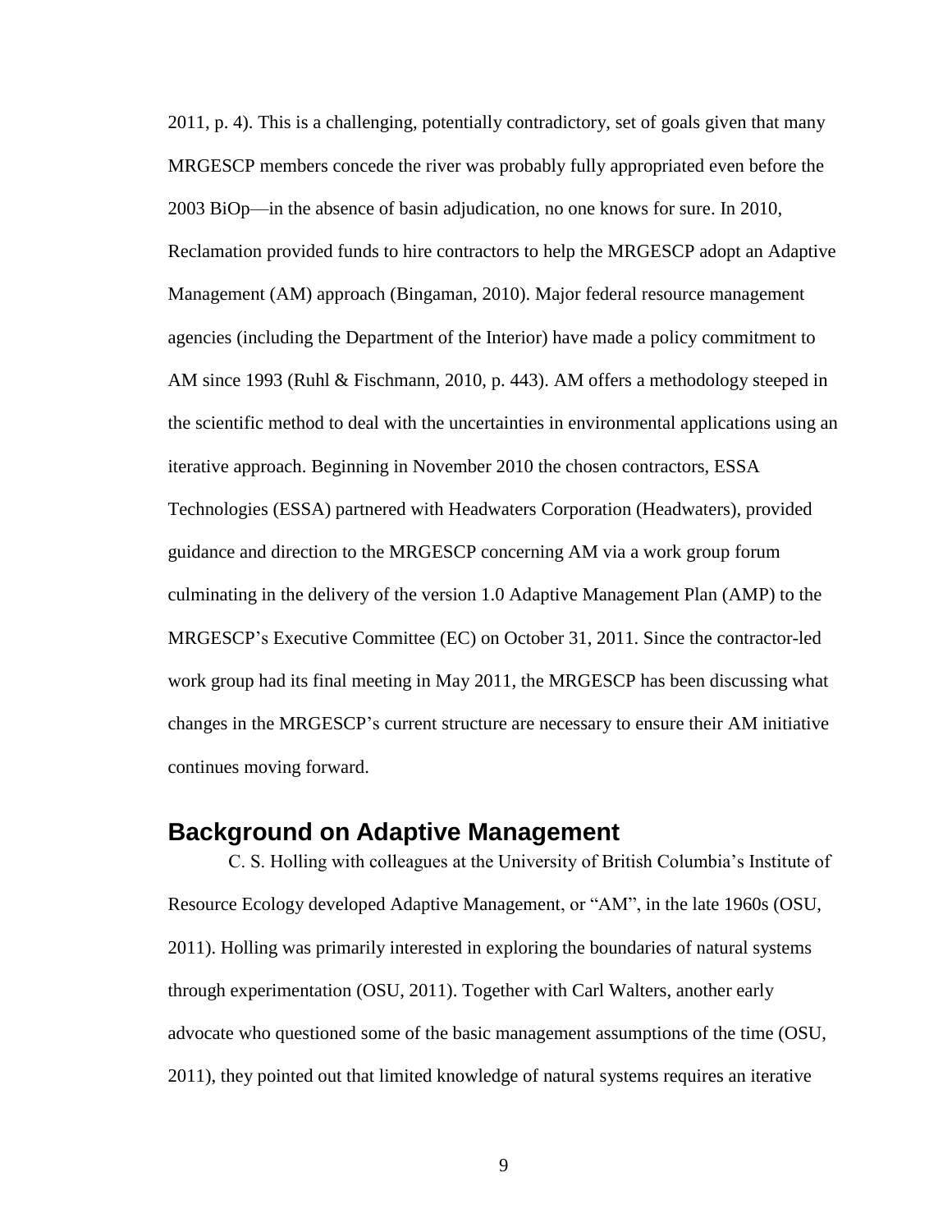2011, p. 4). This is a challenging, potentially contradictory, set of goals given that many MRGESCP members concede the river was probably fully appropriated even before the 2003 BiOp—in the absence of basin adjudication, no one knows for sure. In 2010, Reclamation provided funds to hire contractors to help the MRGESCP adopt an Adaptive Management (AM) approach (Bingaman, 2010). Major federal resource management agencies (including the Department of the Interior) have made a policy commitment to AM since 1993 (Ruhl & Fischmann, 2010, p. 443). AM offers a methodology steeped in the scientific method to deal with the uncertainties in environmental applications using an iterative approach. Beginning in November 2010 the chosen contractors, ESSA Technologies (ESSA) partnered with Headwaters Corporation (Headwaters), provided guidance and direction to the MRGESCP concerning AM via a work group forum culminating in the delivery of the version 1.0 Adaptive Management Plan (AMP) to the MRGESCP's Executive Committee (EC) on October 31, 2011. Since the contractor-led work group had its final meeting in May 2011, the MRGESCP has been discussing what changes in the MRGESCP's current structure are necessary to ensure their AM initiative continues moving forward.

## Background on Adaptive Management

C. S. Holling with colleagues at the University of British Columbia's Institute of Resource Ecology developed Adaptive Management, or "AM", in the late 1960s (OSU, 2011). Holling was primarily interested in exploring the boundaries of natural systems through experimentation (OSU, 2011). Together with Carl Walters, another early advocate who questioned some of the basic management assumptions of the time (OSU, 2011), they pointed out that limited knowledge of natural systems requires an iterative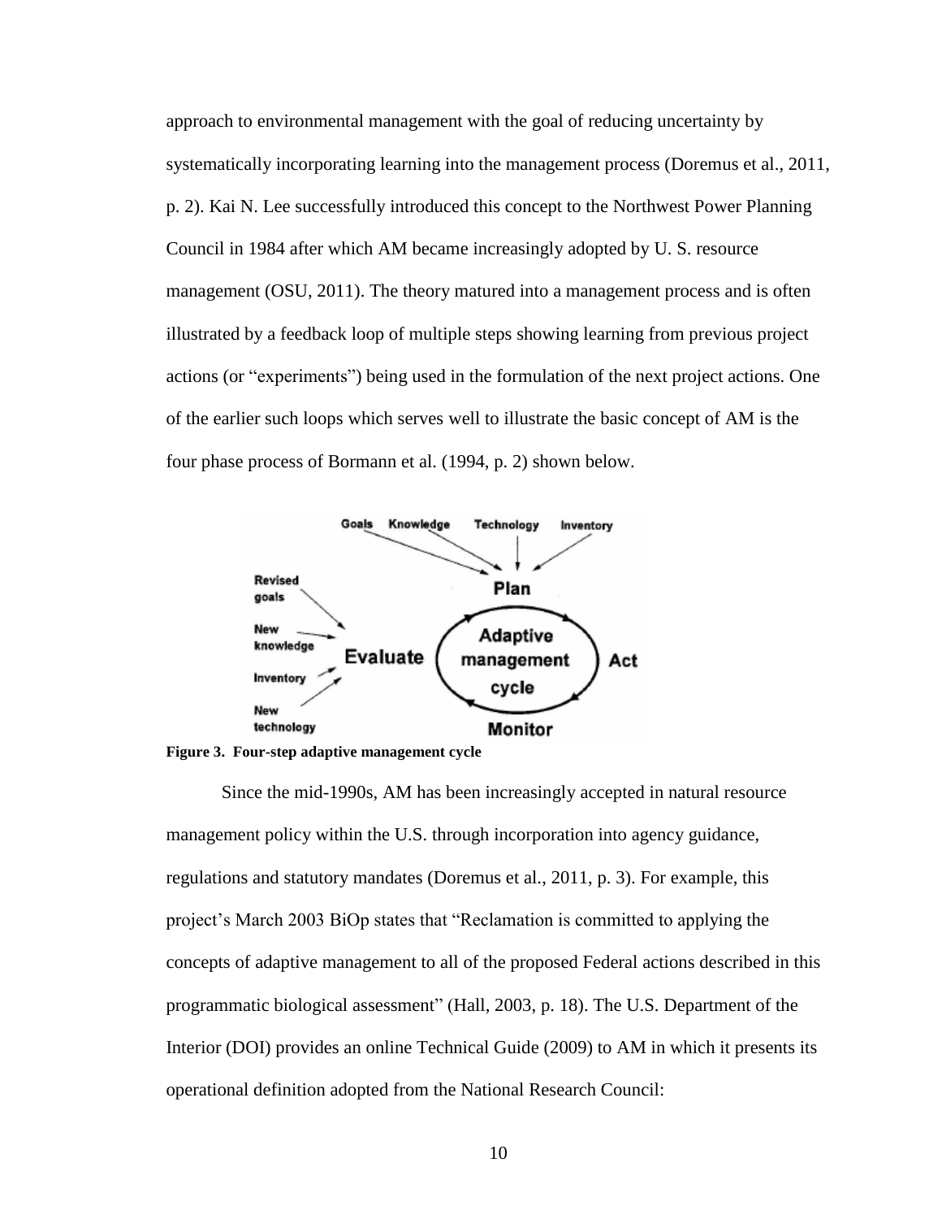approach to environmental management with the goal of reducing uncertainty by systematically incorporating learning into the management process (Doremus et al., 2011, p. 2). Kai N. Lee successfully introduced this concept to the Northwest Power Planning Council in 1984 after which AM became increasingly adopted by U. S. resource management (OSU, 2011). The theory matured into a management process and is often illustrated by a feedback loop of multiple steps showing learning from previous project actions (or "experiments") being used in the formulation of the next project actions. One of the earlier such loops which serves well to illustrate the basic concept of AM is the four phase process of Bormann et al. (1994, p. 2) shown below.

**Figure 3. Four-step adaptive management cycle**

Since the mid-1990s, AM has been increasingly accepted in natural resource management policy within the U.S. through incorporation into agency guidance, regulations and statutory mandates (Doremus et al., 2011, p. 3). For example, this project's March 2003 BiOp states that "Reclamation is committed to applying the concepts of adaptive management to all of the proposed Federal actions described in this programmatic biological assessment" (Hall, 2003, p. 18). The U.S. Department of the Interior (DOI) provides an online Technical Guide (2009) to AM in which it presents its operational definition adopted from the National Research Council: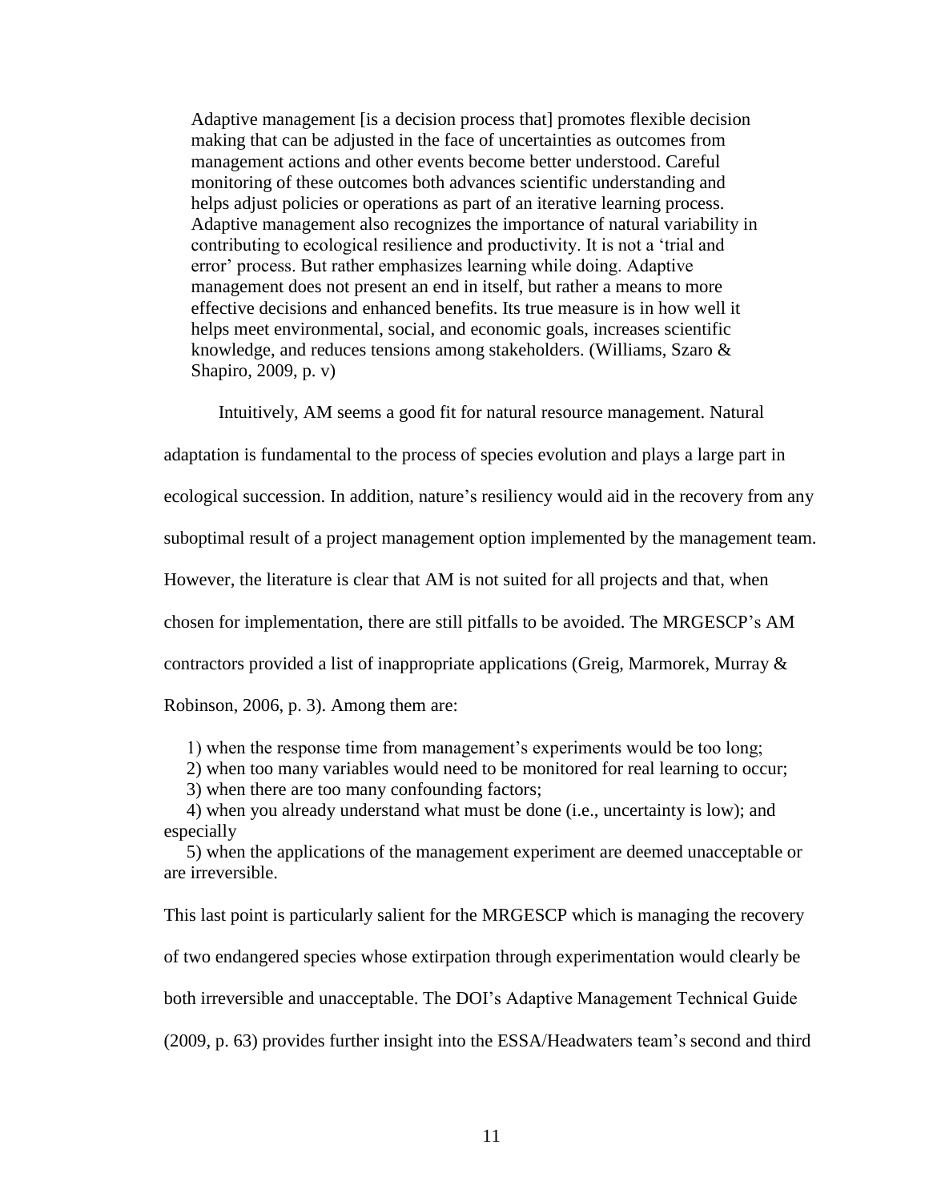> Adaptive management [is a decision process that] promotes flexible decision making that can be adjusted in the face of uncertainties as outcomes from management actions and other events become better understood. Careful monitoring of these outcomes both advances scientific understanding and helps adjust policies or operations as part of an iterative learning process. Adaptive management also recognizes the importance of natural variability in contributing to ecological resilience and productivity. It is not a 'trial and error' process. But rather emphasizes learning while doing. Adaptive management does not present an end in itself, but rather a means to more effective decisions and enhanced benefits. Its true measure is in how well it helps meet environmental, social, and economic goals, increases scientific knowledge, and reduces tensions among stakeholders. (Williams, Szaro & Shapiro, 2009, p. v)

Intuitively, AM seems a good fit for natural resource management. Natural adaptation is fundamental to the process of species evolution and plays a large part in ecological succession. In addition, nature's resiliency would aid in the recovery from any suboptimal result of a project management option implemented by the management team. However, the literature is clear that AM is not suited for all projects and that, when chosen for implementation, there are still pitfalls to be avoided. The MRGESCP's AM contractors provided a list of inappropriate applications (Greig, Marmorek, Murray & Robinson, 2006, p. 3). Among them are:

1) when the response time from management's experiments would be too long;
2) when too many variables would need to be monitored for real learning to occur;
3) when there are too many confounding factors;
4) when you already understand what must be done (i.e., uncertainty is low); and especially
5) when the applications of the management experiment are deemed unacceptable or are irreversible.

This last point is particularly salient for the MRGESCP which is managing the recovery of two endangered species whose extirpation through experimentation would clearly be both irreversible and unacceptable. The DOI's Adaptive Management Technical Guide (2009, p. 63) provides further insight into the ESSA/Headwaters team's second and third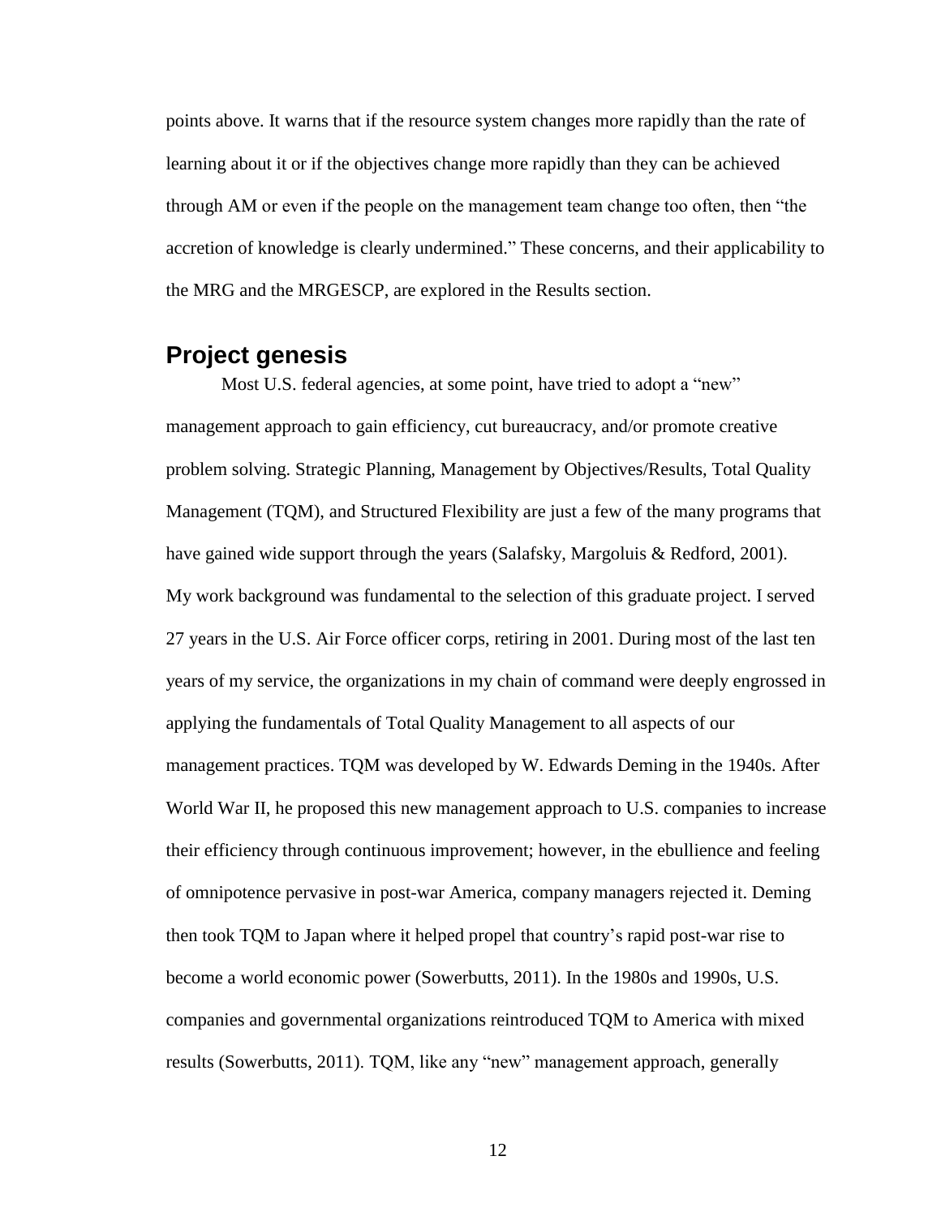points above. It warns that if the resource system changes more rapidly than the rate of learning about it or if the objectives change more rapidly than they can be achieved through AM or even if the people on the management team change too often, then "the accretion of knowledge is clearly undermined." These concerns, and their applicability to the MRG and the MRGESCP, are explored in the Results section.

## Project genesis

Most U.S. federal agencies, at some point, have tried to adopt a "new" management approach to gain efficiency, cut bureaucracy, and/or promote creative problem solving. Strategic Planning, Management by Objectives/Results, Total Quality Management (TQM), and Structured Flexibility are just a few of the many programs that have gained wide support through the years (Salafsky, Margoluis & Redford, 2001). My work background was fundamental to the selection of this graduate project. I served 27 years in the U.S. Air Force officer corps, retiring in 2001. During most of the last ten years of my service, the organizations in my chain of command were deeply engrossed in applying the fundamentals of Total Quality Management to all aspects of our management practices. TQM was developed by W. Edwards Deming in the 1940s. After World War II, he proposed this new management approach to U.S. companies to increase their efficiency through continuous improvement; however, in the ebullience and feeling of omnipotence pervasive in post-war America, company managers rejected it. Deming then took TQM to Japan where it helped propel that country's rapid post-war rise to become a world economic power (Sowerbutts, 2011). In the 1980s and 1990s, U.S. companies and governmental organizations reintroduced TQM to America with mixed results (Sowerbutts, 2011). TQM, like any "new" management approach, generally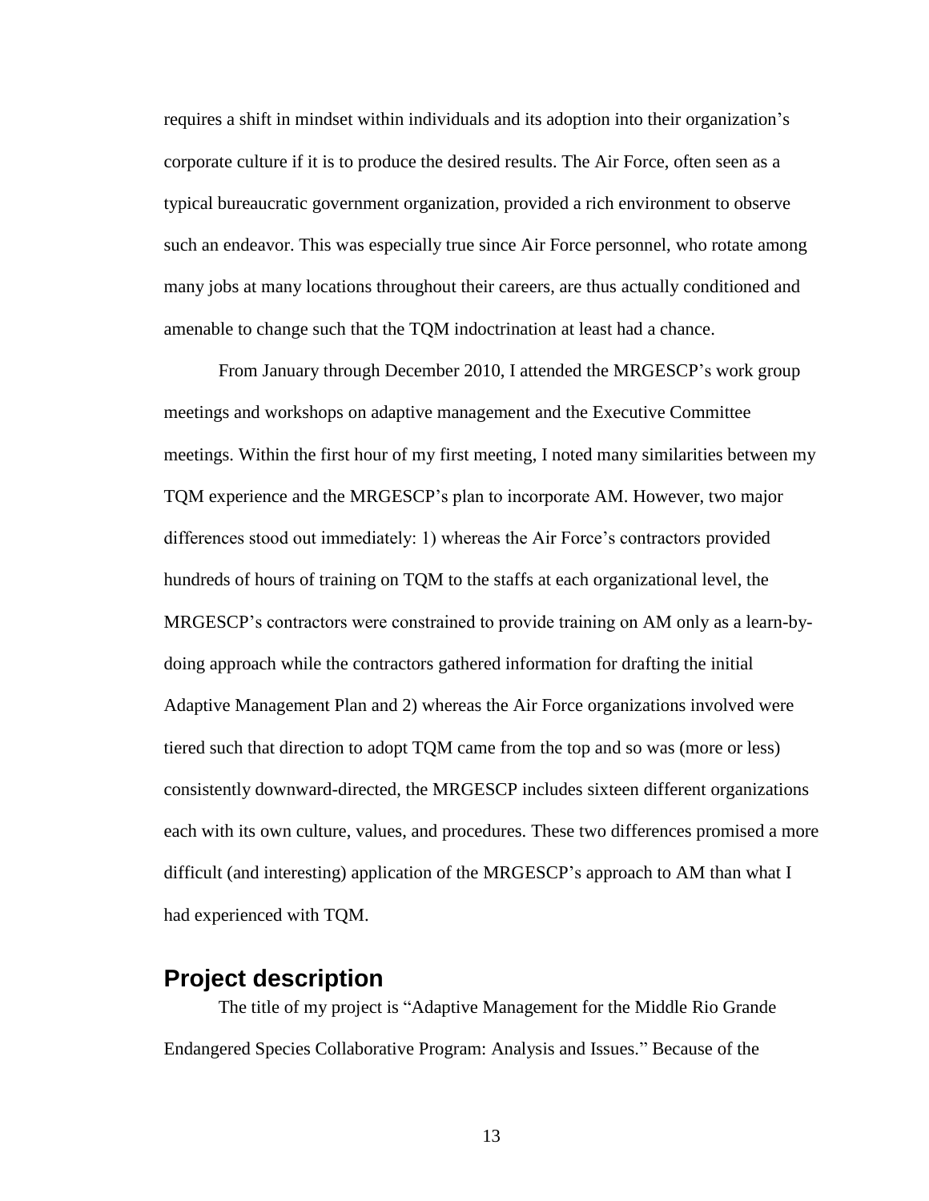requires a shift in mindset within individuals and its adoption into their organization's corporate culture if it is to produce the desired results. The Air Force, often seen as a typical bureaucratic government organization, provided a rich environment to observe such an endeavor. This was especially true since Air Force personnel, who rotate among many jobs at many locations throughout their careers, are thus actually conditioned and amenable to change such that the TQM indoctrination at least had a chance.

From January through December 2010, I attended the MRGESCP's work group meetings and workshops on adaptive management and the Executive Committee meetings. Within the first hour of my first meeting, I noted many similarities between my TQM experience and the MRGESCP's plan to incorporate AM. However, two major differences stood out immediately: 1) whereas the Air Force's contractors provided hundreds of hours of training on TQM to the staffs at each organizational level, the MRGESCP's contractors were constrained to provide training on AM only as a learn-by-doing approach while the contractors gathered information for drafting the initial Adaptive Management Plan and 2) whereas the Air Force organizations involved were tiered such that direction to adopt TQM came from the top and so was (more or less) consistently downward-directed, the MRGESCP includes sixteen different organizations each with its own culture, values, and procedures. These two differences promised a more difficult (and interesting) application of the MRGESCP's approach to AM than what I had experienced with TQM.

## Project description

The title of my project is "Adaptive Management for the Middle Rio Grande Endangered Species Collaborative Program: Analysis and Issues." Because of the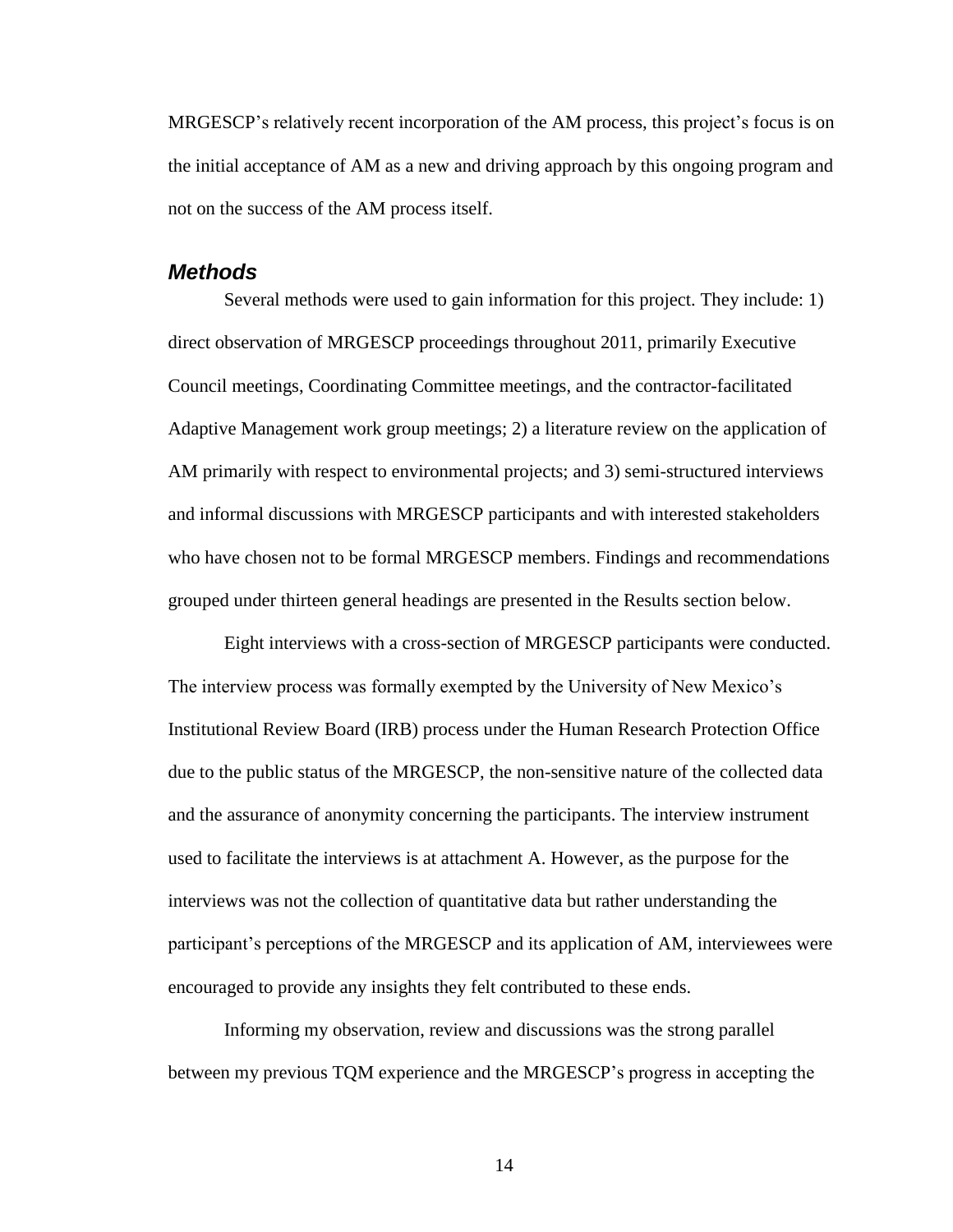MRGESCP's relatively recent incorporation of the AM process, this project's focus is on the initial acceptance of AM as a new and driving approach by this ongoing program and not on the success of the AM process itself.

### *Methods*

Several methods were used to gain information for this project. They include: 1) direct observation of MRGESCP proceedings throughout 2011, primarily Executive Council meetings, Coordinating Committee meetings, and the contractor-facilitated Adaptive Management work group meetings; 2) a literature review on the application of AM primarily with respect to environmental projects; and 3) semi-structured interviews and informal discussions with MRGESCP participants and with interested stakeholders who have chosen not to be formal MRGESCP members. Findings and recommendations grouped under thirteen general headings are presented in the Results section below.

Eight interviews with a cross-section of MRGESCP participants were conducted. The interview process was formally exempted by the University of New Mexico's Institutional Review Board (IRB) process under the Human Research Protection Office due to the public status of the MRGESCP, the non-sensitive nature of the collected data and the assurance of anonymity concerning the participants. The interview instrument used to facilitate the interviews is at attachment A. However, as the purpose for the interviews was not the collection of quantitative data but rather understanding the participant's perceptions of the MRGESCP and its application of AM, interviewees were encouraged to provide any insights they felt contributed to these ends.

Informing my observation, review and discussions was the strong parallel between my previous TQM experience and the MRGESCP's progress in accepting the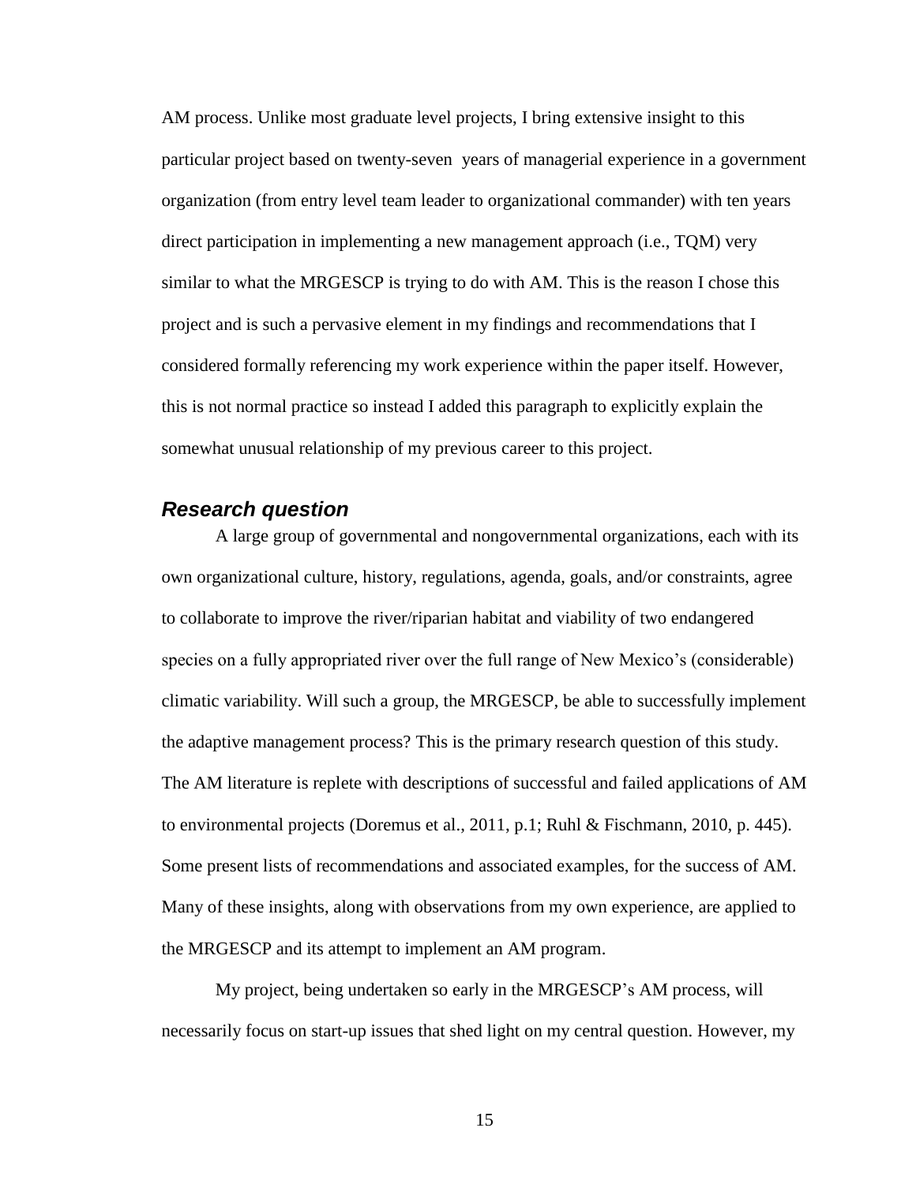AM process. Unlike most graduate level projects, I bring extensive insight to this particular project based on twenty-seven years of managerial experience in a government organization (from entry level team leader to organizational commander) with ten years direct participation in implementing a new management approach (i.e., TQM) very similar to what the MRGESCP is trying to do with AM. This is the reason I chose this project and is such a pervasive element in my findings and recommendations that I considered formally referencing my work experience within the paper itself. However, this is not normal practice so instead I added this paragraph to explicitly explain the somewhat unusual relationship of my previous career to this project.

## *Research question*

A large group of governmental and nongovernmental organizations, each with its own organizational culture, history, regulations, agenda, goals, and/or constraints, agree to collaborate to improve the river/riparian habitat and viability of two endangered species on a fully appropriated river over the full range of New Mexico's (considerable) climatic variability. Will such a group, the MRGESCP, be able to successfully implement the adaptive management process? This is the primary research question of this study. The AM literature is replete with descriptions of successful and failed applications of AM to environmental projects (Doremus et al., 2011, p.1; Ruhl & Fischmann, 2010, p. 445). Some present lists of recommendations and associated examples, for the success of AM. Many of these insights, along with observations from my own experience, are applied to the MRGESCP and its attempt to implement an AM program.

My project, being undertaken so early in the MRGESCP's AM process, will necessarily focus on start-up issues that shed light on my central question. However, my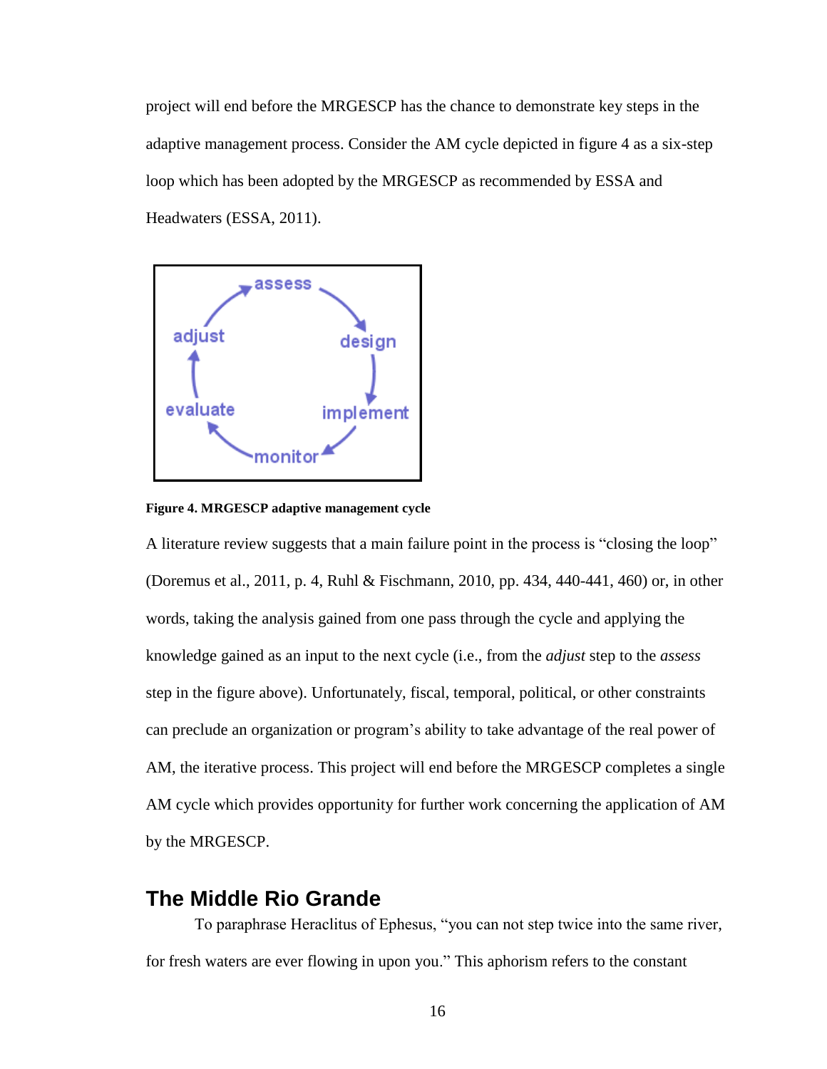project will end before the MRGESCP has the chance to demonstrate key steps in the adaptive management process. Consider the AM cycle depicted in figure 4 as a six-step loop which has been adopted by the MRGESCP as recommended by ESSA and Headwaters (ESSA, 2011).

**Figure 4. MRGESCP adaptive management cycle**

A literature review suggests that a main failure point in the process is "closing the loop" (Doremus et al., 2011, p. 4, Ruhl & Fischmann, 2010, pp. 434, 440-441, 460) or, in other words, taking the analysis gained from one pass through the cycle and applying the knowledge gained as an input to the next cycle (i.e., from the *adjust* step to the *assess* step in the figure above). Unfortunately, fiscal, temporal, political, or other constraints can preclude an organization or program's ability to take advantage of the real power of AM, the iterative process. This project will end before the MRGESCP completes a single AM cycle which provides opportunity for further work concerning the application of AM by the MRGESCP.

## The Middle Rio Grande

To paraphrase Heraclitus of Ephesus, "you can not step twice into the same river, for fresh waters are ever flowing in upon you." This aphorism refers to the constant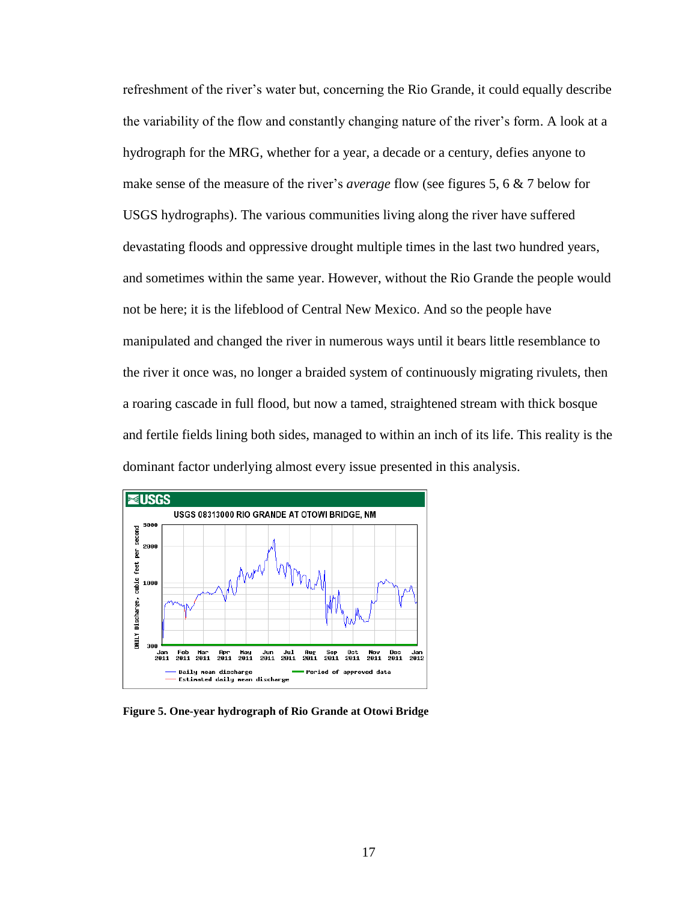refreshment of the river's water but, concerning the Rio Grande, it could equally describe the variability of the flow and constantly changing nature of the river's form. A look at a hydrograph for the MRG, whether for a year, a decade or a century, defies anyone to make sense of the measure of the river's *average* flow (see figures 5, 6 & 7 below for USGS hydrographs). The various communities living along the river have suffered devastating floods and oppressive drought multiple times in the last two hundred years, and sometimes within the same year. However, without the Rio Grande the people would not be here; it is the lifeblood of Central New Mexico. And so the people have manipulated and changed the river in numerous ways until it bears little resemblance to the river it once was, no longer a braided system of continuously migrating rivulets, then a roaring cascade in full flood, but now a tamed, straightened stream with thick bosque and fertile fields lining both sides, managed to within an inch of its life. This reality is the dominant factor underlying almost every issue presented in this analysis.

**Figure 5. One-year hydrograph of Rio Grande at Otowi Bridge**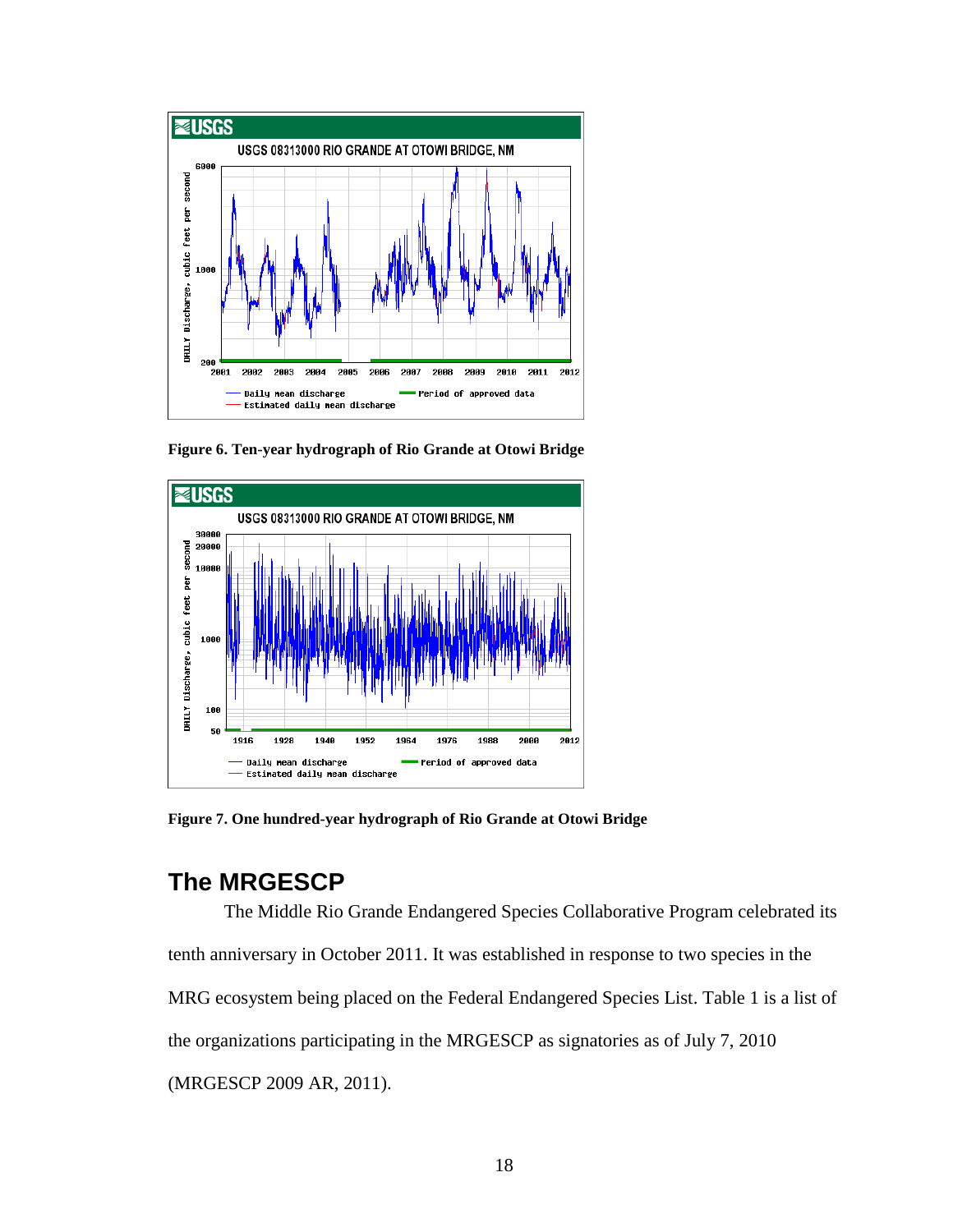Figure 6. Ten-year hydrograph of Rio Grande at Otowi Bridge

Figure 7. One hundred-year hydrograph of Rio Grande at Otowi Bridge

## The MRGESCP

The Middle Rio Grande Endangered Species Collaborative Program celebrated its tenth anniversary in October 2011. It was established in response to two species in the MRG ecosystem being placed on the Federal Endangered Species List. Table 1 is a list of the organizations participating in the MRGESCP as signatories as of July 7, 2010 (MRGESCP 2009 AR, 2011).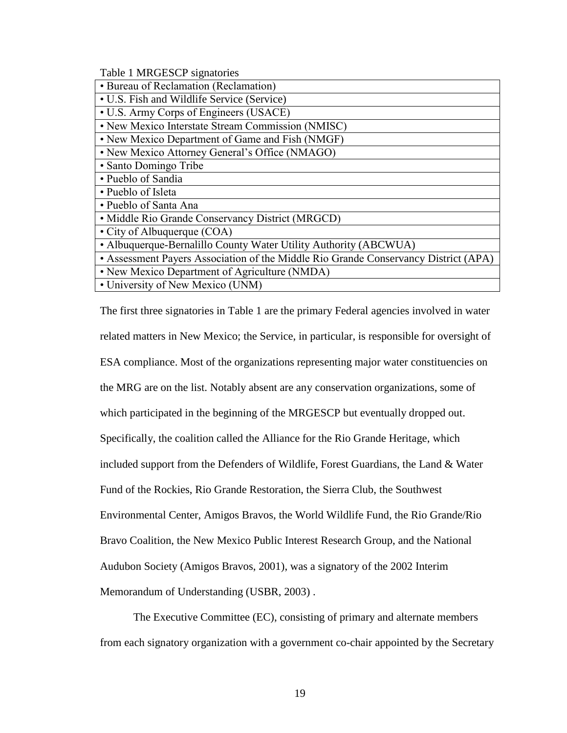Table 1 MRGESCP signatories

| • Bureau of Reclamation (Reclamation) |
|---|
| • U.S. Fish and Wildlife Service (Service) |
| • U.S. Army Corps of Engineers (USACE) |
| • New Mexico Interstate Stream Commission (NMISC) |
| • New Mexico Department of Game and Fish (NMGF) |
| • New Mexico Attorney General's Office (NMAGO) |
| • Santo Domingo Tribe |
| • Pueblo of Sandia |
| • Pueblo of Isleta |
| • Pueblo of Santa Ana |
| • Middle Rio Grande Conservancy District (MRGCD) |
| • City of Albuquerque (COA) |
| • Albuquerque-Bernalillo County Water Utility Authority (ABCWUA) |
| • Assessment Payers Association of the Middle Rio Grande Conservancy District (APA) |
| • New Mexico Department of Agriculture (NMDA) |
| • University of New Mexico (UNM) |

The first three signatories in Table 1 are the primary Federal agencies involved in water related matters in New Mexico; the Service, in particular, is responsible for oversight of ESA compliance. Most of the organizations representing major water constituencies on the MRG are on the list. Notably absent are any conservation organizations, some of which participated in the beginning of the MRGESCP but eventually dropped out. Specifically, the coalition called the Alliance for the Rio Grande Heritage, which included support from the Defenders of Wildlife, Forest Guardians, the Land & Water Fund of the Rockies, Rio Grande Restoration, the Sierra Club, the Southwest Environmental Center, Amigos Bravos, the World Wildlife Fund, the Rio Grande/Rio Bravo Coalition, the New Mexico Public Interest Research Group, and the National Audubon Society (Amigos Bravos, 2001), was a signatory of the 2002 Interim Memorandum of Understanding (USBR, 2003) .

The Executive Committee (EC), consisting of primary and alternate members from each signatory organization with a government co-chair appointed by the Secretary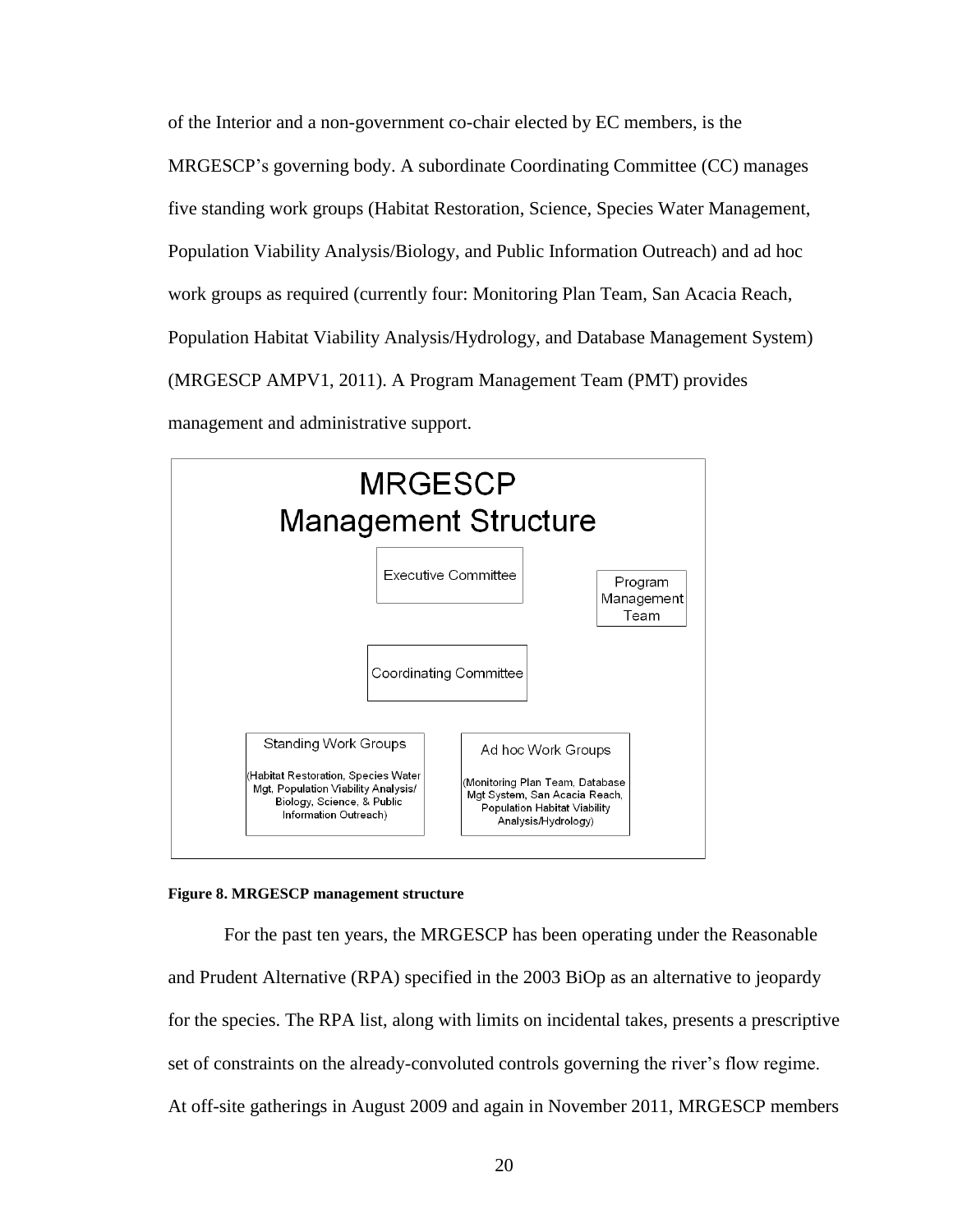of the Interior and a non-government co-chair elected by EC members, is the MRGESCP's governing body. A subordinate Coordinating Committee (CC) manages five standing work groups (Habitat Restoration, Science, Species Water Management, Population Viability Analysis/Biology, and Public Information Outreach) and ad hoc work groups as required (currently four: Monitoring Plan Team, San Acacia Reach, Population Habitat Viability Analysis/Hydrology, and Database Management System) (MRGESCP AMPV1, 2011). A Program Management Team (PMT) provides management and administrative support.

MRGESCP
Management Structure

Executive Committee

Program Management Team

Coordinating Committee

Standing Work Groups
(Habitat Restoration, Species Water Mgt, Population Viability Analysis/ Biology, Science, & Public Information Outreach)

Ad hoc Work Groups
(Monitoring Plan Team, Database Mgt System, San Acacia Reach, Population Habitat Viability Analysis/Hydrology)

**Figure 8. MRGESCP management structure**

For the past ten years, the MRGESCP has been operating under the Reasonable and Prudent Alternative (RPA) specified in the 2003 BiOp as an alternative to jeopardy for the species. The RPA list, along with limits on incidental takes, presents a prescriptive set of constraints on the already-convoluted controls governing the river's flow regime. At off-site gatherings in August 2009 and again in November 2011, MRGESCP members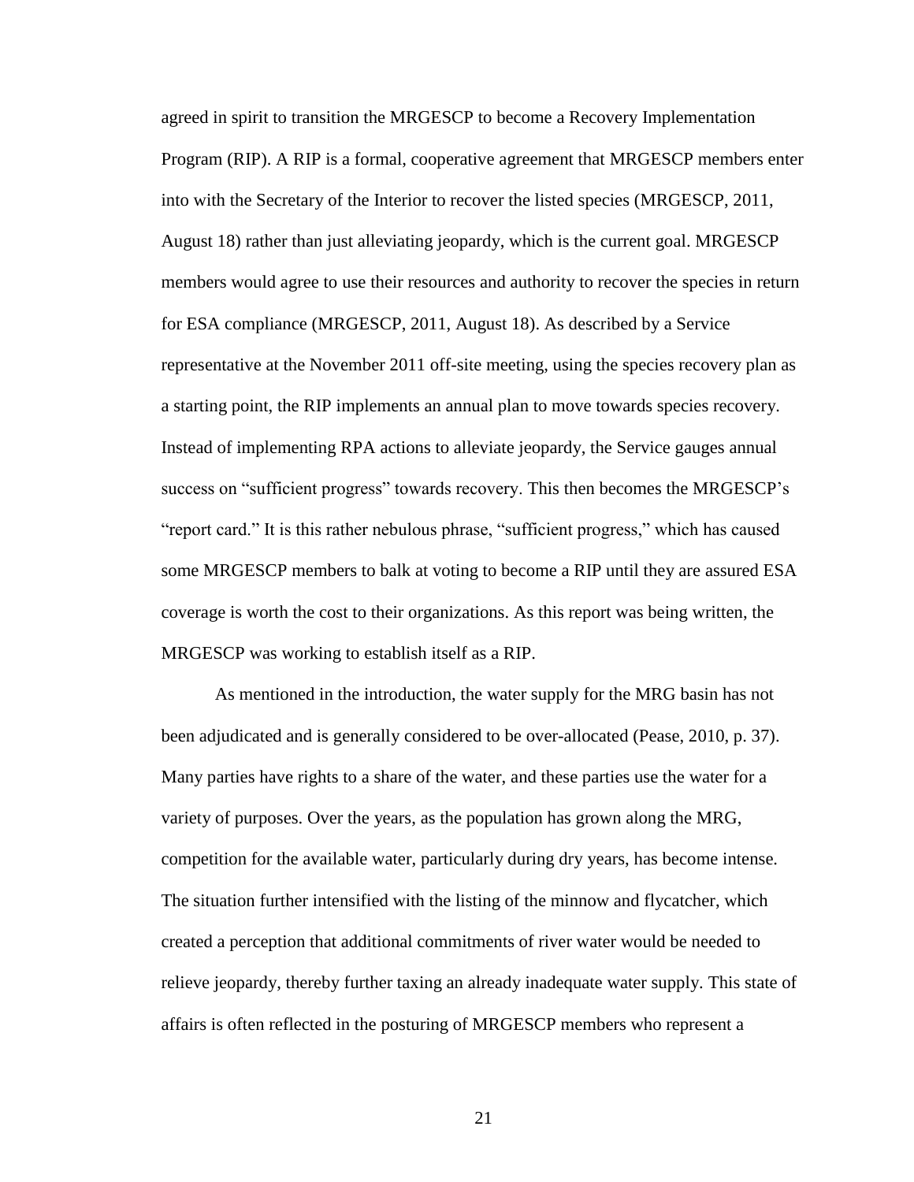agreed in spirit to transition the MRGESCP to become a Recovery Implementation Program (RIP). A RIP is a formal, cooperative agreement that MRGESCP members enter into with the Secretary of the Interior to recover the listed species (MRGESCP, 2011, August 18) rather than just alleviating jeopardy, which is the current goal. MRGESCP members would agree to use their resources and authority to recover the species in return for ESA compliance (MRGESCP, 2011, August 18). As described by a Service representative at the November 2011 off-site meeting, using the species recovery plan as a starting point, the RIP implements an annual plan to move towards species recovery. Instead of implementing RPA actions to alleviate jeopardy, the Service gauges annual success on "sufficient progress" towards recovery. This then becomes the MRGESCP's "report card." It is this rather nebulous phrase, "sufficient progress," which has caused some MRGESCP members to balk at voting to become a RIP until they are assured ESA coverage is worth the cost to their organizations. As this report was being written, the MRGESCP was working to establish itself as a RIP.

As mentioned in the introduction, the water supply for the MRG basin has not been adjudicated and is generally considered to be over-allocated (Pease, 2010, p. 37). Many parties have rights to a share of the water, and these parties use the water for a variety of purposes. Over the years, as the population has grown along the MRG, competition for the available water, particularly during dry years, has become intense. The situation further intensified with the listing of the minnow and flycatcher, which created a perception that additional commitments of river water would be needed to relieve jeopardy, thereby further taxing an already inadequate water supply. This state of affairs is often reflected in the posturing of MRGESCP members who represent a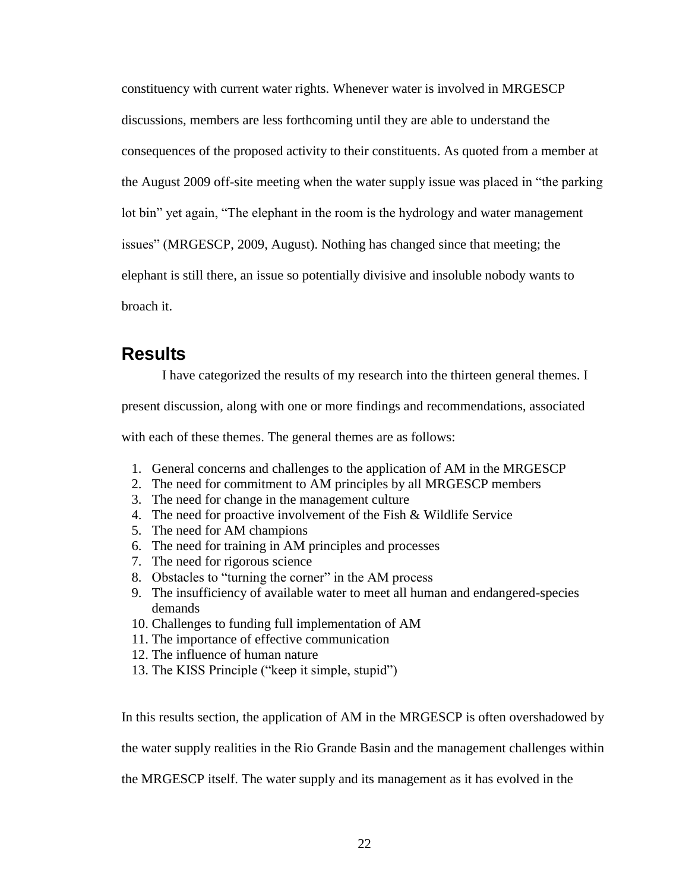constituency with current water rights. Whenever water is involved in MRGESCP discussions, members are less forthcoming until they are able to understand the consequences of the proposed activity to their constituents. As quoted from a member at the August 2009 off-site meeting when the water supply issue was placed in "the parking lot bin" yet again, "The elephant in the room is the hydrology and water management issues" (MRGESCP, 2009, August). Nothing has changed since that meeting; the elephant is still there, an issue so potentially divisive and insoluble nobody wants to broach it.

## Results

I have categorized the results of my research into the thirteen general themes. I present discussion, along with one or more findings and recommendations, associated with each of these themes. The general themes are as follows:

1. General concerns and challenges to the application of AM in the MRGESCP
2. The need for commitment to AM principles by all MRGESCP members
3. The need for change in the management culture
4. The need for proactive involvement of the Fish & Wildlife Service
5. The need for AM champions
6. The need for training in AM principles and processes
7. The need for rigorous science
8. Obstacles to "turning the corner" in the AM process
9. The insufficiency of available water to meet all human and endangered-species demands
10. Challenges to funding full implementation of AM
11. The importance of effective communication
12. The influence of human nature
13. The KISS Principle ("keep it simple, stupid")

In this results section, the application of AM in the MRGESCP is often overshadowed by the water supply realities in the Rio Grande Basin and the management challenges within the MRGESCP itself. The water supply and its management as it has evolved in the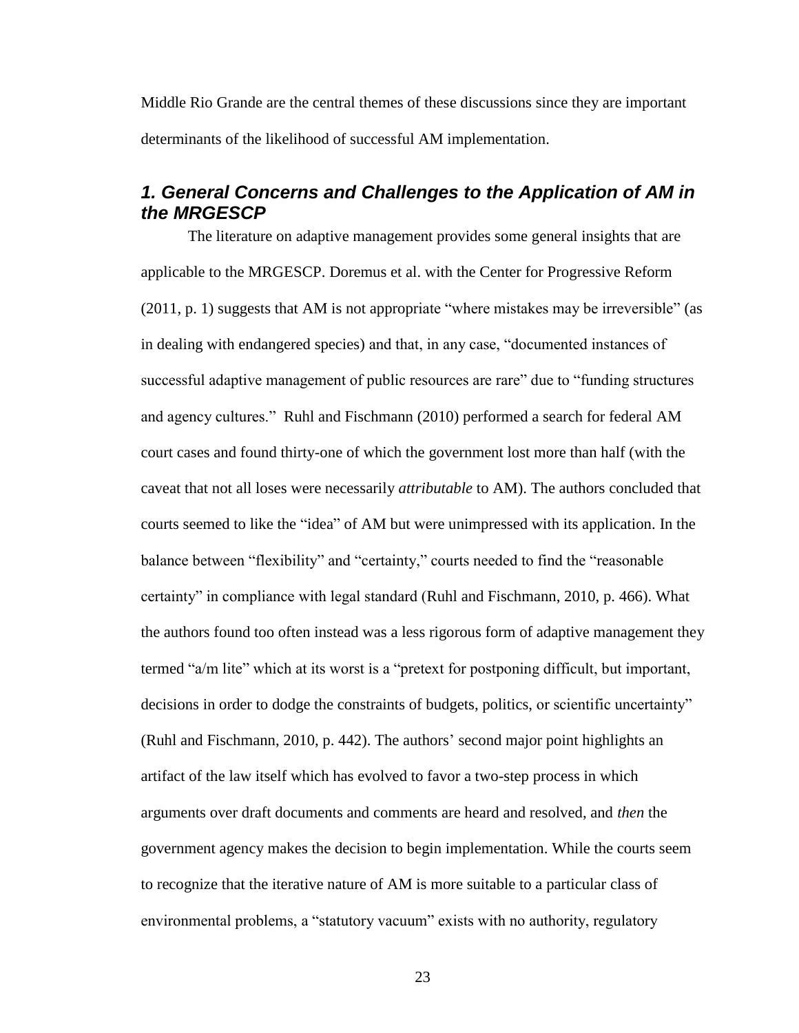Middle Rio Grande are the central themes of these discussions since they are important determinants of the likelihood of successful AM implementation.

## *1. General Concerns and Challenges to the Application of AM in the MRGESCP*

The literature on adaptive management provides some general insights that are applicable to the MRGESCP. Doremus et al. with the Center for Progressive Reform (2011, p. 1) suggests that AM is not appropriate "where mistakes may be irreversible" (as in dealing with endangered species) and that, in any case, "documented instances of successful adaptive management of public resources are rare" due to "funding structures and agency cultures." Ruhl and Fischmann (2010) performed a search for federal AM court cases and found thirty-one of which the government lost more than half (with the caveat that not all loses were necessarily *attributable* to AM). The authors concluded that courts seemed to like the "idea" of AM but were unimpressed with its application. In the balance between "flexibility" and "certainty," courts needed to find the "reasonable certainty" in compliance with legal standard (Ruhl and Fischmann, 2010, p. 466). What the authors found too often instead was a less rigorous form of adaptive management they termed "a/m lite" which at its worst is a "pretext for postponing difficult, but important, decisions in order to dodge the constraints of budgets, politics, or scientific uncertainty" (Ruhl and Fischmann, 2010, p. 442). The authors' second major point highlights an artifact of the law itself which has evolved to favor a two-step process in which arguments over draft documents and comments are heard and resolved, and *then* the government agency makes the decision to begin implementation. While the courts seem to recognize that the iterative nature of AM is more suitable to a particular class of environmental problems, a "statutory vacuum" exists with no authority, regulatory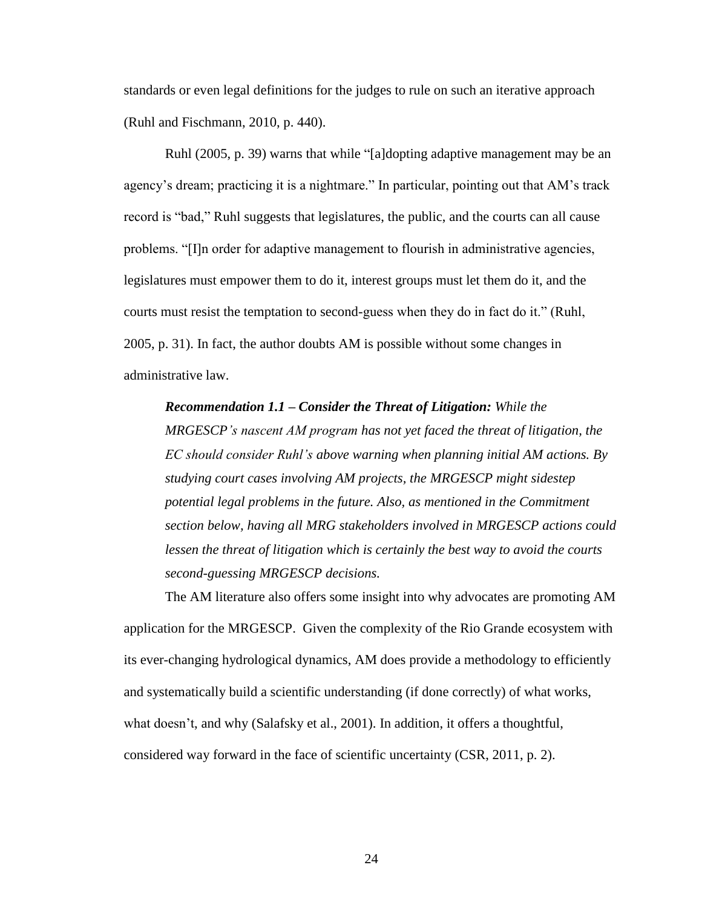standards or even legal definitions for the judges to rule on such an iterative approach (Ruhl and Fischmann, 2010, p. 440).

Ruhl (2005, p. 39) warns that while "[a]dopting adaptive management may be an agency's dream; practicing it is a nightmare." In particular, pointing out that AM's track record is "bad," Ruhl suggests that legislatures, the public, and the courts can all cause problems. "[I]n order for adaptive management to flourish in administrative agencies, legislatures must empower them to do it, interest groups must let them do it, and the courts must resist the temptation to second-guess when they do in fact do it." (Ruhl, 2005, p. 31). In fact, the author doubts AM is possible without some changes in administrative law.

> ***Recommendation 1.1 – Consider the Threat of Litigation:*** *While the MRGESCP's nascent AM program has not yet faced the threat of litigation, the EC should consider Ruhl's above warning when planning initial AM actions. By studying court cases involving AM projects, the MRGESCP might sidestep potential legal problems in the future. Also, as mentioned in the Commitment section below, having all MRG stakeholders involved in MRGESCP actions could lessen the threat of litigation which is certainly the best way to avoid the courts second-guessing MRGESCP decisions.*

The AM literature also offers some insight into why advocates are promoting AM application for the MRGESCP. Given the complexity of the Rio Grande ecosystem with its ever-changing hydrological dynamics, AM does provide a methodology to efficiently and systematically build a scientific understanding (if done correctly) of what works, what doesn't, and why (Salafsky et al., 2001). In addition, it offers a thoughtful, considered way forward in the face of scientific uncertainty (CSR, 2011, p. 2).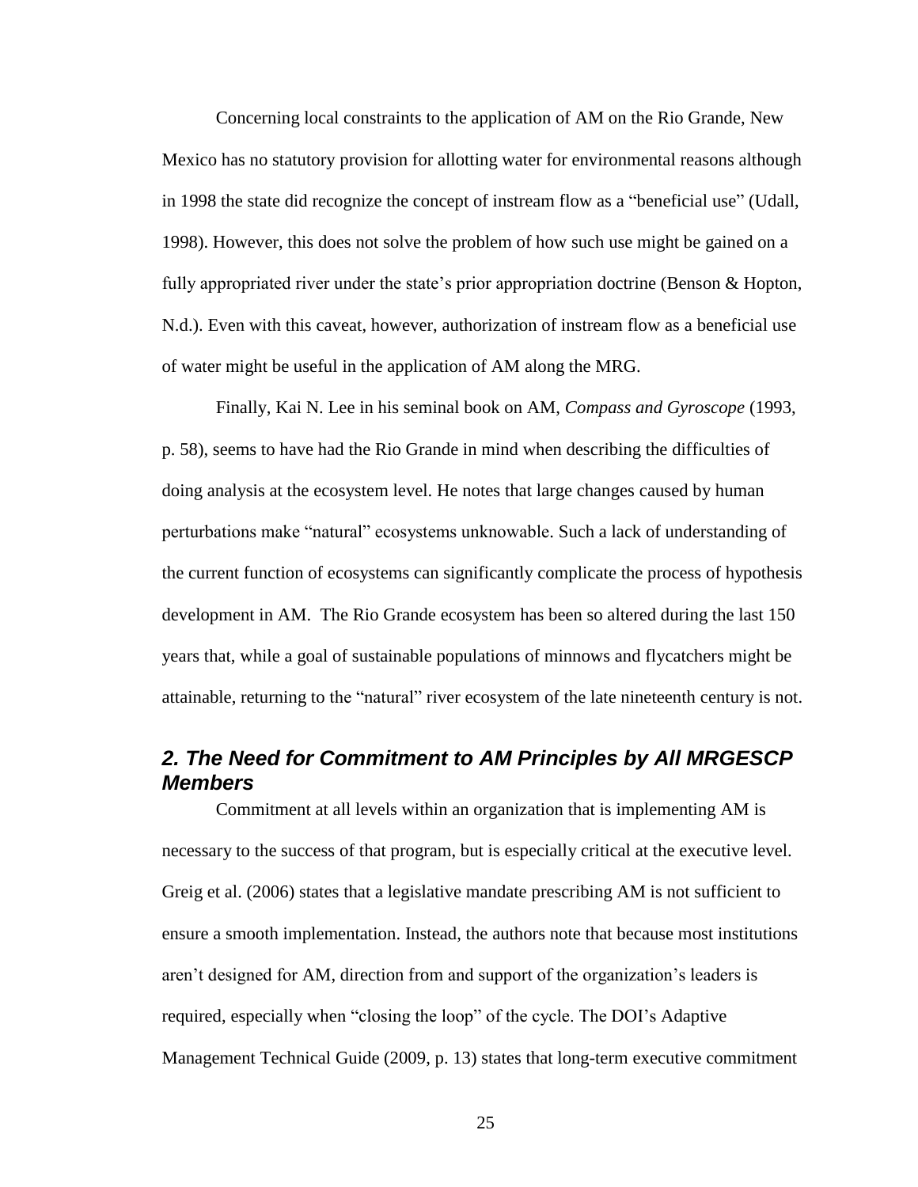Concerning local constraints to the application of AM on the Rio Grande, New Mexico has no statutory provision for allotting water for environmental reasons although in 1998 the state did recognize the concept of instream flow as a "beneficial use" (Udall, 1998). However, this does not solve the problem of how such use might be gained on a fully appropriated river under the state's prior appropriation doctrine (Benson & Hopton, N.d.). Even with this caveat, however, authorization of instream flow as a beneficial use of water might be useful in the application of AM along the MRG.

Finally, Kai N. Lee in his seminal book on AM, *Compass and Gyroscope* (1993, p. 58), seems to have had the Rio Grande in mind when describing the difficulties of doing analysis at the ecosystem level. He notes that large changes caused by human perturbations make "natural" ecosystems unknowable. Such a lack of understanding of the current function of ecosystems can significantly complicate the process of hypothesis development in AM. The Rio Grande ecosystem has been so altered during the last 150 years that, while a goal of sustainable populations of minnows and flycatchers might be attainable, returning to the "natural" river ecosystem of the late nineteenth century is not.

## *2. The Need for Commitment to AM Principles by All MRGESCP Members*

Commitment at all levels within an organization that is implementing AM is necessary to the success of that program, but is especially critical at the executive level. Greig et al. (2006) states that a legislative mandate prescribing AM is not sufficient to ensure a smooth implementation. Instead, the authors note that because most institutions aren't designed for AM, direction from and support of the organization's leaders is required, especially when "closing the loop" of the cycle. The DOI's Adaptive Management Technical Guide (2009, p. 13) states that long-term executive commitment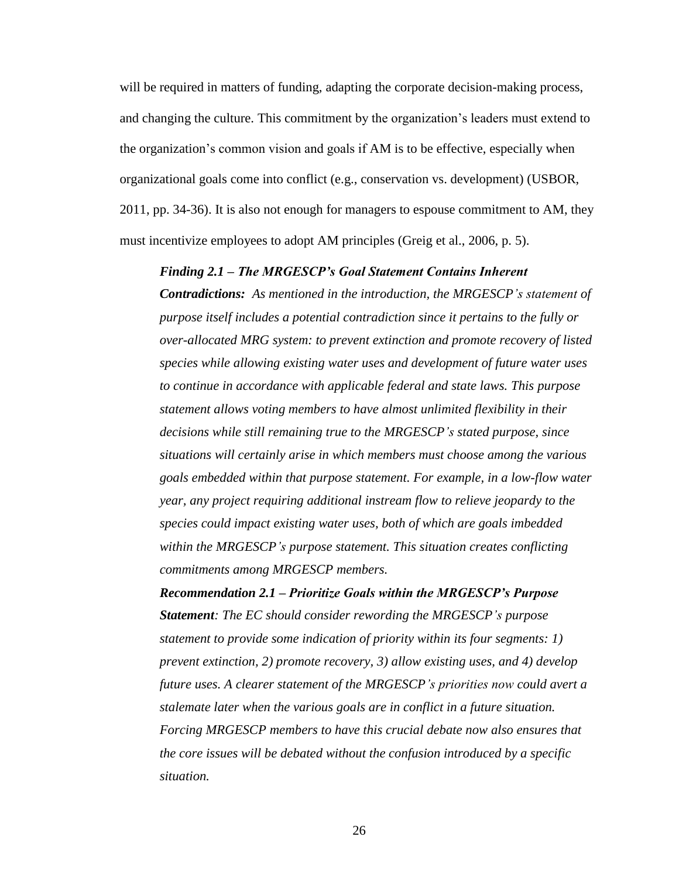will be required in matters of funding, adapting the corporate decision-making process, and changing the culture. This commitment by the organization's leaders must extend to the organization's common vision and goals if AM is to be effective, especially when organizational goals come into conflict (e.g., conservation vs. development) (USBOR, 2011, pp. 34-36). It is also not enough for managers to espouse commitment to AM, they must incentivize employees to adopt AM principles (Greig et al., 2006, p. 5).

> ***Finding 2.1 – The MRGESCP's Goal Statement Contains Inherent Contradictions:*** *As mentioned in the introduction, the MRGESCP's statement of purpose itself includes a potential contradiction since it pertains to the fully or over-allocated MRG system: to prevent extinction and promote recovery of listed species while allowing existing water uses and development of future water uses to continue in accordance with applicable federal and state laws. This purpose statement allows voting members to have almost unlimited flexibility in their decisions while still remaining true to the MRGESCP's stated purpose, since situations will certainly arise in which members must choose among the various goals embedded within that purpose statement. For example, in a low-flow water year, any project requiring additional instream flow to relieve jeopardy to the species could impact existing water uses, both of which are goals imbedded within the MRGESCP's purpose statement. This situation creates conflicting commitments among MRGESCP members.*
>
> ***Recommendation 2.1 – Prioritize Goals within the MRGESCP's Purpose Statement****: The EC should consider rewording the MRGESCP's purpose statement to provide some indication of priority within its four segments: 1) prevent extinction, 2) promote recovery, 3) allow existing uses, and 4) develop future uses. A clearer statement of the MRGESCP's priorities now could avert a stalemate later when the various goals are in conflict in a future situation. Forcing MRGESCP members to have this crucial debate now also ensures that the core issues will be debated without the confusion introduced by a specific situation.*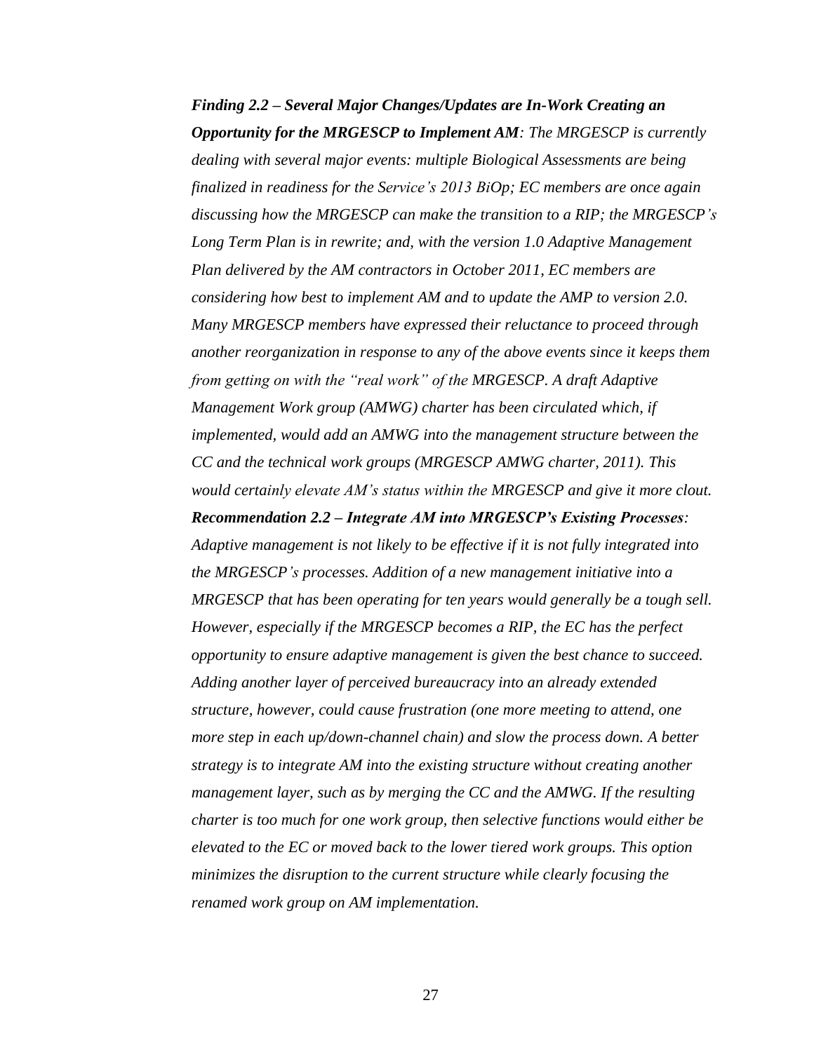***Finding 2.2 – Several Major Changes/Updates are In-Work Creating an Opportunity for the MRGESCP to Implement AM****: The MRGESCP is currently dealing with several major events: multiple Biological Assessments are being finalized in readiness for the Service's 2013 BiOp; EC members are once again discussing how the MRGESCP can make the transition to a RIP; the MRGESCP's Long Term Plan is in rewrite; and, with the version 1.0 Adaptive Management Plan delivered by the AM contractors in October 2011, EC members are considering how best to implement AM and to update the AMP to version 2.0. Many MRGESCP members have expressed their reluctance to proceed through another reorganization in response to any of the above events since it keeps them from getting on with the "real work" of the MRGESCP. A draft Adaptive Management Work group (AMWG) charter has been circulated which, if implemented, would add an AMWG into the management structure between the CC and the technical work groups (MRGESCP AMWG charter, 2011). This would certainly elevate AM's status within the MRGESCP and give it more clout.*

***Recommendation 2.2 – Integrate AM into MRGESCP's Existing Processes****: Adaptive management is not likely to be effective if it is not fully integrated into the MRGESCP's processes. Addition of a new management initiative into a MRGESCP that has been operating for ten years would generally be a tough sell. However, especially if the MRGESCP becomes a RIP, the EC has the perfect opportunity to ensure adaptive management is given the best chance to succeed. Adding another layer of perceived bureaucracy into an already extended structure, however, could cause frustration (one more meeting to attend, one more step in each up/down-channel chain) and slow the process down. A better strategy is to integrate AM into the existing structure without creating another management layer, such as by merging the CC and the AMWG. If the resulting charter is too much for one work group, then selective functions would either be elevated to the EC or moved back to the lower tiered work groups. This option minimizes the disruption to the current structure while clearly focusing the renamed work group on AM implementation.*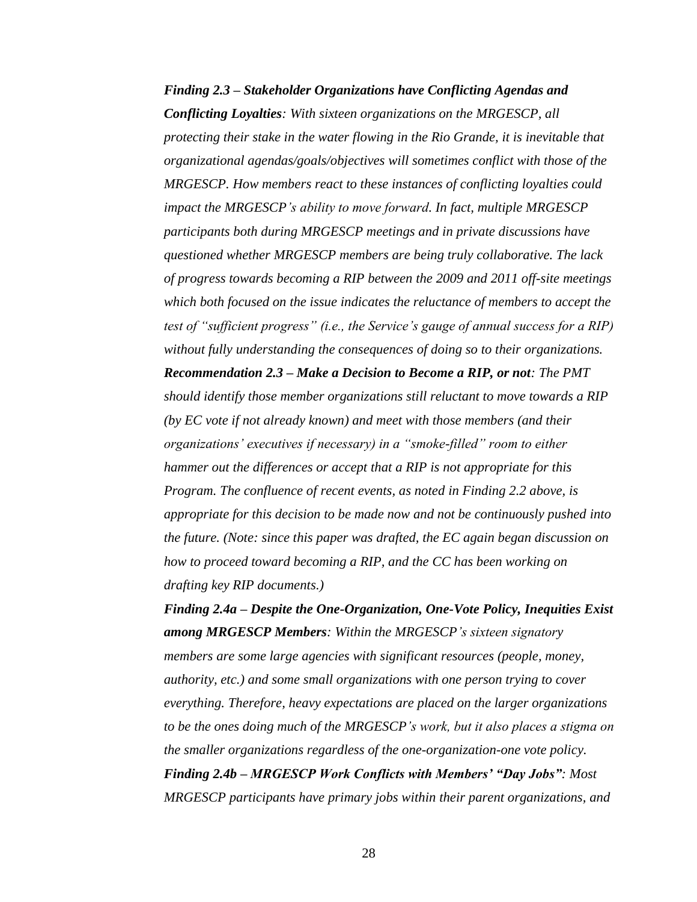***Finding 2.3 – Stakeholder Organizations have Conflicting Agendas and Conflicting Loyalties**: With sixteen organizations on the MRGESCP, all protecting their stake in the water flowing in the Rio Grande, it is inevitable that organizational agendas/goals/objectives will sometimes conflict with those of the MRGESCP. How members react to these instances of conflicting loyalties could impact the MRGESCP's ability to move forward. In fact, multiple MRGESCP participants both during MRGESCP meetings and in private discussions have questioned whether MRGESCP members are being truly collaborative. The lack of progress towards becoming a RIP between the 2009 and 2011 off-site meetings which both focused on the issue indicates the reluctance of members to accept the test of "sufficient progress" (i.e., the Service's gauge of annual success for a RIP) without fully understanding the consequences of doing so to their organizations.*

***Recommendation 2.3 – Make a Decision to Become a RIP, or not**: The PMT should identify those member organizations still reluctant to move towards a RIP (by EC vote if not already known) and meet with those members (and their organizations' executives if necessary) in a "smoke-filled" room to either hammer out the differences or accept that a RIP is not appropriate for this Program. The confluence of recent events, as noted in Finding 2.2 above, is appropriate for this decision to be made now and not be continuously pushed into the future. (Note: since this paper was drafted, the EC again began discussion on how to proceed toward becoming a RIP, and the CC has been working on drafting key RIP documents.)*

***Finding 2.4a – Despite the One-Organization, One-Vote Policy, Inequities Exist among MRGESCP Members**: Within the MRGESCP's sixteen signatory members are some large agencies with significant resources (people, money, authority, etc.) and some small organizations with one person trying to cover everything. Therefore, heavy expectations are placed on the larger organizations to be the ones doing much of the MRGESCP's work, but it also places a stigma on the smaller organizations regardless of the one-organization-one vote policy.*

***Finding 2.4b – MRGESCP Work Conflicts with Members' "Day Jobs"**: Most MRGESCP participants have primary jobs within their parent organizations, and*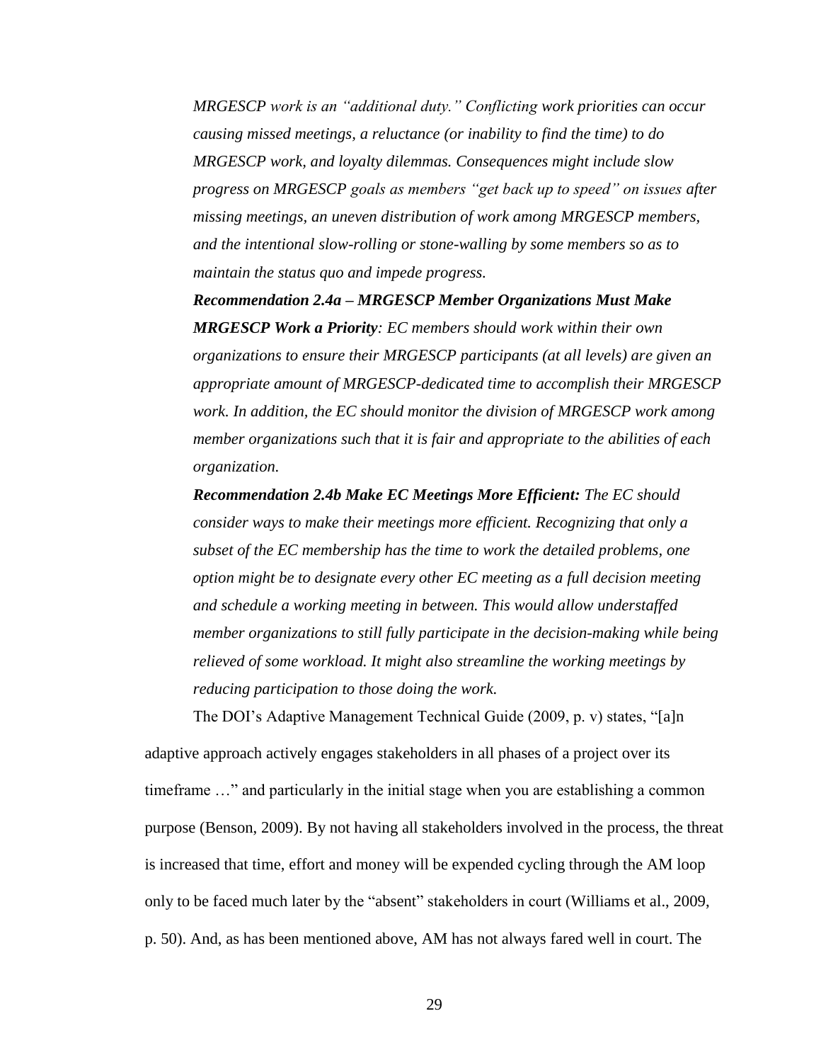*MRGESCP work is an "additional duty." Conflicting work priorities can occur causing missed meetings, a reluctance (or inability to find the time) to do MRGESCP work, and loyalty dilemmas. Consequences might include slow progress on MRGESCP goals as members "get back up to speed" on issues after missing meetings, an uneven distribution of work among MRGESCP members, and the intentional slow-rolling or stone-walling by some members so as to maintain the status quo and impede progress.*

***Recommendation 2.4a – MRGESCP Member Organizations Must Make MRGESCP Work a Priority****: EC members should work within their own organizations to ensure their MRGESCP participants (at all levels) are given an appropriate amount of MRGESCP-dedicated time to accomplish their MRGESCP work. In addition, the EC should monitor the division of MRGESCP work among member organizations such that it is fair and appropriate to the abilities of each organization.*

***Recommendation 2.4b Make EC Meetings More Efficient:*** *The EC should consider ways to make their meetings more efficient. Recognizing that only a subset of the EC membership has the time to work the detailed problems, one option might be to designate every other EC meeting as a full decision meeting and schedule a working meeting in between. This would allow understaffed member organizations to still fully participate in the decision-making while being relieved of some workload. It might also streamline the working meetings by reducing participation to those doing the work.*

The DOI's Adaptive Management Technical Guide (2009, p. v) states, "[a]n adaptive approach actively engages stakeholders in all phases of a project over its timeframe …" and particularly in the initial stage when you are establishing a common purpose (Benson, 2009). By not having all stakeholders involved in the process, the threat is increased that time, effort and money will be expended cycling through the AM loop only to be faced much later by the "absent" stakeholders in court (Williams et al., 2009, p. 50). And, as has been mentioned above, AM has not always fared well in court. The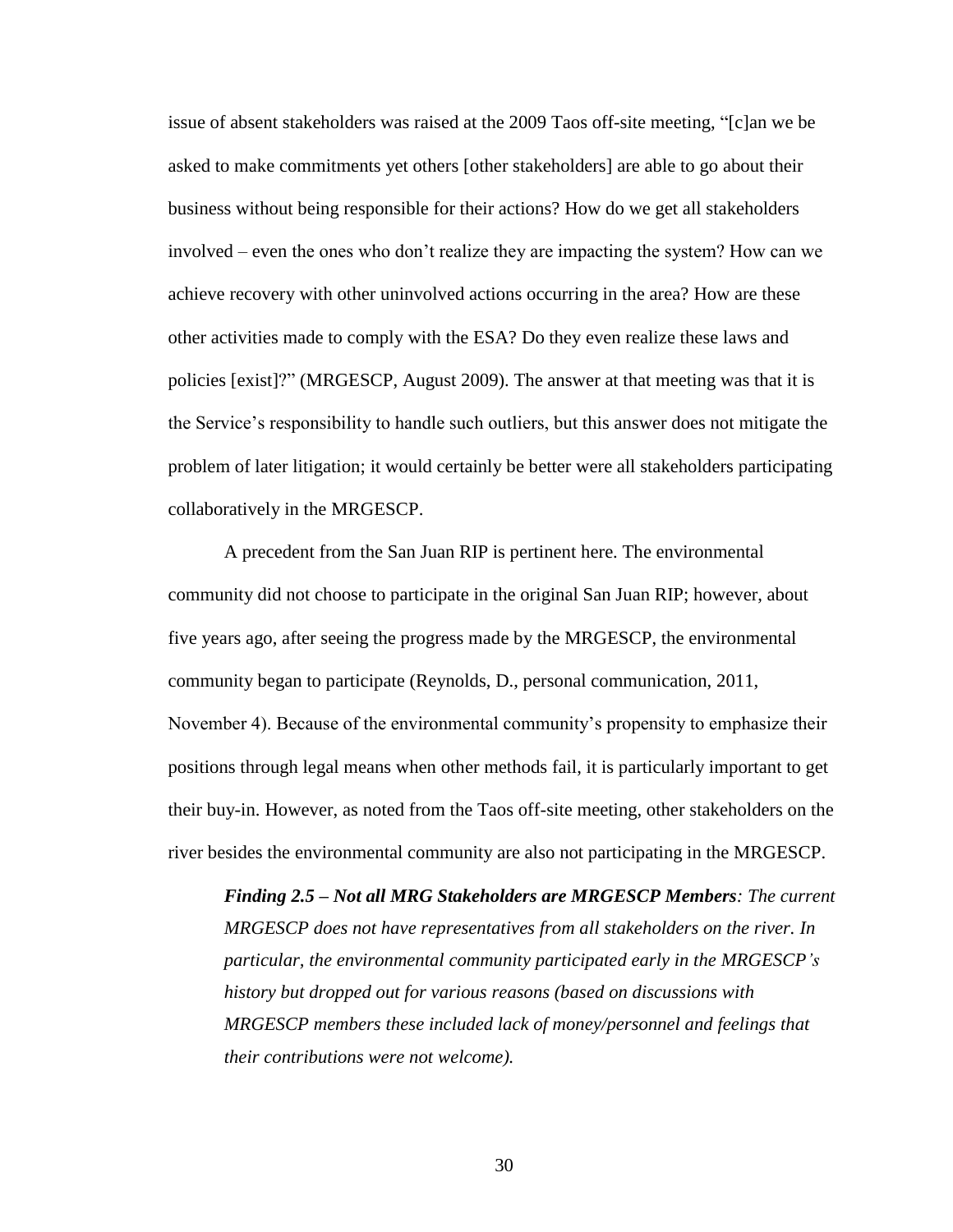issue of absent stakeholders was raised at the 2009 Taos off-site meeting, "[c]an we be asked to make commitments yet others [other stakeholders] are able to go about their business without being responsible for their actions? How do we get all stakeholders involved – even the ones who don't realize they are impacting the system? How can we achieve recovery with other uninvolved actions occurring in the area? How are these other activities made to comply with the ESA? Do they even realize these laws and policies [exist]?" (MRGESCP, August 2009). The answer at that meeting was that it is the Service's responsibility to handle such outliers, but this answer does not mitigate the problem of later litigation; it would certainly be better were all stakeholders participating collaboratively in the MRGESCP.

A precedent from the San Juan RIP is pertinent here. The environmental community did not choose to participate in the original San Juan RIP; however, about five years ago, after seeing the progress made by the MRGESCP, the environmental community began to participate (Reynolds, D., personal communication, 2011, November 4). Because of the environmental community's propensity to emphasize their positions through legal means when other methods fail, it is particularly important to get their buy-in. However, as noted from the Taos off-site meeting, other stakeholders on the river besides the environmental community are also not participating in the MRGESCP.

> ***Finding 2.5 – Not all MRG Stakeholders are MRGESCP Members****: The current MRGESCP does not have representatives from all stakeholders on the river. In particular, the environmental community participated early in the MRGESCP's history but dropped out for various reasons (based on discussions with MRGESCP members these included lack of money/personnel and feelings that their contributions were not welcome).*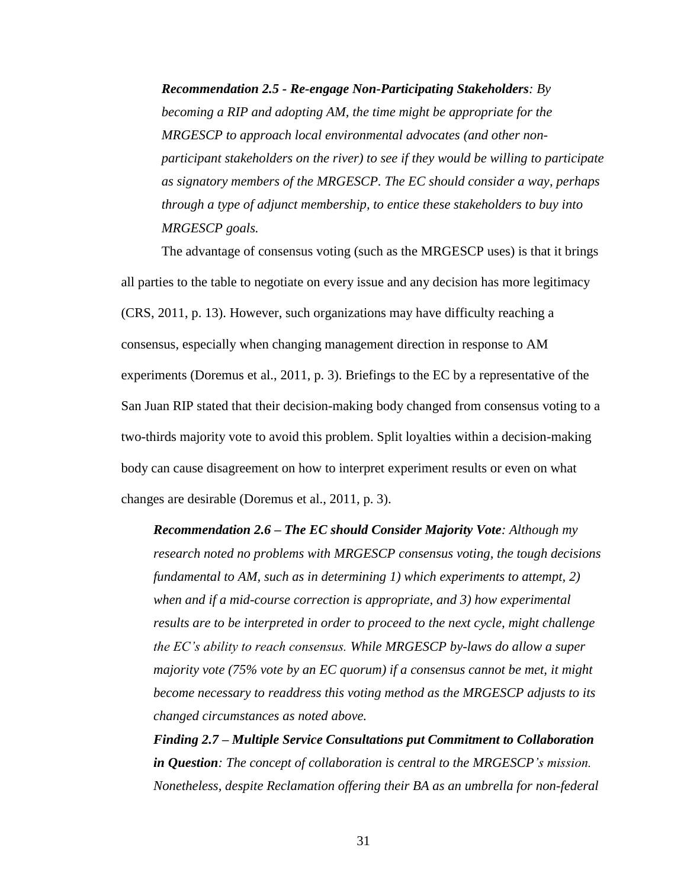***Recommendation 2.5 - Re-engage Non-Participating Stakeholders****: By becoming a RIP and adopting AM, the time might be appropriate for the MRGESCP to approach local environmental advocates (and other non-participant stakeholders on the river) to see if they would be willing to participate as signatory members of the MRGESCP. The EC should consider a way, perhaps through a type of adjunct membership, to entice these stakeholders to buy into MRGESCP goals.*

The advantage of consensus voting (such as the MRGESCP uses) is that it brings all parties to the table to negotiate on every issue and any decision has more legitimacy (CRS, 2011, p. 13). However, such organizations may have difficulty reaching a consensus, especially when changing management direction in response to AM experiments (Doremus et al., 2011, p. 3). Briefings to the EC by a representative of the San Juan RIP stated that their decision-making body changed from consensus voting to a two-thirds majority vote to avoid this problem. Split loyalties within a decision-making body can cause disagreement on how to interpret experiment results or even on what changes are desirable (Doremus et al., 2011, p. 3).

***Recommendation 2.6 – The EC should Consider Majority Vote****: Although my research noted no problems with MRGESCP consensus voting, the tough decisions fundamental to AM, such as in determining 1) which experiments to attempt, 2) when and if a mid-course correction is appropriate, and 3) how experimental results are to be interpreted in order to proceed to the next cycle, might challenge the EC's ability to reach consensus. While MRGESCP by-laws do allow a super majority vote (75% vote by an EC quorum) if a consensus cannot be met, it might become necessary to readdress this voting method as the MRGESCP adjusts to its changed circumstances as noted above.*

***Finding 2.7 – Multiple Service Consultations put Commitment to Collaboration in Question****: The concept of collaboration is central to the MRGESCP's mission. Nonetheless, despite Reclamation offering their BA as an umbrella for non-federal*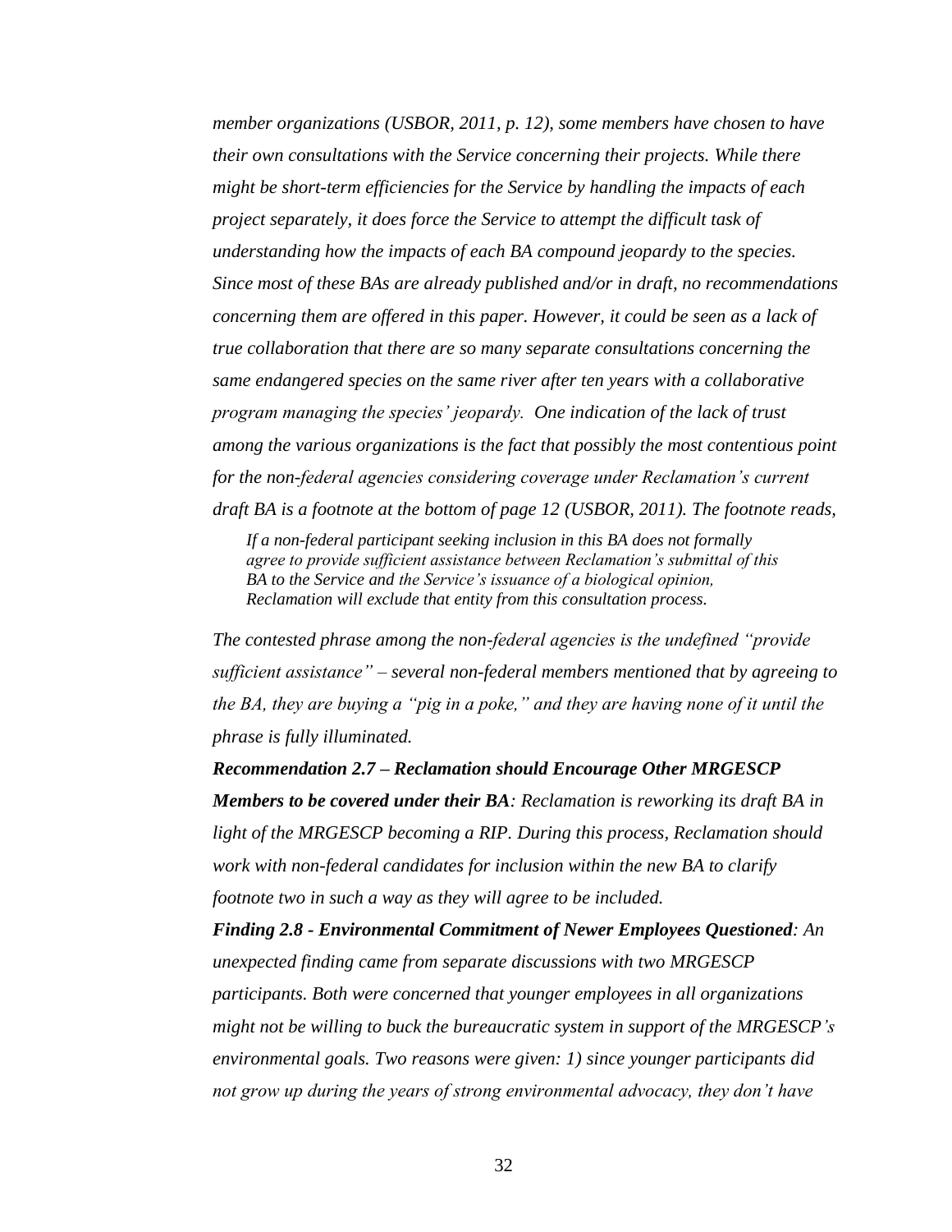*member organizations (USBOR, 2011, p. 12), some members have chosen to have their own consultations with the Service concerning their projects. While there might be short-term efficiencies for the Service by handling the impacts of each project separately, it does force the Service to attempt the difficult task of understanding how the impacts of each BA compound jeopardy to the species. Since most of these BAs are already published and/or in draft, no recommendations concerning them are offered in this paper. However, it could be seen as a lack of true collaboration that there are so many separate consultations concerning the same endangered species on the same river after ten years with a collaborative program managing the species' jeopardy. One indication of the lack of trust among the various organizations is the fact that possibly the most contentious point for the non-federal agencies considering coverage under Reclamation's current draft BA is a footnote at the bottom of page 12 (USBOR, 2011). The footnote reads,*

> *If a non-federal participant seeking inclusion in this BA does not formally agree to provide sufficient assistance between Reclamation's submittal of this BA to the Service and the Service's issuance of a biological opinion, Reclamation will exclude that entity from this consultation process.*

*The contested phrase among the non-federal agencies is the undefined "provide sufficient assistance" – several non-federal members mentioned that by agreeing to the BA, they are buying a "pig in a poke," and they are having none of it until the phrase is fully illuminated.*

***Recommendation 2.7 – Reclamation should Encourage Other MRGESCP Members to be covered under their BA**: Reclamation is reworking its draft BA in light of the MRGESCP becoming a RIP. During this process, Reclamation should work with non-federal candidates for inclusion within the new BA to clarify footnote two in such a way as they will agree to be included.*

***Finding 2.8 - Environmental Commitment of Newer Employees Questioned**: An unexpected finding came from separate discussions with two MRGESCP participants. Both were concerned that younger employees in all organizations might not be willing to buck the bureaucratic system in support of the MRGESCP's environmental goals. Two reasons were given: 1) since younger participants did not grow up during the years of strong environmental advocacy, they don't have*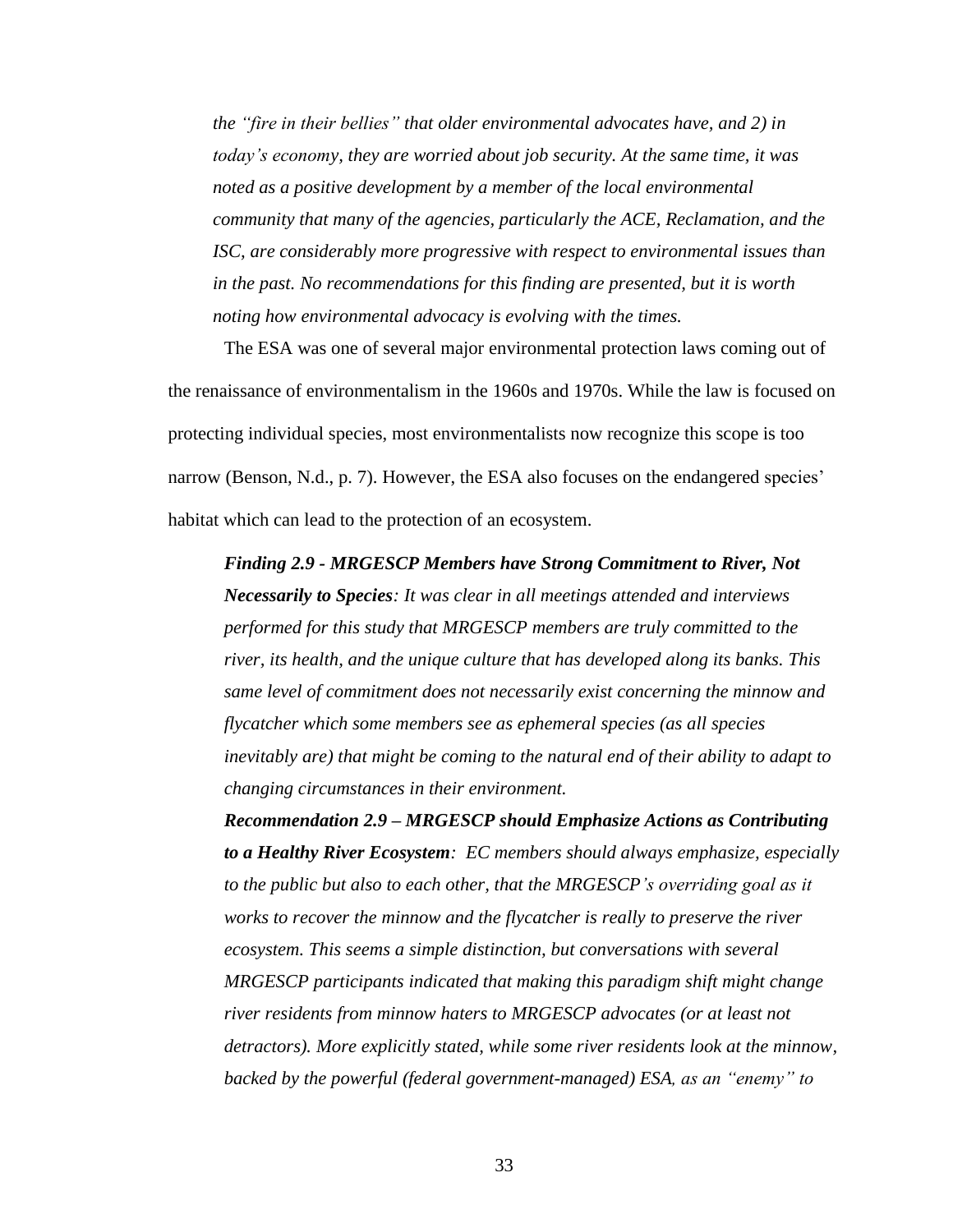*the "fire in their bellies" that older environmental advocates have, and 2) in today's economy, they are worried about job security. At the same time, it was noted as a positive development by a member of the local environmental community that many of the agencies, particularly the ACE, Reclamation, and the ISC, are considerably more progressive with respect to environmental issues than in the past. No recommendations for this finding are presented, but it is worth noting how environmental advocacy is evolving with the times.*

The ESA was one of several major environmental protection laws coming out of the renaissance of environmentalism in the 1960s and 1970s. While the law is focused on protecting individual species, most environmentalists now recognize this scope is too narrow (Benson, N.d., p. 7). However, the ESA also focuses on the endangered species' habitat which can lead to the protection of an ecosystem.

***Finding 2.9 - MRGESCP Members have Strong Commitment to River, Not Necessarily to Species****: It was clear in all meetings attended and interviews performed for this study that MRGESCP members are truly committed to the river, its health, and the unique culture that has developed along its banks. This same level of commitment does not necessarily exist concerning the minnow and flycatcher which some members see as ephemeral species (as all species inevitably are) that might be coming to the natural end of their ability to adapt to changing circumstances in their environment.*

***Recommendation 2.9 – MRGESCP should Emphasize Actions as Contributing to a Healthy River Ecosystem****: EC members should always emphasize, especially to the public but also to each other, that the MRGESCP's overriding goal as it works to recover the minnow and the flycatcher is really to preserve the river ecosystem. This seems a simple distinction, but conversations with several MRGESCP participants indicated that making this paradigm shift might change river residents from minnow haters to MRGESCP advocates (or at least not detractors). More explicitly stated, while some river residents look at the minnow, backed by the powerful (federal government-managed) ESA, as an "enemy" to*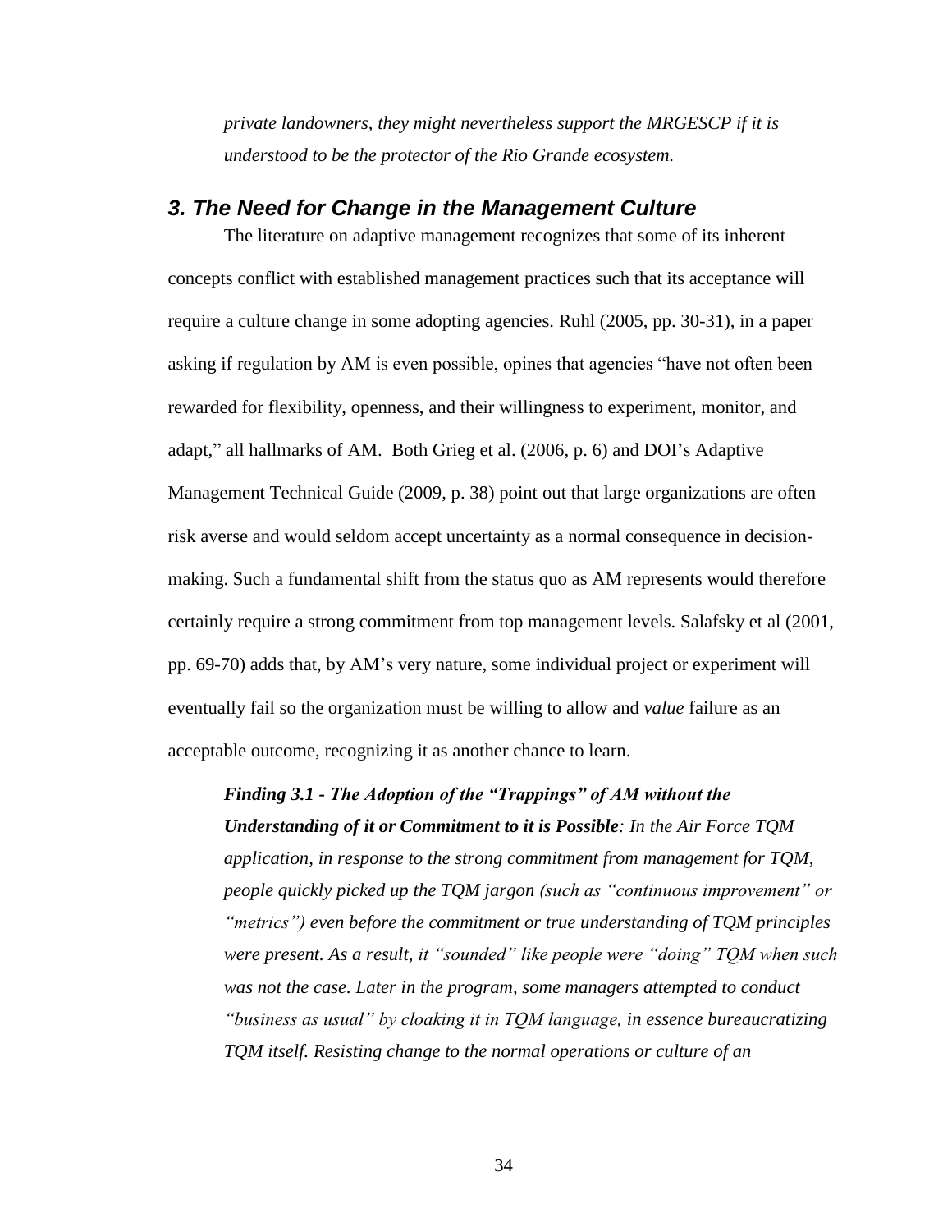*private landowners, they might nevertheless support the MRGESCP if it is understood to be the protector of the Rio Grande ecosystem.*

### *3. The Need for Change in the Management Culture*

The literature on adaptive management recognizes that some of its inherent concepts conflict with established management practices such that its acceptance will require a culture change in some adopting agencies. Ruhl (2005, pp. 30-31), in a paper asking if regulation by AM is even possible, opines that agencies "have not often been rewarded for flexibility, openness, and their willingness to experiment, monitor, and adapt," all hallmarks of AM. Both Grieg et al. (2006, p. 6) and DOI's Adaptive Management Technical Guide (2009, p. 38) point out that large organizations are often risk averse and would seldom accept uncertainty as a normal consequence in decision-making. Such a fundamental shift from the status quo as AM represents would therefore certainly require a strong commitment from top management levels. Salafsky et al (2001, pp. 69-70) adds that, by AM's very nature, some individual project or experiment will eventually fail so the organization must be willing to allow and *value* failure as an acceptable outcome, recognizing it as another chance to learn.

***Finding 3.1 - The Adoption of the "Trappings" of AM without the Understanding of it or Commitment to it is Possible****: In the Air Force TQM application, in response to the strong commitment from management for TQM, people quickly picked up the TQM jargon (such as "continuous improvement" or "metrics") even before the commitment or true understanding of TQM principles were present. As a result, it "sounded" like people were "doing" TQM when such was not the case. Later in the program, some managers attempted to conduct "business as usual" by cloaking it in TQM language, in essence bureaucratizing TQM itself. Resisting change to the normal operations or culture of an*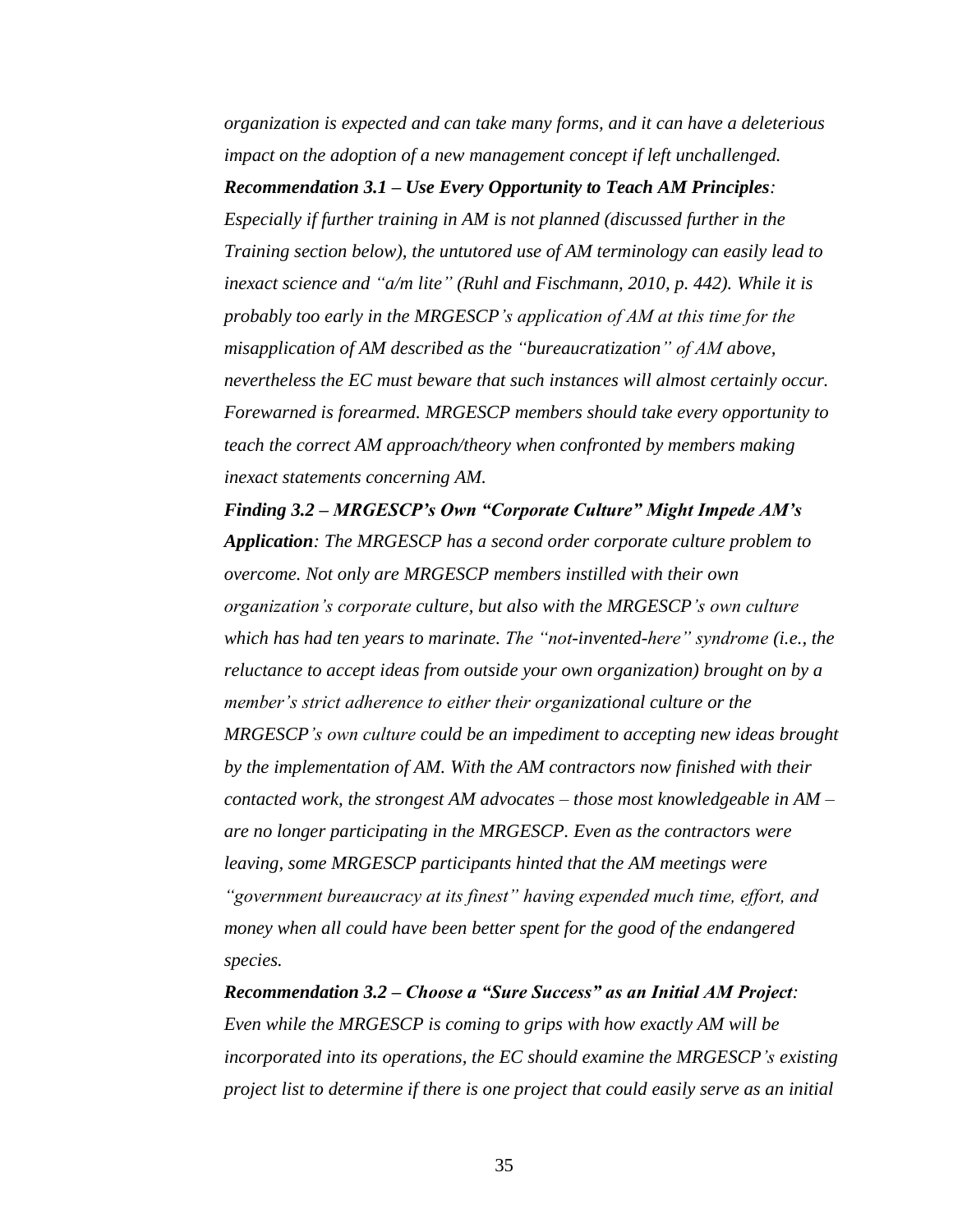*organization is expected and can take many forms, and it can have a deleterious impact on the adoption of a new management concept if left unchallenged.*

***Recommendation 3.1 – Use Every Opportunity to Teach AM Principles****: Especially if further training in AM is not planned (discussed further in the Training section below), the untutored use of AM terminology can easily lead to inexact science and "a/m lite" (Ruhl and Fischmann, 2010, p. 442). While it is probably too early in the MRGESCP's application of AM at this time for the misapplication of AM described as the "bureaucratization" of AM above, nevertheless the EC must beware that such instances will almost certainly occur. Forewarned is forearmed. MRGESCP members should take every opportunity to teach the correct AM approach/theory when confronted by members making inexact statements concerning AM.*

***Finding 3.2 – MRGESCP's Own "Corporate Culture" Might Impede AM's Application****: The MRGESCP has a second order corporate culture problem to overcome. Not only are MRGESCP members instilled with their own organization's corporate culture, but also with the MRGESCP's own culture which has had ten years to marinate. The "not-invented-here" syndrome (i.e., the reluctance to accept ideas from outside your own organization) brought on by a member's strict adherence to either their organizational culture or the MRGESCP's own culture could be an impediment to accepting new ideas brought by the implementation of AM. With the AM contractors now finished with their contacted work, the strongest AM advocates – those most knowledgeable in AM – are no longer participating in the MRGESCP. Even as the contractors were leaving, some MRGESCP participants hinted that the AM meetings were "government bureaucracy at its finest" having expended much time, effort, and money when all could have been better spent for the good of the endangered species.*

***Recommendation 3.2 – Choose a "Sure Success" as an Initial AM Project****: Even while the MRGESCP is coming to grips with how exactly AM will be incorporated into its operations, the EC should examine the MRGESCP's existing project list to determine if there is one project that could easily serve as an initial*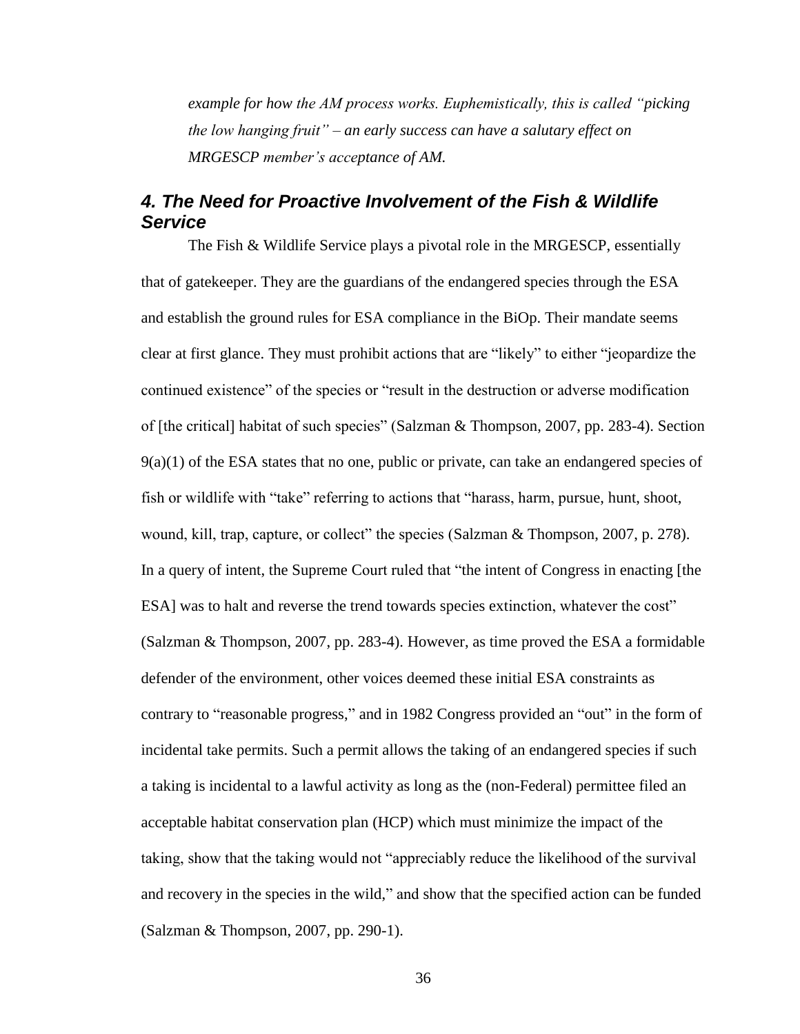*example for how the AM process works. Euphemistically, this is called "picking the low hanging fruit" – an early success can have a salutary effect on MRGESCP member's acceptance of AM.*

### *4. The Need for Proactive Involvement of the Fish & Wildlife Service*

The Fish & Wildlife Service plays a pivotal role in the MRGESCP, essentially that of gatekeeper. They are the guardians of the endangered species through the ESA and establish the ground rules for ESA compliance in the BiOp. Their mandate seems clear at first glance. They must prohibit actions that are "likely" to either "jeopardize the continued existence" of the species or "result in the destruction or adverse modification of [the critical] habitat of such species" (Salzman & Thompson, 2007, pp. 283-4). Section 9(a)(1) of the ESA states that no one, public or private, can take an endangered species of fish or wildlife with "take" referring to actions that "harass, harm, pursue, hunt, shoot, wound, kill, trap, capture, or collect" the species (Salzman & Thompson, 2007, p. 278). In a query of intent, the Supreme Court ruled that "the intent of Congress in enacting [the ESA] was to halt and reverse the trend towards species extinction, whatever the cost" (Salzman & Thompson, 2007, pp. 283-4). However, as time proved the ESA a formidable defender of the environment, other voices deemed these initial ESA constraints as contrary to "reasonable progress," and in 1982 Congress provided an "out" in the form of incidental take permits. Such a permit allows the taking of an endangered species if such a taking is incidental to a lawful activity as long as the (non-Federal) permittee filed an acceptable habitat conservation plan (HCP) which must minimize the impact of the taking, show that the taking would not "appreciably reduce the likelihood of the survival and recovery in the species in the wild," and show that the specified action can be funded (Salzman & Thompson, 2007, pp. 290-1).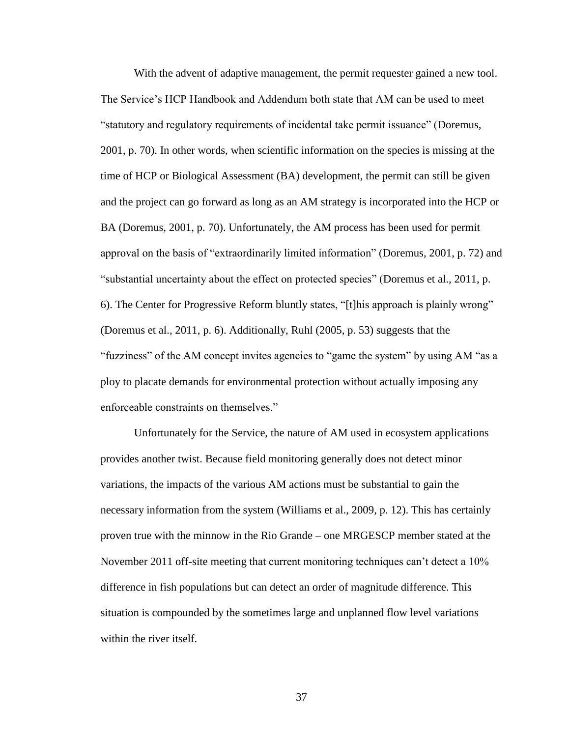With the advent of adaptive management, the permit requester gained a new tool. The Service's HCP Handbook and Addendum both state that AM can be used to meet "statutory and regulatory requirements of incidental take permit issuance" (Doremus, 2001, p. 70). In other words, when scientific information on the species is missing at the time of HCP or Biological Assessment (BA) development, the permit can still be given and the project can go forward as long as an AM strategy is incorporated into the HCP or BA (Doremus, 2001, p. 70). Unfortunately, the AM process has been used for permit approval on the basis of "extraordinarily limited information" (Doremus, 2001, p. 72) and "substantial uncertainty about the effect on protected species" (Doremus et al., 2011, p. 6). The Center for Progressive Reform bluntly states, "[t]his approach is plainly wrong" (Doremus et al., 2011, p. 6). Additionally, Ruhl (2005, p. 53) suggests that the "fuzziness" of the AM concept invites agencies to "game the system" by using AM "as a ploy to placate demands for environmental protection without actually imposing any enforceable constraints on themselves."

Unfortunately for the Service, the nature of AM used in ecosystem applications provides another twist. Because field monitoring generally does not detect minor variations, the impacts of the various AM actions must be substantial to gain the necessary information from the system (Williams et al., 2009, p. 12). This has certainly proven true with the minnow in the Rio Grande – one MRGESCP member stated at the November 2011 off-site meeting that current monitoring techniques can't detect a 10% difference in fish populations but can detect an order of magnitude difference. This situation is compounded by the sometimes large and unplanned flow level variations within the river itself.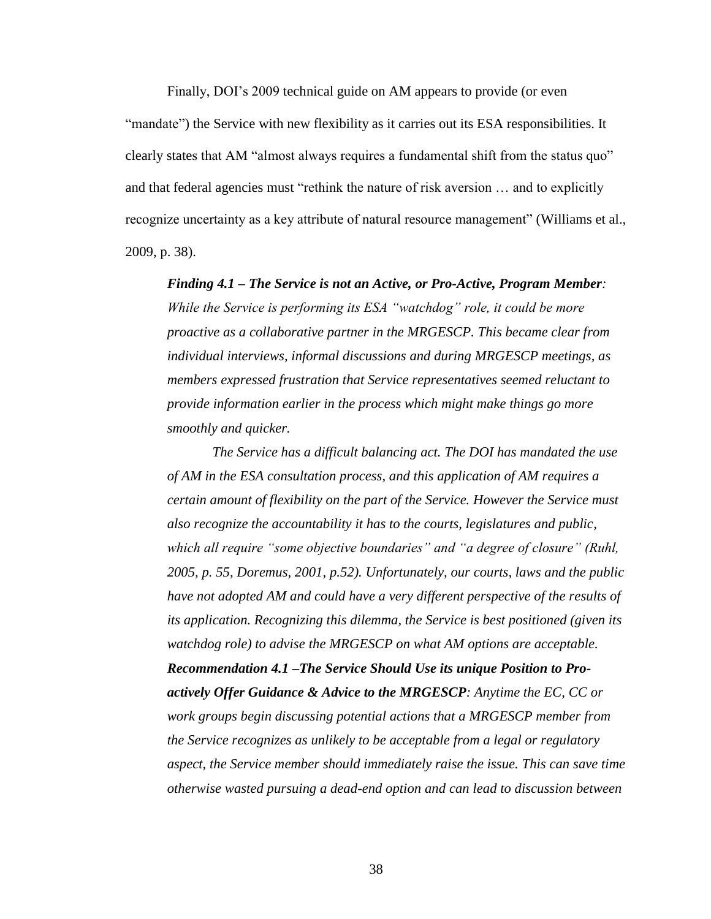Finally, DOI's 2009 technical guide on AM appears to provide (or even "mandate") the Service with new flexibility as it carries out its ESA responsibilities. It clearly states that AM "almost always requires a fundamental shift from the status quo" and that federal agencies must "rethink the nature of risk aversion … and to explicitly recognize uncertainty as a key attribute of natural resource management" (Williams et al., 2009, p. 38).

> ***Finding 4.1 – The Service is not an Active, or Pro-Active, Program Member:*** *While the Service is performing its ESA "watchdog" role, it could be more proactive as a collaborative partner in the MRGESCP. This became clear from individual interviews, informal discussions and during MRGESCP meetings, as members expressed frustration that Service representatives seemed reluctant to provide information earlier in the process which might make things go more smoothly and quicker.*
>
> *The Service has a difficult balancing act. The DOI has mandated the use of AM in the ESA consultation process, and this application of AM requires a certain amount of flexibility on the part of the Service. However the Service must also recognize the accountability it has to the courts, legislatures and public, which all require "some objective boundaries" and "a degree of closure" (Ruhl, 2005, p. 55, Doremus, 2001, p.52). Unfortunately, our courts, laws and the public have not adopted AM and could have a very different perspective of the results of its application. Recognizing this dilemma, the Service is best positioned (given its watchdog role) to advise the MRGESCP on what AM options are acceptable.*
>
> ***Recommendation 4.1 –The Service Should Use its unique Position to Pro-actively Offer Guidance & Advice to the MRGESCP:*** *Anytime the EC, CC or work groups begin discussing potential actions that a MRGESCP member from the Service recognizes as unlikely to be acceptable from a legal or regulatory aspect, the Service member should immediately raise the issue. This can save time otherwise wasted pursuing a dead-end option and can lead to discussion between*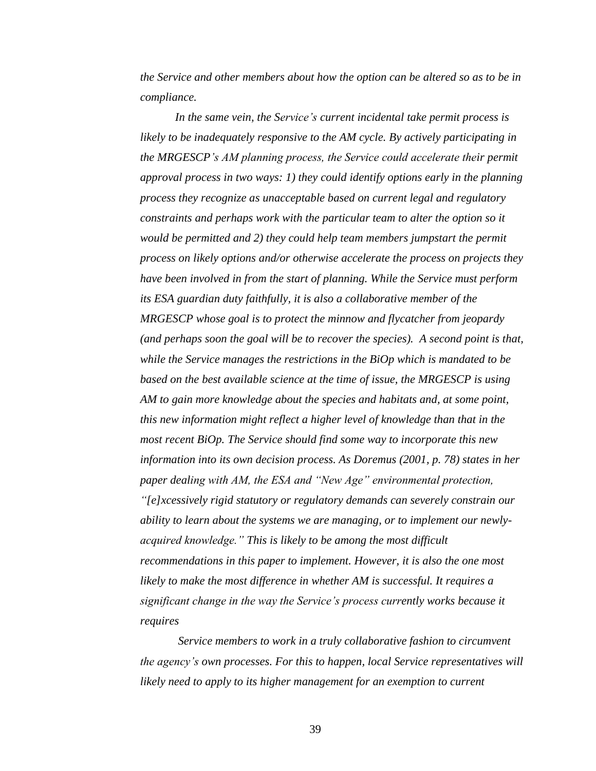*the Service and other members about how the option can be altered so as to be in compliance.*

*In the same vein, the Service's current incidental take permit process is likely to be inadequately responsive to the AM cycle. By actively participating in the MRGESCP's AM planning process, the Service could accelerate their permit approval process in two ways: 1) they could identify options early in the planning process they recognize as unacceptable based on current legal and regulatory constraints and perhaps work with the particular team to alter the option so it would be permitted and 2) they could help team members jumpstart the permit process on likely options and/or otherwise accelerate the process on projects they have been involved in from the start of planning. While the Service must perform its ESA guardian duty faithfully, it is also a collaborative member of the MRGESCP whose goal is to protect the minnow and flycatcher from jeopardy (and perhaps soon the goal will be to recover the species). A second point is that, while the Service manages the restrictions in the BiOp which is mandated to be based on the best available science at the time of issue, the MRGESCP is using AM to gain more knowledge about the species and habitats and, at some point, this new information might reflect a higher level of knowledge than that in the most recent BiOp. The Service should find some way to incorporate this new information into its own decision process. As Doremus (2001, p. 78) states in her paper dealing with AM, the ESA and "New Age" environmental protection, "[e]xcessively rigid statutory or regulatory demands can severely constrain our ability to learn about the systems we are managing, or to implement our newly-acquired knowledge." This is likely to be among the most difficult recommendations in this paper to implement. However, it is also the one most likely to make the most difference in whether AM is successful. It requires a significant change in the way the Service's process currently works because it requires*

*Service members to work in a truly collaborative fashion to circumvent the agency's own processes. For this to happen, local Service representatives will likely need to apply to its higher management for an exemption to current*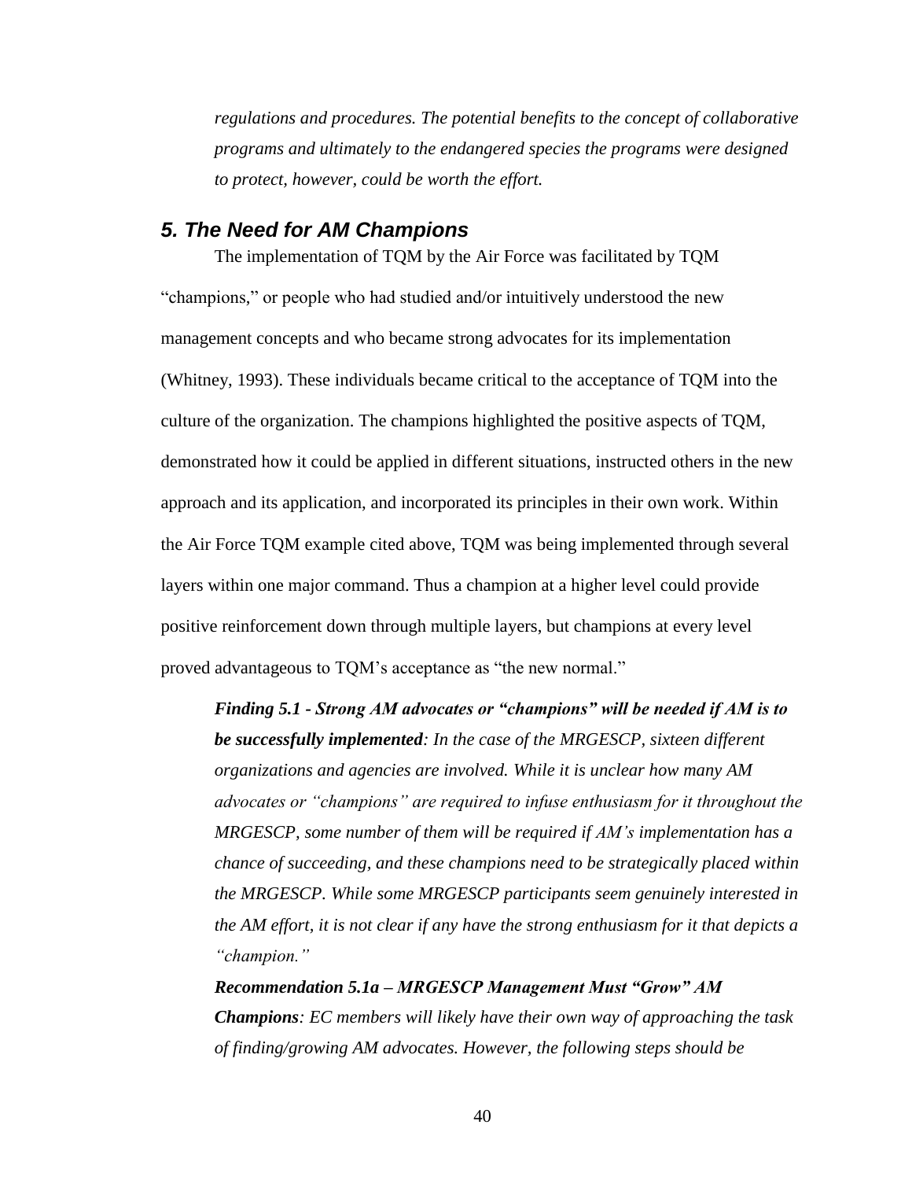*regulations and procedures. The potential benefits to the concept of collaborative programs and ultimately to the endangered species the programs were designed to protect, however, could be worth the effort.*

## 5. The Need for AM Champions

The implementation of TQM by the Air Force was facilitated by TQM "champions," or people who had studied and/or intuitively understood the new management concepts and who became strong advocates for its implementation (Whitney, 1993). These individuals became critical to the acceptance of TQM into the culture of the organization. The champions highlighted the positive aspects of TQM, demonstrated how it could be applied in different situations, instructed others in the new approach and its application, and incorporated its principles in their own work. Within the Air Force TQM example cited above, TQM was being implemented through several layers within one major command. Thus a champion at a higher level could provide positive reinforcement down through multiple layers, but champions at every level proved advantageous to TQM's acceptance as "the new normal."

***Finding 5.1 - Strong AM advocates or "champions" will be needed if AM is to be successfully implemented****: In the case of the MRGESCP, sixteen different organizations and agencies are involved. While it is unclear how many AM advocates or "champions" are required to infuse enthusiasm for it throughout the MRGESCP, some number of them will be required if AM's implementation has a chance of succeeding, and these champions need to be strategically placed within the MRGESCP. While some MRGESCP participants seem genuinely interested in the AM effort, it is not clear if any have the strong enthusiasm for it that depicts a "champion."*

***Recommendation 5.1a – MRGESCP Management Must "Grow" AM Champions****: EC members will likely have their own way of approaching the task of finding/growing AM advocates. However, the following steps should be*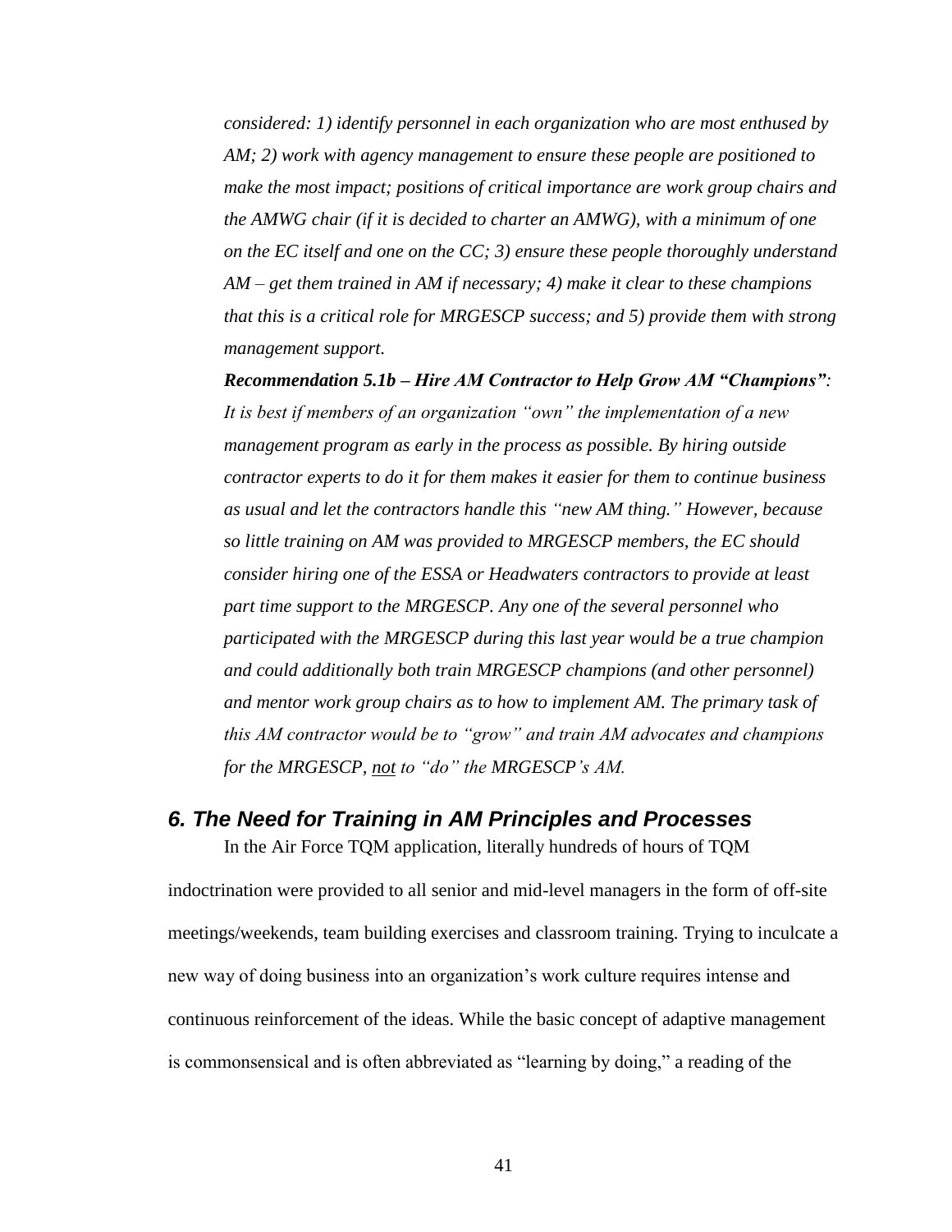*considered: 1) identify personnel in each organization who are most enthused by AM; 2) work with agency management to ensure these people are positioned to make the most impact; positions of critical importance are work group chairs and the AMWG chair (if it is decided to charter an AMWG), with a minimum of one on the EC itself and one on the CC; 3) ensure these people thoroughly understand AM – get them trained in AM if necessary; 4) make it clear to these champions that this is a critical role for MRGESCP success; and 5) provide them with strong management support.*

***Recommendation 5.1b – Hire AM Contractor to Help Grow AM "Champions":*** *It is best if members of an organization "own" the implementation of a new management program as early in the process as possible. By hiring outside contractor experts to do it for them makes it easier for them to continue business as usual and let the contractors handle this "new AM thing." However, because so little training on AM was provided to MRGESCP members, the EC should consider hiring one of the ESSA or Headwaters contractors to provide at least part time support to the MRGESCP. Any one of the several personnel who participated with the MRGESCP during this last year would be a true champion and could additionally both train MRGESCP champions (and other personnel) and mentor work group chairs as to how to implement AM. The primary task of this AM contractor would be to "grow" and train AM advocates and champions for the MRGESCP, <u>not</u> to "do" the MRGESCP's AM.*

## *6. The Need for Training in AM Principles and Processes*

In the Air Force TQM application, literally hundreds of hours of TQM indoctrination were provided to all senior and mid-level managers in the form of off-site meetings/weekends, team building exercises and classroom training. Trying to inculcate a new way of doing business into an organization's work culture requires intense and continuous reinforcement of the ideas. While the basic concept of adaptive management is commonsensical and is often abbreviated as "learning by doing," a reading of the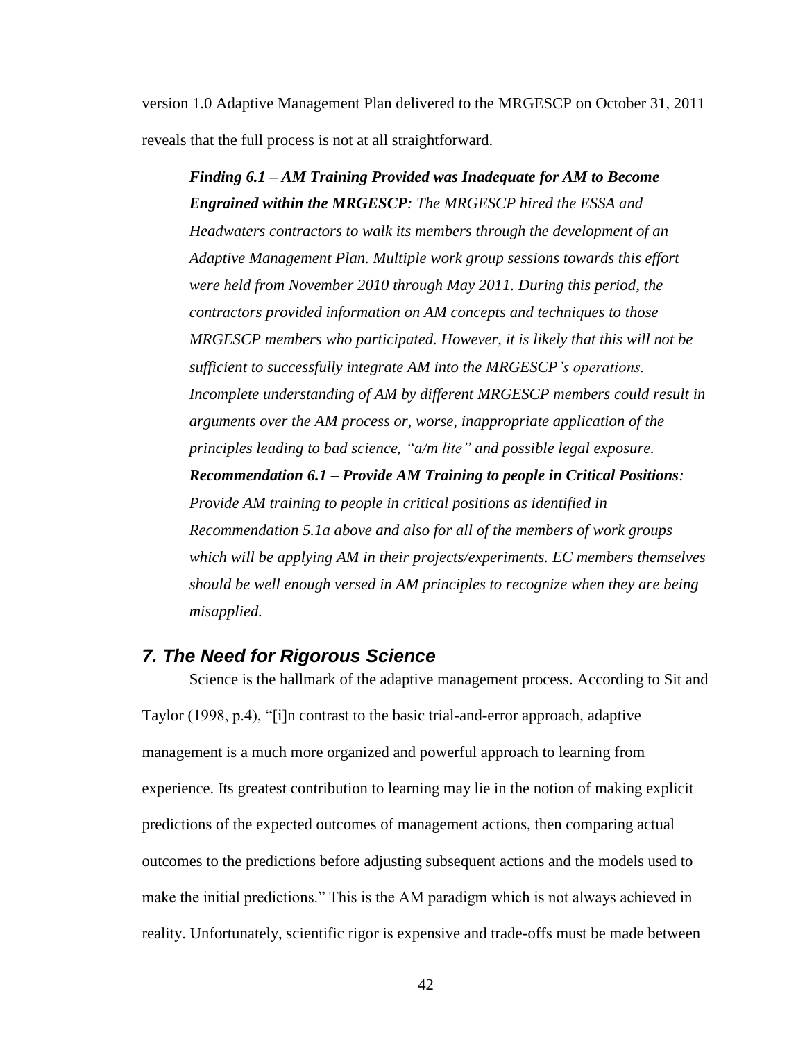version 1.0 Adaptive Management Plan delivered to the MRGESCP on October 31, 2011 reveals that the full process is not at all straightforward.

> ***Finding 6.1 – AM Training Provided was Inadequate for AM to Become Engrained within the MRGESCP**: The MRGESCP hired the ESSA and Headwaters contractors to walk its members through the development of an Adaptive Management Plan. Multiple work group sessions towards this effort were held from November 2010 through May 2011. During this period, the contractors provided information on AM concepts and techniques to those MRGESCP members who participated. However, it is likely that this will not be sufficient to successfully integrate AM into the MRGESCP's operations. Incomplete understanding of AM by different MRGESCP members could result in arguments over the AM process or, worse, inappropriate application of the principles leading to bad science, "a/m lite" and possible legal exposure.*
>
> ***Recommendation 6.1 – Provide AM Training to people in Critical Positions**: Provide AM training to people in critical positions as identified in Recommendation 5.1a above and also for all of the members of work groups which will be applying AM in their projects/experiments. EC members themselves should be well enough versed in AM principles to recognize when they are being misapplied.*

## *7. The Need for Rigorous Science*

Science is the hallmark of the adaptive management process. According to Sit and Taylor (1998, p.4), "[i]n contrast to the basic trial-and-error approach, adaptive management is a much more organized and powerful approach to learning from experience. Its greatest contribution to learning may lie in the notion of making explicit predictions of the expected outcomes of management actions, then comparing actual outcomes to the predictions before adjusting subsequent actions and the models used to make the initial predictions." This is the AM paradigm which is not always achieved in reality. Unfortunately, scientific rigor is expensive and trade-offs must be made between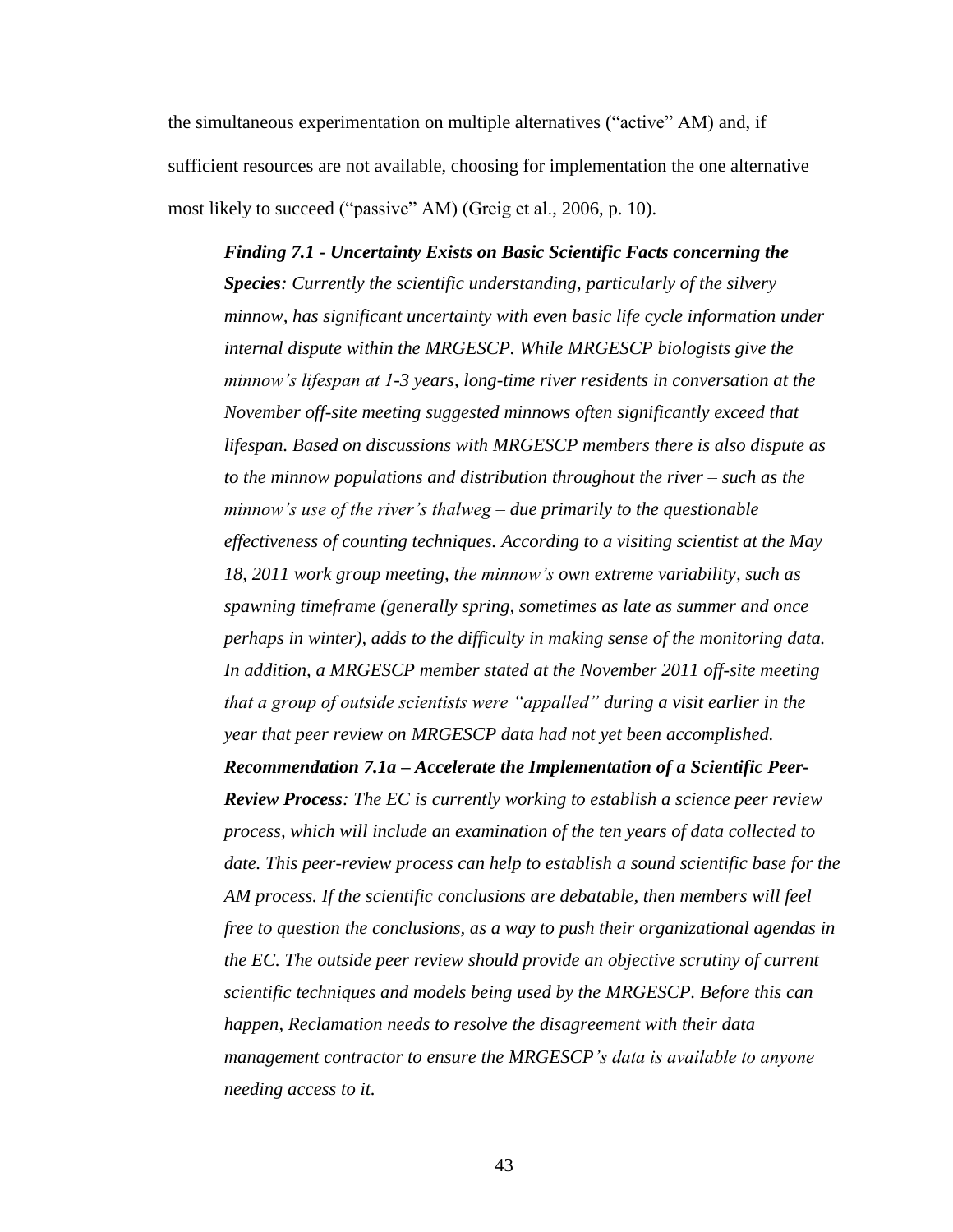the simultaneous experimentation on multiple alternatives ("active" AM) and, if sufficient resources are not available, choosing for implementation the one alternative most likely to succeed ("passive" AM) (Greig et al., 2006, p. 10).

> ***Finding 7.1 - Uncertainty Exists on Basic Scientific Facts concerning the Species**: Currently the scientific understanding, particularly of the silvery minnow, has significant uncertainty with even basic life cycle information under internal dispute within the MRGESCP. While MRGESCP biologists give the minnow's lifespan at 1-3 years, long-time river residents in conversation at the November off-site meeting suggested minnows often significantly exceed that lifespan. Based on discussions with MRGESCP members there is also dispute as to the minnow populations and distribution throughout the river – such as the minnow's use of the river's thalweg – due primarily to the questionable effectiveness of counting techniques. According to a visiting scientist at the May 18, 2011 work group meeting, the minnow's own extreme variability, such as spawning timeframe (generally spring, sometimes as late as summer and once perhaps in winter), adds to the difficulty in making sense of the monitoring data. In addition, a MRGESCP member stated at the November 2011 off-site meeting that a group of outside scientists were "appalled" during a visit earlier in the year that peer review on MRGESCP data had not yet been accomplished.*
>
> ***Recommendation 7.1a – Accelerate the Implementation of a Scientific Peer-Review Process**: The EC is currently working to establish a science peer review process, which will include an examination of the ten years of data collected to date. This peer-review process can help to establish a sound scientific base for the AM process. If the scientific conclusions are debatable, then members will feel free to question the conclusions, as a way to push their organizational agendas in the EC. The outside peer review should provide an objective scrutiny of current scientific techniques and models being used by the MRGESCP. Before this can happen, Reclamation needs to resolve the disagreement with their data management contractor to ensure the MRGESCP's data is available to anyone needing access to it.*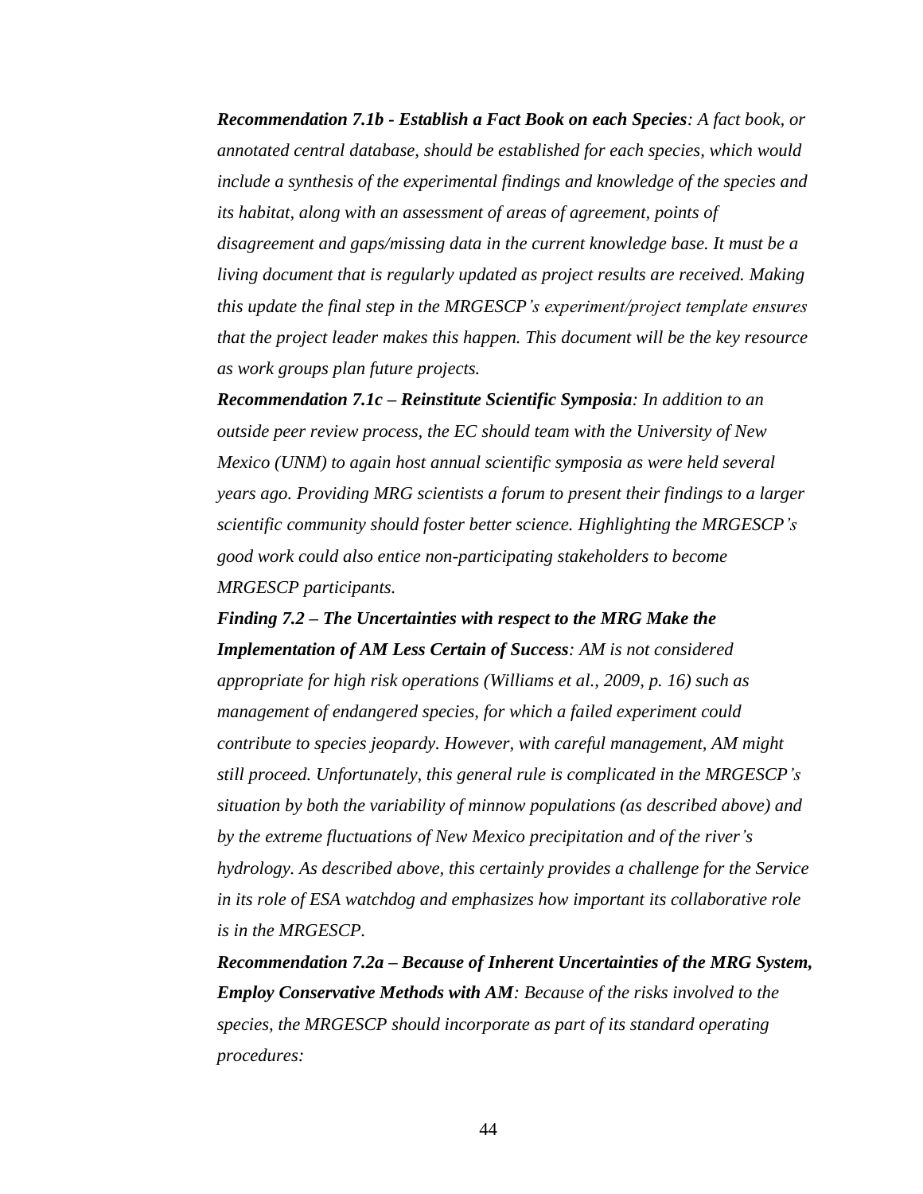***Recommendation 7.1b - Establish a Fact Book on each Species**: A fact book, or annotated central database, should be established for each species, which would include a synthesis of the experimental findings and knowledge of the species and its habitat, along with an assessment of areas of agreement, points of disagreement and gaps/missing data in the current knowledge base. It must be a living document that is regularly updated as project results are received. Making this update the final step in the MRGESCP's experiment/project template ensures that the project leader makes this happen. This document will be the key resource as work groups plan future projects.*

***Recommendation 7.1c – Reinstitute Scientific Symposia**: In addition to an outside peer review process, the EC should team with the University of New Mexico (UNM) to again host annual scientific symposia as were held several years ago. Providing MRG scientists a forum to present their findings to a larger scientific community should foster better science. Highlighting the MRGESCP's good work could also entice non-participating stakeholders to become MRGESCP participants.*

***Finding 7.2 – The Uncertainties with respect to the MRG Make the Implementation of AM Less Certain of Success**: AM is not considered appropriate for high risk operations (Williams et al., 2009, p. 16) such as management of endangered species, for which a failed experiment could contribute to species jeopardy. However, with careful management, AM might still proceed. Unfortunately, this general rule is complicated in the MRGESCP's situation by both the variability of minnow populations (as described above) and by the extreme fluctuations of New Mexico precipitation and of the river's hydrology. As described above, this certainly provides a challenge for the Service in its role of ESA watchdog and emphasizes how important its collaborative role is in the MRGESCP.*

***Recommendation 7.2a – Because of Inherent Uncertainties of the MRG System, Employ Conservative Methods with AM**: Because of the risks involved to the species, the MRGESCP should incorporate as part of its standard operating procedures:*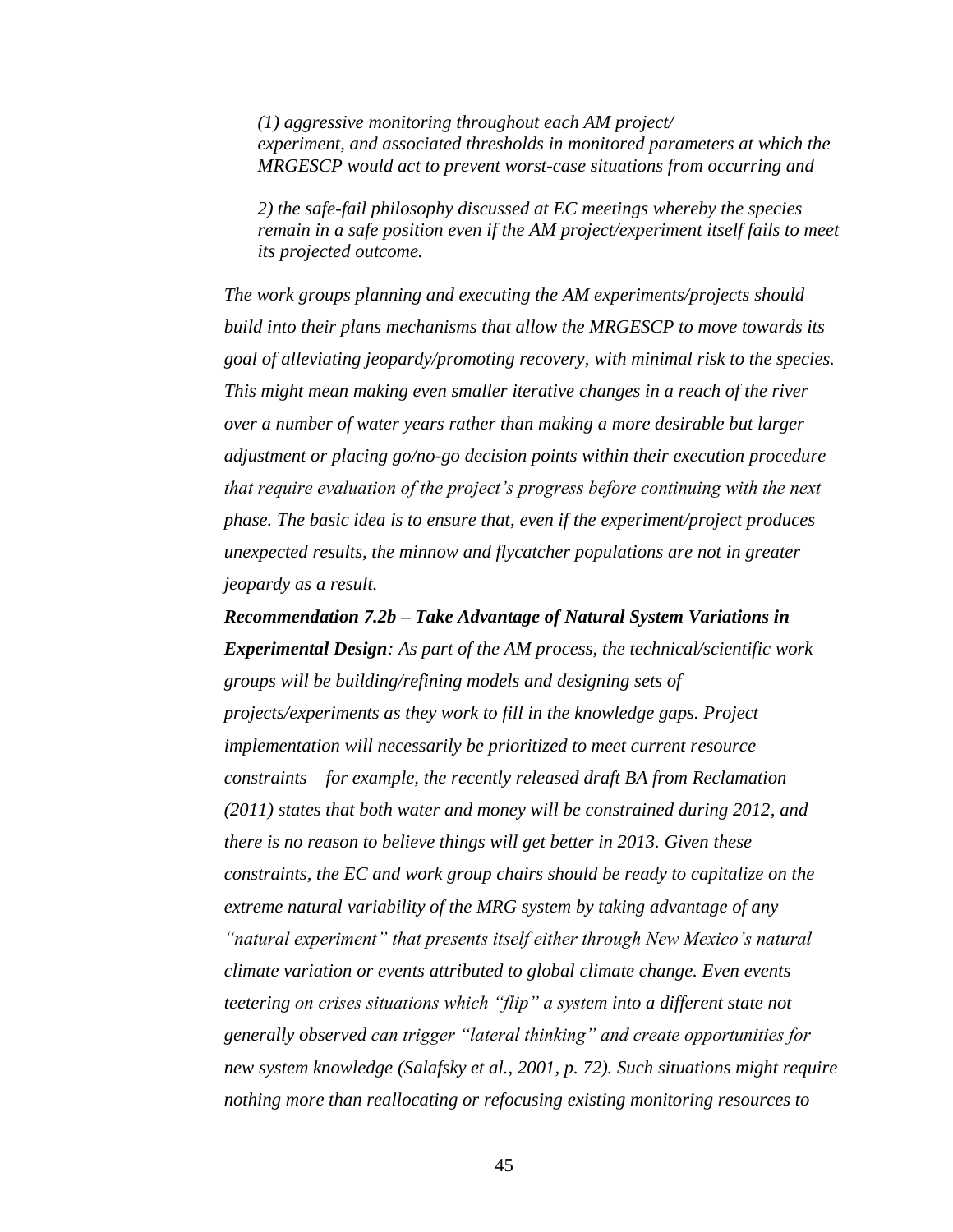*(1) aggressive monitoring throughout each AM project/ experiment, and associated thresholds in monitored parameters at which the MRGESCP would act to prevent worst-case situations from occurring and*

*2) the safe-fail philosophy discussed at EC meetings whereby the species remain in a safe position even if the AM project/experiment itself fails to meet its projected outcome.*

*The work groups planning and executing the AM experiments/projects should build into their plans mechanisms that allow the MRGESCP to move towards its goal of alleviating jeopardy/promoting recovery, with minimal risk to the species. This might mean making even smaller iterative changes in a reach of the river over a number of water years rather than making a more desirable but larger adjustment or placing go/no-go decision points within their execution procedure that require evaluation of the project's progress before continuing with the next phase. The basic idea is to ensure that, even if the experiment/project produces unexpected results, the minnow and flycatcher populations are not in greater jeopardy as a result.*

***Recommendation 7.2b – Take Advantage of Natural System Variations in Experimental Design**: As part of the AM process, the technical/scientific work groups will be building/refining models and designing sets of projects/experiments as they work to fill in the knowledge gaps. Project implementation will necessarily be prioritized to meet current resource constraints – for example, the recently released draft BA from Reclamation (2011) states that both water and money will be constrained during 2012, and there is no reason to believe things will get better in 2013. Given these constraints, the EC and work group chairs should be ready to capitalize on the extreme natural variability of the MRG system by taking advantage of any "natural experiment" that presents itself either through New Mexico's natural climate variation or events attributed to global climate change. Even events teetering on crises situations which "flip" a system into a different state not generally observed can trigger "lateral thinking" and create opportunities for new system knowledge (Salafsky et al., 2001, p. 72). Such situations might require nothing more than reallocating or refocusing existing monitoring resources to*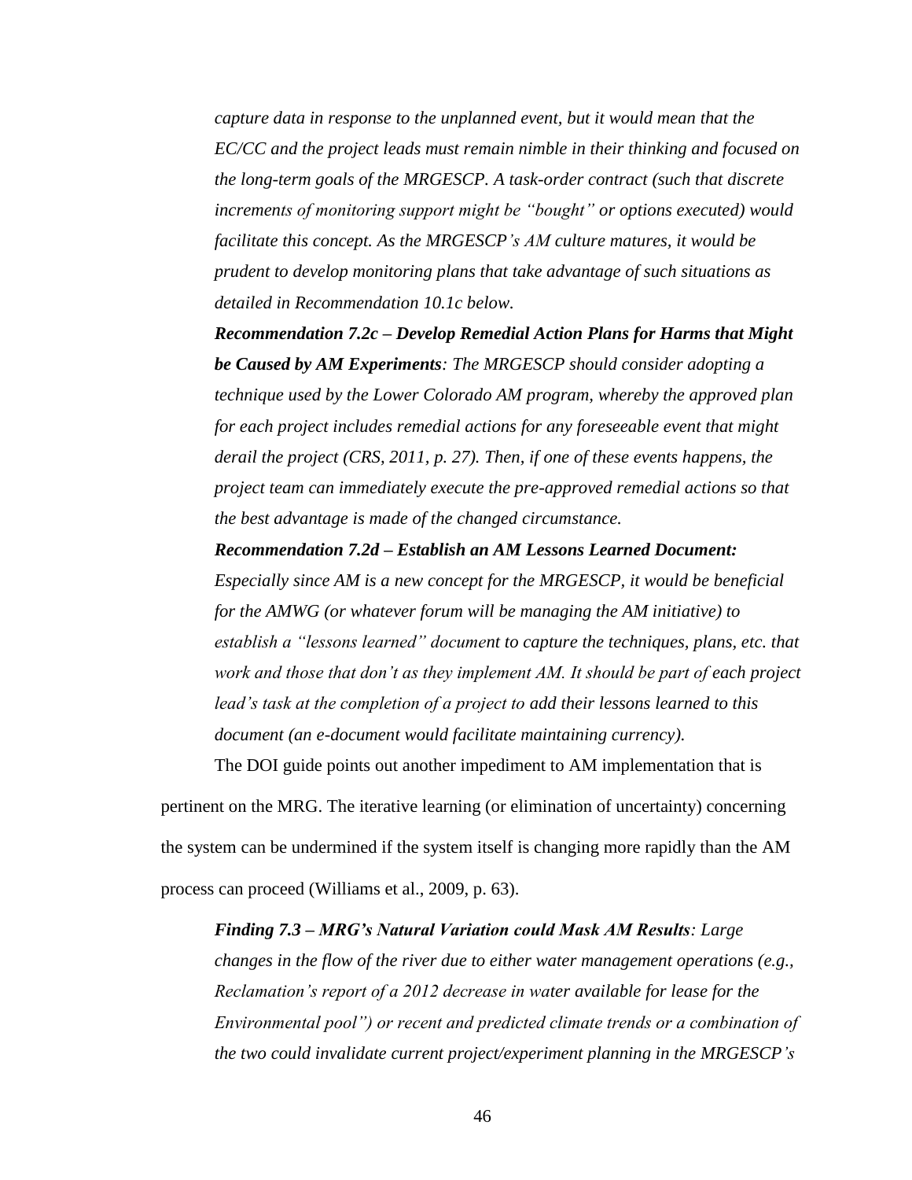*capture data in response to the unplanned event, but it would mean that the EC/CC and the project leads must remain nimble in their thinking and focused on the long-term goals of the MRGESCP. A task-order contract (such that discrete increments of monitoring support might be "bought" or options executed) would facilitate this concept. As the MRGESCP's AM culture matures, it would be prudent to develop monitoring plans that take advantage of such situations as detailed in Recommendation 10.1c below.*

***Recommendation 7.2c – Develop Remedial Action Plans for Harms that Might be Caused by AM Experiments****: The MRGESCP should consider adopting a technique used by the Lower Colorado AM program, whereby the approved plan for each project includes remedial actions for any foreseeable event that might derail the project (CRS, 2011, p. 27). Then, if one of these events happens, the project team can immediately execute the pre-approved remedial actions so that the best advantage is made of the changed circumstance.*

***Recommendation 7.2d – Establish an AM Lessons Learned Document:*** *Especially since AM is a new concept for the MRGESCP, it would be beneficial for the AMWG (or whatever forum will be managing the AM initiative) to establish a "lessons learned" document to capture the techniques, plans, etc. that work and those that don't as they implement AM. It should be part of each project lead's task at the completion of a project to add their lessons learned to this document (an e-document would facilitate maintaining currency).*

The DOI guide points out another impediment to AM implementation that is pertinent on the MRG. The iterative learning (or elimination of uncertainty) concerning the system can be undermined if the system itself is changing more rapidly than the AM process can proceed (Williams et al., 2009, p. 63).

***Finding 7.3 – MRG's Natural Variation could Mask AM Results****: Large changes in the flow of the river due to either water management operations (e.g., Reclamation's report of a 2012 decrease in water available for lease for the Environmental pool") or recent and predicted climate trends or a combination of the two could invalidate current project/experiment planning in the MRGESCP's*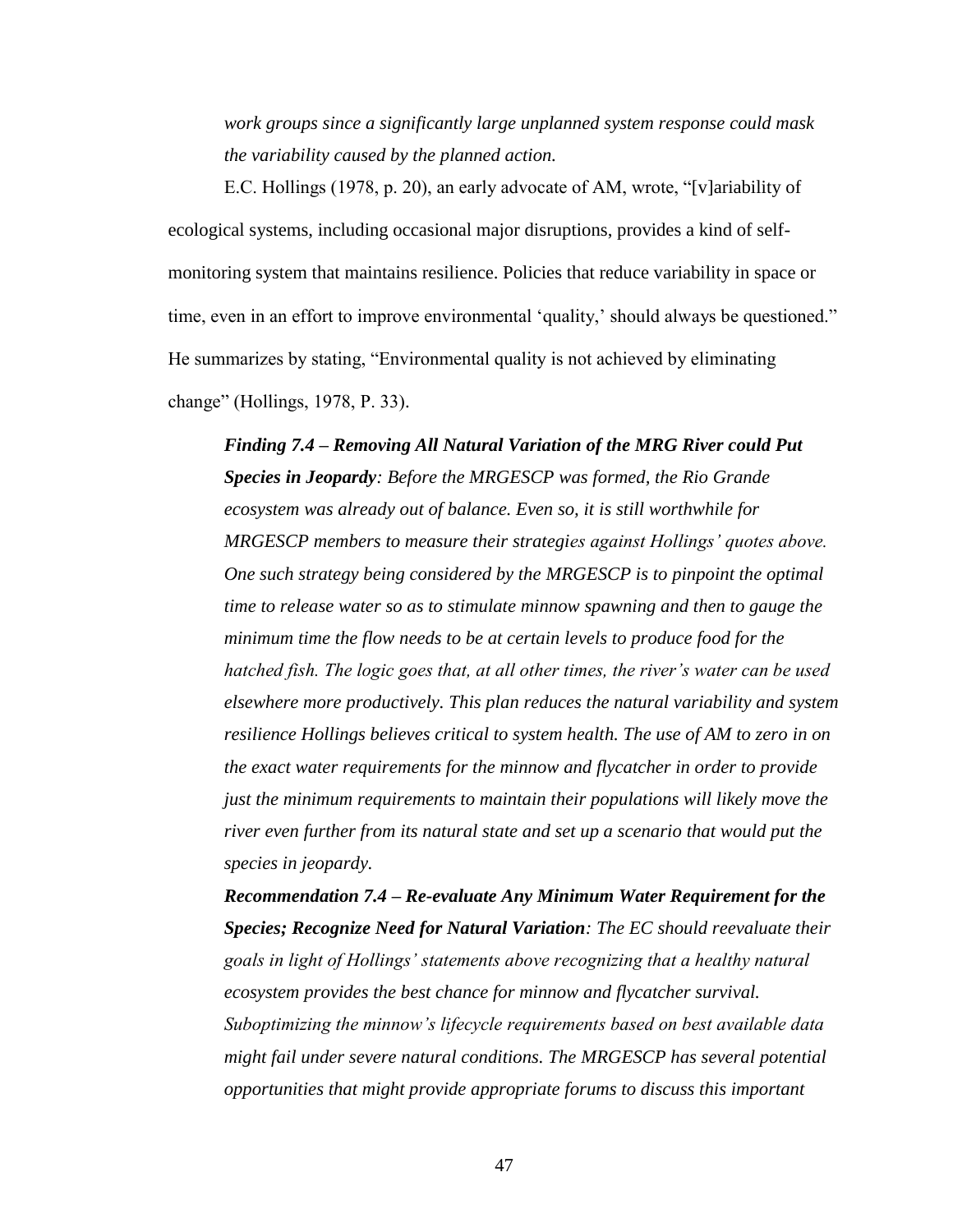*work groups since a significantly large unplanned system response could mask the variability caused by the planned action.*

E.C. Hollings (1978, p. 20), an early advocate of AM, wrote, "[v]ariability of ecological systems, including occasional major disruptions, provides a kind of self-monitoring system that maintains resilience. Policies that reduce variability in space or time, even in an effort to improve environmental 'quality,' should always be questioned." He summarizes by stating, "Environmental quality is not achieved by eliminating change" (Hollings, 1978, P. 33).

***Finding 7.4 – Removing All Natural Variation of the MRG River could Put Species in Jeopardy****: Before the MRGESCP was formed, the Rio Grande ecosystem was already out of balance. Even so, it is still worthwhile for MRGESCP members to measure their strategies against Hollings' quotes above. One such strategy being considered by the MRGESCP is to pinpoint the optimal time to release water so as to stimulate minnow spawning and then to gauge the minimum time the flow needs to be at certain levels to produce food for the hatched fish. The logic goes that, at all other times, the river's water can be used elsewhere more productively. This plan reduces the natural variability and system resilience Hollings believes critical to system health. The use of AM to zero in on the exact water requirements for the minnow and flycatcher in order to provide just the minimum requirements to maintain their populations will likely move the river even further from its natural state and set up a scenario that would put the species in jeopardy.*

***Recommendation 7.4 – Re-evaluate Any Minimum Water Requirement for the Species; Recognize Need for Natural Variation****: The EC should reevaluate their goals in light of Hollings' statements above recognizing that a healthy natural ecosystem provides the best chance for minnow and flycatcher survival. Suboptimizing the minnow's lifecycle requirements based on best available data might fail under severe natural conditions. The MRGESCP has several potential opportunities that might provide appropriate forums to discuss this important*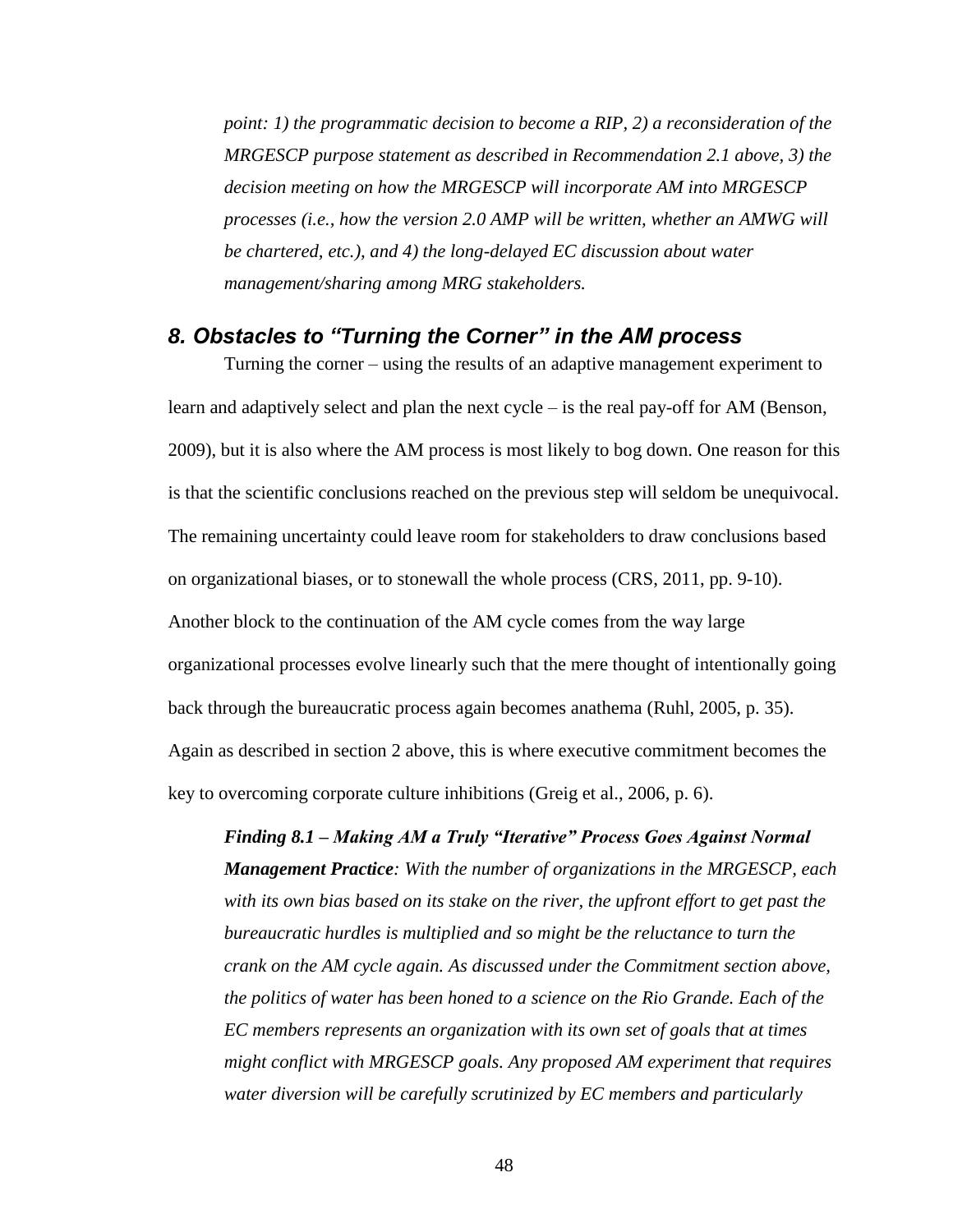*point: 1) the programmatic decision to become a RIP, 2) a reconsideration of the MRGESCP purpose statement as described in Recommendation 2.1 above, 3) the decision meeting on how the MRGESCP will incorporate AM into MRGESCP processes (i.e., how the version 2.0 AMP will be written, whether an AMWG will be chartered, etc.), and 4) the long-delayed EC discussion about water management/sharing among MRG stakeholders.*

## 8. Obstacles to "Turning the Corner" in the AM process

Turning the corner – using the results of an adaptive management experiment to learn and adaptively select and plan the next cycle – is the real pay-off for AM (Benson, 2009), but it is also where the AM process is most likely to bog down. One reason for this is that the scientific conclusions reached on the previous step will seldom be unequivocal. The remaining uncertainty could leave room for stakeholders to draw conclusions based on organizational biases, or to stonewall the whole process (CRS, 2011, pp. 9-10). Another block to the continuation of the AM cycle comes from the way large organizational processes evolve linearly such that the mere thought of intentionally going back through the bureaucratic process again becomes anathema (Ruhl, 2005, p. 35). Again as described in section 2 above, this is where executive commitment becomes the key to overcoming corporate culture inhibitions (Greig et al., 2006, p. 6).

***Finding 8.1 – Making AM a Truly "Iterative" Process Goes Against Normal Management Practice****: With the number of organizations in the MRGESCP, each with its own bias based on its stake on the river, the upfront effort to get past the bureaucratic hurdles is multiplied and so might be the reluctance to turn the crank on the AM cycle again. As discussed under the Commitment section above, the politics of water has been honed to a science on the Rio Grande. Each of the EC members represents an organization with its own set of goals that at times might conflict with MRGESCP goals. Any proposed AM experiment that requires water diversion will be carefully scrutinized by EC members and particularly*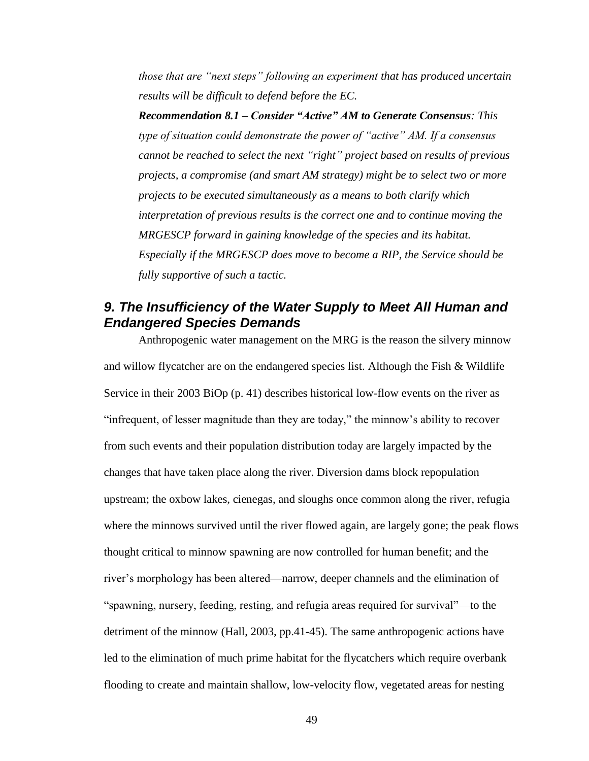*those that are "next steps" following an experiment that has produced uncertain results will be difficult to defend before the EC.*

***Recommendation 8.1 – Consider "Active" AM to Generate Consensus**: This type of situation could demonstrate the power of "active" AM. If a consensus cannot be reached to select the next "right" project based on results of previous projects, a compromise (and smart AM strategy) might be to select two or more projects to be executed simultaneously as a means to both clarify which interpretation of previous results is the correct one and to continue moving the MRGESCP forward in gaining knowledge of the species and its habitat. Especially if the MRGESCP does move to become a RIP, the Service should be fully supportive of such a tactic.*

## *9. The Insufficiency of the Water Supply to Meet All Human and Endangered Species Demands*

Anthropogenic water management on the MRG is the reason the silvery minnow and willow flycatcher are on the endangered species list. Although the Fish & Wildlife Service in their 2003 BiOp (p. 41) describes historical low-flow events on the river as "infrequent, of lesser magnitude than they are today," the minnow's ability to recover from such events and their population distribution today are largely impacted by the changes that have taken place along the river. Diversion dams block repopulation upstream; the oxbow lakes, cienegas, and sloughs once common along the river, refugia where the minnows survived until the river flowed again, are largely gone; the peak flows thought critical to minnow spawning are now controlled for human benefit; and the river's morphology has been altered—narrow, deeper channels and the elimination of "spawning, nursery, feeding, resting, and refugia areas required for survival"—to the detriment of the minnow (Hall, 2003, pp.41-45). The same anthropogenic actions have led to the elimination of much prime habitat for the flycatchers which require overbank flooding to create and maintain shallow, low-velocity flow, vegetated areas for nesting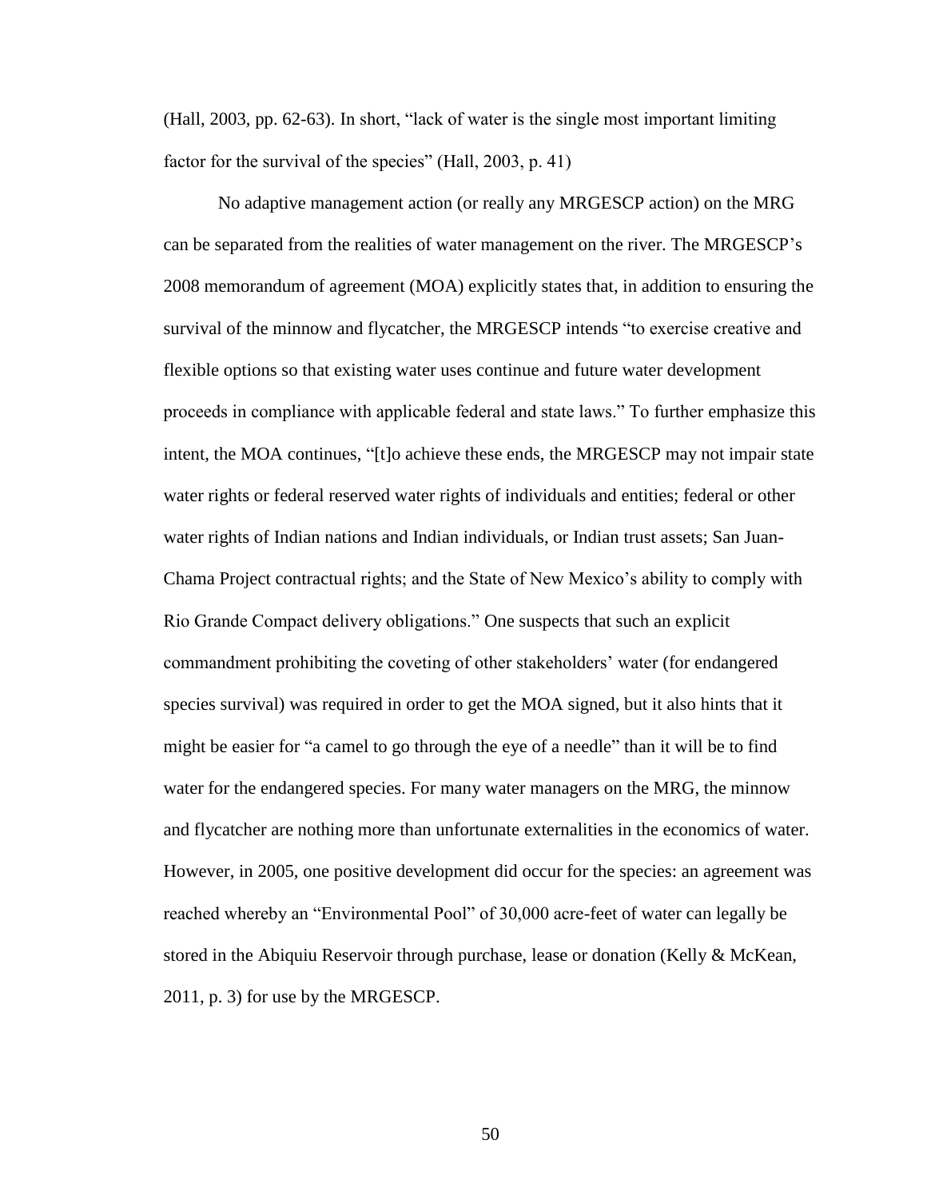(Hall, 2003, pp. 62-63). In short, "lack of water is the single most important limiting factor for the survival of the species" (Hall, 2003, p. 41)

No adaptive management action (or really any MRGESCP action) on the MRG can be separated from the realities of water management on the river. The MRGESCP's 2008 memorandum of agreement (MOA) explicitly states that, in addition to ensuring the survival of the minnow and flycatcher, the MRGESCP intends "to exercise creative and flexible options so that existing water uses continue and future water development proceeds in compliance with applicable federal and state laws." To further emphasize this intent, the MOA continues, "[t]o achieve these ends, the MRGESCP may not impair state water rights or federal reserved water rights of individuals and entities; federal or other water rights of Indian nations and Indian individuals, or Indian trust assets; San Juan-Chama Project contractual rights; and the State of New Mexico's ability to comply with Rio Grande Compact delivery obligations." One suspects that such an explicit commandment prohibiting the coveting of other stakeholders' water (for endangered species survival) was required in order to get the MOA signed, but it also hints that it might be easier for "a camel to go through the eye of a needle" than it will be to find water for the endangered species. For many water managers on the MRG, the minnow and flycatcher are nothing more than unfortunate externalities in the economics of water. However, in 2005, one positive development did occur for the species: an agreement was reached whereby an "Environmental Pool" of 30,000 acre-feet of water can legally be stored in the Abiquiu Reservoir through purchase, lease or donation (Kelly & McKean, 2011, p. 3) for use by the MRGESCP.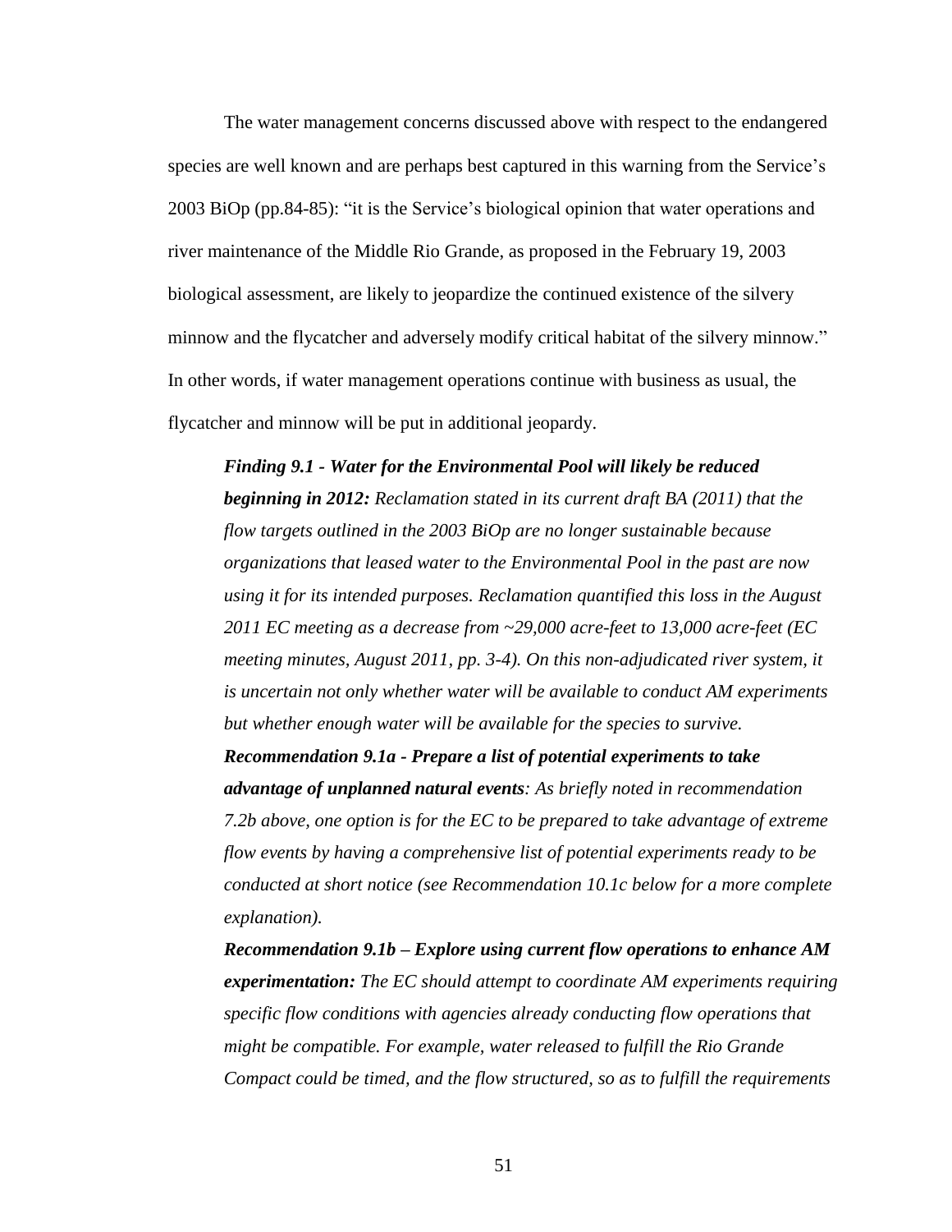The water management concerns discussed above with respect to the endangered species are well known and are perhaps best captured in this warning from the Service's 2003 BiOp (pp.84-85): "it is the Service's biological opinion that water operations and river maintenance of the Middle Rio Grande, as proposed in the February 19, 2003 biological assessment, are likely to jeopardize the continued existence of the silvery minnow and the flycatcher and adversely modify critical habitat of the silvery minnow." In other words, if water management operations continue with business as usual, the flycatcher and minnow will be put in additional jeopardy.

> ***Finding 9.1 - Water for the Environmental Pool will likely be reduced beginning in 2012:*** *Reclamation stated in its current draft BA (2011) that the flow targets outlined in the 2003 BiOp are no longer sustainable because organizations that leased water to the Environmental Pool in the past are now using it for its intended purposes. Reclamation quantified this loss in the August 2011 EC meeting as a decrease from ~29,000 acre-feet to 13,000 acre-feet (EC meeting minutes, August 2011, pp. 3-4). On this non-adjudicated river system, it is uncertain not only whether water will be available to conduct AM experiments but whether enough water will be available for the species to survive.*
>
> ***Recommendation 9.1a - Prepare a list of potential experiments to take advantage of unplanned natural events****: As briefly noted in recommendation 7.2b above, one option is for the EC to be prepared to take advantage of extreme flow events by having a comprehensive list of potential experiments ready to be conducted at short notice (see Recommendation 10.1c below for a more complete explanation).*
>
> ***Recommendation 9.1b – Explore using current flow operations to enhance AM experimentation:*** *The EC should attempt to coordinate AM experiments requiring specific flow conditions with agencies already conducting flow operations that might be compatible. For example, water released to fulfill the Rio Grande Compact could be timed, and the flow structured, so as to fulfill the requirements*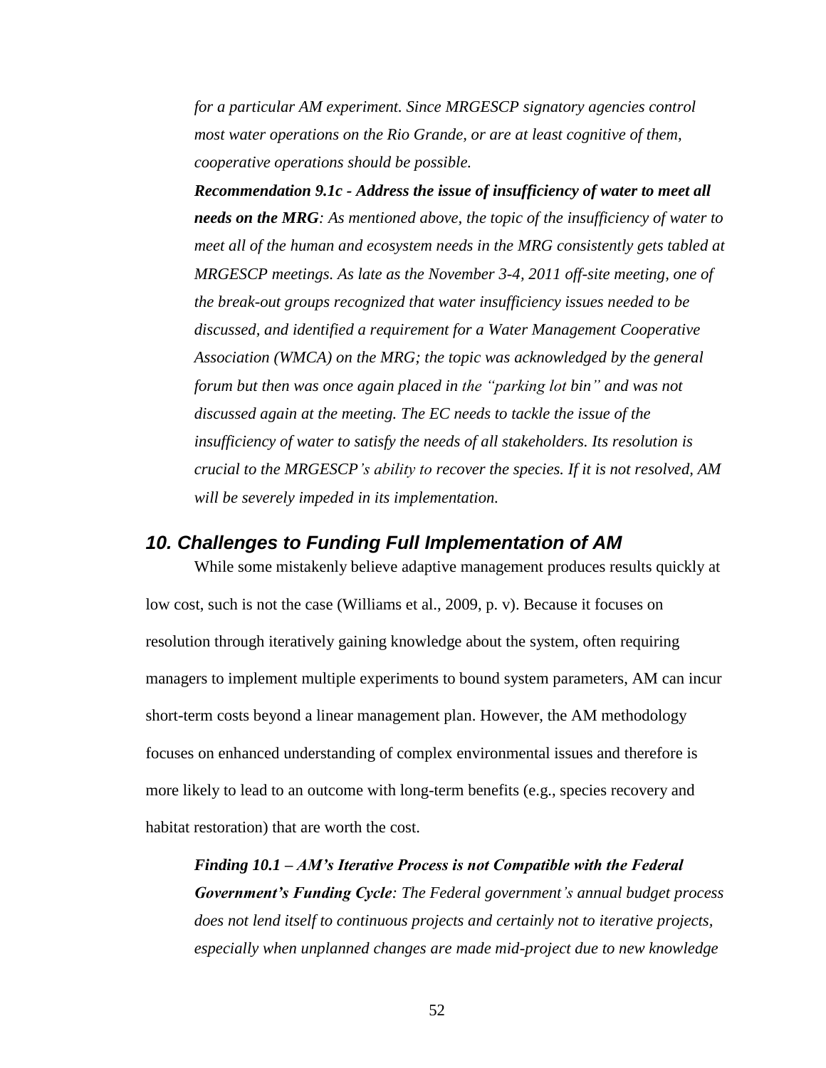*for a particular AM experiment. Since MRGESCP signatory agencies control most water operations on the Rio Grande, or are at least cognitive of them, cooperative operations should be possible.*

***Recommendation 9.1c - Address the issue of insufficiency of water to meet all needs on the MRG****: As mentioned above, the topic of the insufficiency of water to meet all of the human and ecosystem needs in the MRG consistently gets tabled at MRGESCP meetings. As late as the November 3-4, 2011 off-site meeting, one of the break-out groups recognized that water insufficiency issues needed to be discussed, and identified a requirement for a Water Management Cooperative Association (WMCA) on the MRG; the topic was acknowledged by the general forum but then was once again placed in the "parking lot bin" and was not discussed again at the meeting. The EC needs to tackle the issue of the insufficiency of water to satisfy the needs of all stakeholders. Its resolution is crucial to the MRGESCP's ability to recover the species. If it is not resolved, AM will be severely impeded in its implementation.*

## *10. Challenges to Funding Full Implementation of AM*

While some mistakenly believe adaptive management produces results quickly at low cost, such is not the case (Williams et al., 2009, p. v). Because it focuses on resolution through iteratively gaining knowledge about the system, often requiring managers to implement multiple experiments to bound system parameters, AM can incur short-term costs beyond a linear management plan. However, the AM methodology focuses on enhanced understanding of complex environmental issues and therefore is more likely to lead to an outcome with long-term benefits (e.g., species recovery and habitat restoration) that are worth the cost.

***Finding 10.1 – AM's Iterative Process is not Compatible with the Federal Government's Funding Cycle****: The Federal government's annual budget process does not lend itself to continuous projects and certainly not to iterative projects, especially when unplanned changes are made mid-project due to new knowledge*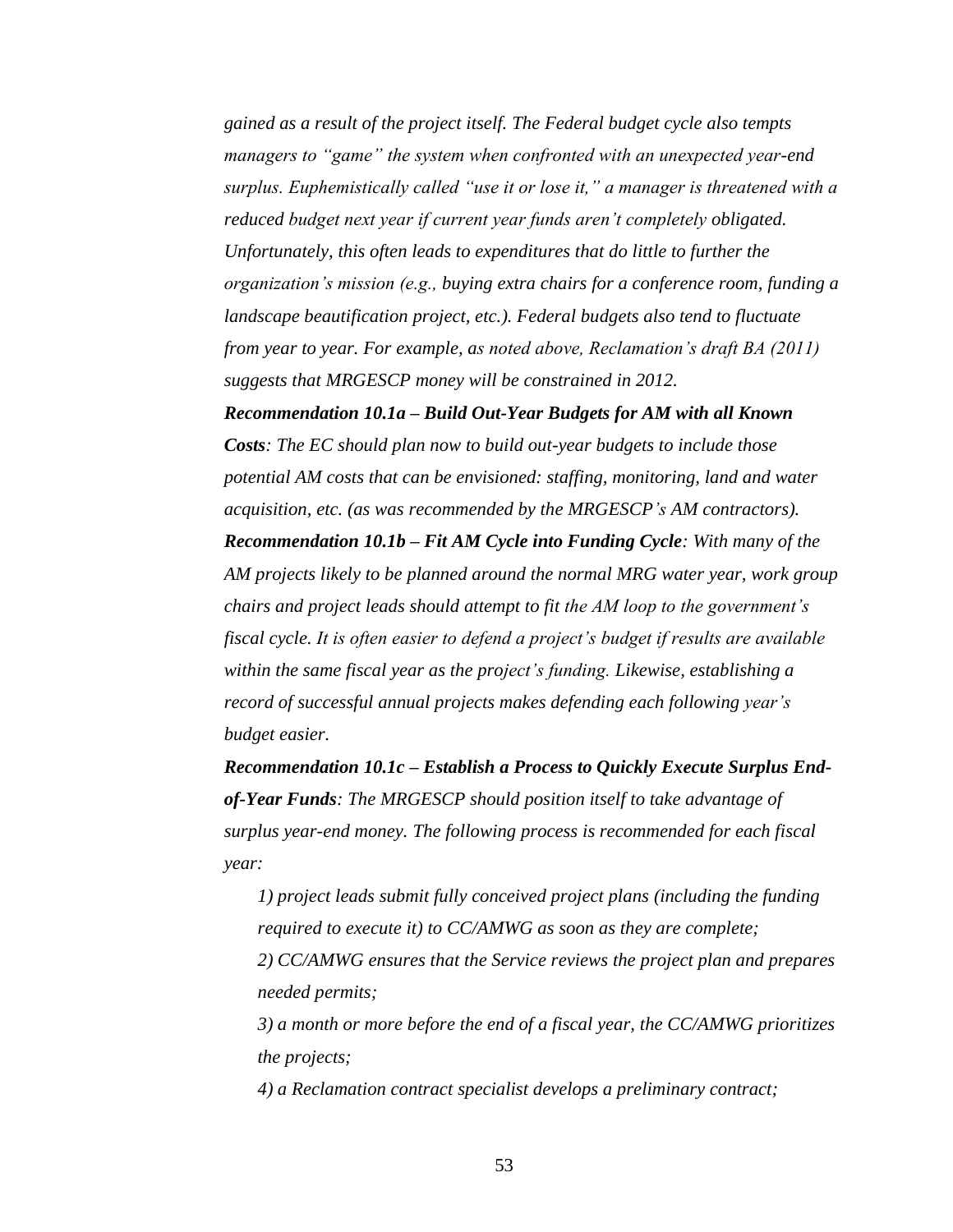*gained as a result of the project itself. The Federal budget cycle also tempts managers to "game" the system when confronted with an unexpected year-end surplus. Euphemistically called "use it or lose it," a manager is threatened with a reduced budget next year if current year funds aren't completely obligated. Unfortunately, this often leads to expenditures that do little to further the organization's mission (e.g., buying extra chairs for a conference room, funding a landscape beautification project, etc.). Federal budgets also tend to fluctuate from year to year. For example, as noted above, Reclamation's draft BA (2011) suggests that MRGESCP money will be constrained in 2012.*

***Recommendation 10.1a – Build Out-Year Budgets for AM with all Known Costs**: The EC should plan now to build out-year budgets to include those potential AM costs that can be envisioned: staffing, monitoring, land and water acquisition, etc. (as was recommended by the MRGESCP's AM contractors).*

***Recommendation 10.1b – Fit AM Cycle into Funding Cycle**: With many of the AM projects likely to be planned around the normal MRG water year, work group chairs and project leads should attempt to fit the AM loop to the government's fiscal cycle. It is often easier to defend a project's budget if results are available within the same fiscal year as the project's funding. Likewise, establishing a record of successful annual projects makes defending each following year's budget easier.*

***Recommendation 10.1c – Establish a Process to Quickly Execute Surplus End-of-Year Funds**: The MRGESCP should position itself to take advantage of surplus year-end money. The following process is recommended for each fiscal year:*

*1) project leads submit fully conceived project plans (including the funding required to execute it) to CC/AMWG as soon as they are complete;*

*2) CC/AMWG ensures that the Service reviews the project plan and prepares needed permits;*

*3) a month or more before the end of a fiscal year, the CC/AMWG prioritizes the projects;*

*4) a Reclamation contract specialist develops a preliminary contract;*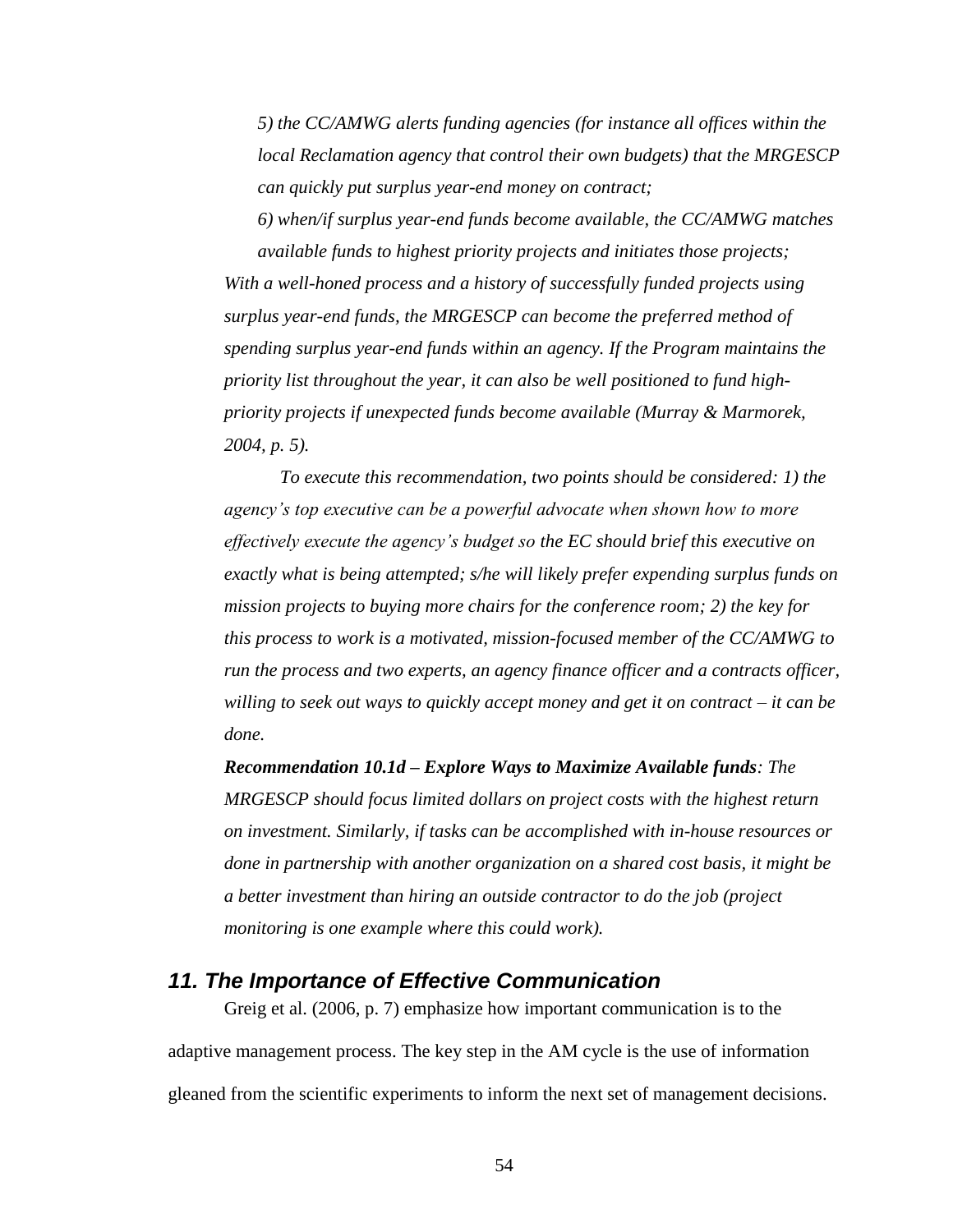*5) the CC/AMWG alerts funding agencies (for instance all offices within the local Reclamation agency that control their own budgets) that the MRGESCP can quickly put surplus year-end money on contract;*

*6) when/if surplus year-end funds become available, the CC/AMWG matches available funds to highest priority projects and initiates those projects;*

*With a well-honed process and a history of successfully funded projects using surplus year-end funds, the MRGESCP can become the preferred method of spending surplus year-end funds within an agency. If the Program maintains the priority list throughout the year, it can also be well positioned to fund high-priority projects if unexpected funds become available (Murray & Marmorek, 2004, p. 5).*

*To execute this recommendation, two points should be considered: 1) the agency's top executive can be a powerful advocate when shown how to more effectively execute the agency's budget so the EC should brief this executive on exactly what is being attempted; s/he will likely prefer expending surplus funds on mission projects to buying more chairs for the conference room; 2) the key for this process to work is a motivated, mission-focused member of the CC/AMWG to run the process and two experts, an agency finance officer and a contracts officer, willing to seek out ways to quickly accept money and get it on contract – it can be done.*

***Recommendation 10.1d – Explore Ways to Maximize Available funds**: The MRGESCP should focus limited dollars on project costs with the highest return on investment. Similarly, if tasks can be accomplished with in-house resources or done in partnership with another organization on a shared cost basis, it might be a better investment than hiring an outside contractor to do the job (project monitoring is one example where this could work).*

## *11. The Importance of Effective Communication*

Greig et al. (2006, p. 7) emphasize how important communication is to the adaptive management process. The key step in the AM cycle is the use of information gleaned from the scientific experiments to inform the next set of management decisions.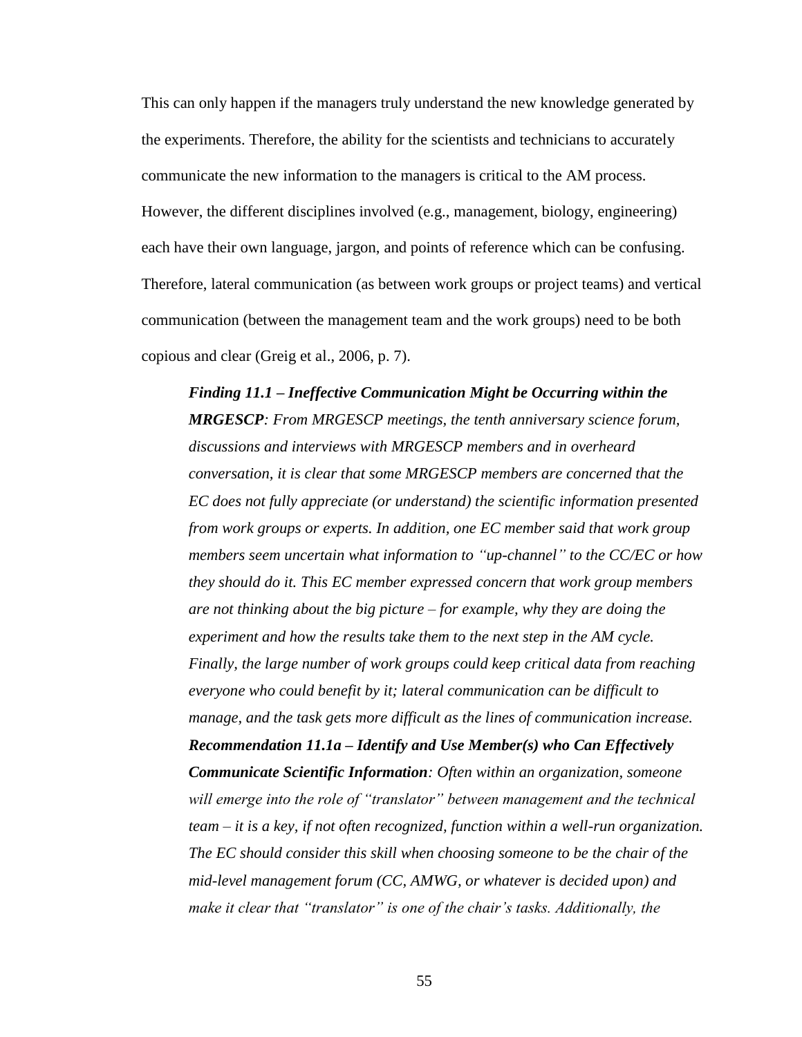This can only happen if the managers truly understand the new knowledge generated by the experiments. Therefore, the ability for the scientists and technicians to accurately communicate the new information to the managers is critical to the AM process. However, the different disciplines involved (e.g., management, biology, engineering) each have their own language, jargon, and points of reference which can be confusing. Therefore, lateral communication (as between work groups or project teams) and vertical communication (between the management team and the work groups) need to be both copious and clear (Greig et al., 2006, p. 7).

> ***Finding 11.1 – Ineffective Communication Might be Occurring within the MRGESCP**: From MRGESCP meetings, the tenth anniversary science forum, discussions and interviews with MRGESCP members and in overheard conversation, it is clear that some MRGESCP members are concerned that the EC does not fully appreciate (or understand) the scientific information presented from work groups or experts. In addition, one EC member said that work group members seem uncertain what information to "up-channel" to the CC/EC or how they should do it. This EC member expressed concern that work group members are not thinking about the big picture – for example, why they are doing the experiment and how the results take them to the next step in the AM cycle. Finally, the large number of work groups could keep critical data from reaching everyone who could benefit by it; lateral communication can be difficult to manage, and the task gets more difficult as the lines of communication increase.*
>
> ***Recommendation 11.1a – Identify and Use Member(s) who Can Effectively Communicate Scientific Information**: Often within an organization, someone will emerge into the role of "translator" between management and the technical team – it is a key, if not often recognized, function within a well-run organization. The EC should consider this skill when choosing someone to be the chair of the mid-level management forum (CC, AMWG, or whatever is decided upon) and make it clear that "translator" is one of the chair's tasks. Additionally, the*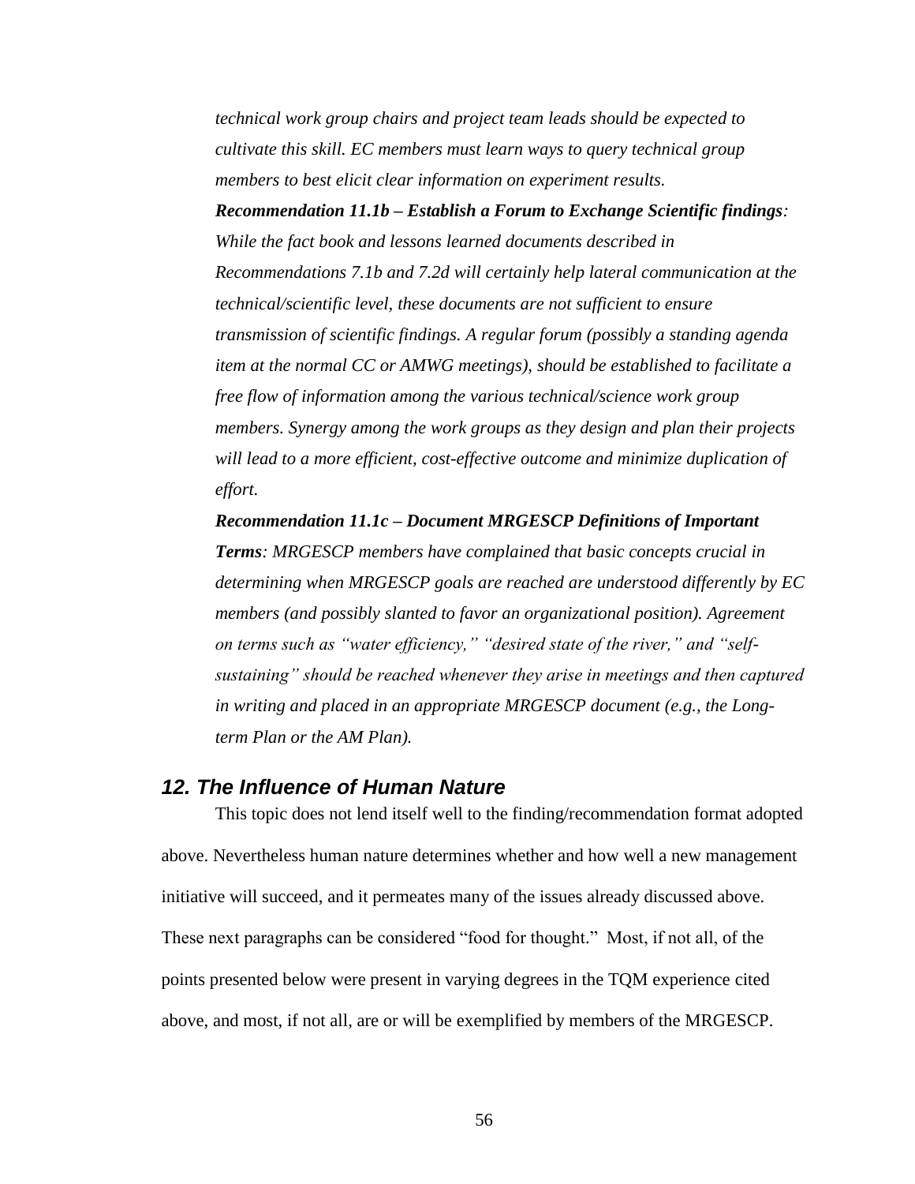*technical work group chairs and project team leads should be expected to cultivate this skill. EC members must learn ways to query technical group members to best elicit clear information on experiment results.*

***Recommendation 11.1b – Establish a Forum to Exchange Scientific findings**: While the fact book and lessons learned documents described in Recommendations 7.1b and 7.2d will certainly help lateral communication at the technical/scientific level, these documents are not sufficient to ensure transmission of scientific findings. A regular forum (possibly a standing agenda item at the normal CC or AMWG meetings), should be established to facilitate a free flow of information among the various technical/science work group members. Synergy among the work groups as they design and plan their projects will lead to a more efficient, cost-effective outcome and minimize duplication of effort.*

***Recommendation 11.1c – Document MRGESCP Definitions of Important Terms**: MRGESCP members have complained that basic concepts crucial in determining when MRGESCP goals are reached are understood differently by EC members (and possibly slanted to favor an organizational position). Agreement on terms such as "water efficiency," "desired state of the river," and "self-sustaining" should be reached whenever they arise in meetings and then captured in writing and placed in an appropriate MRGESCP document (e.g., the Long-term Plan or the AM Plan).*

## *12. The Influence of Human Nature*

This topic does not lend itself well to the finding/recommendation format adopted above. Nevertheless human nature determines whether and how well a new management initiative will succeed, and it permeates many of the issues already discussed above. These next paragraphs can be considered "food for thought." Most, if not all, of the points presented below were present in varying degrees in the TQM experience cited above, and most, if not all, are or will be exemplified by members of the MRGESCP.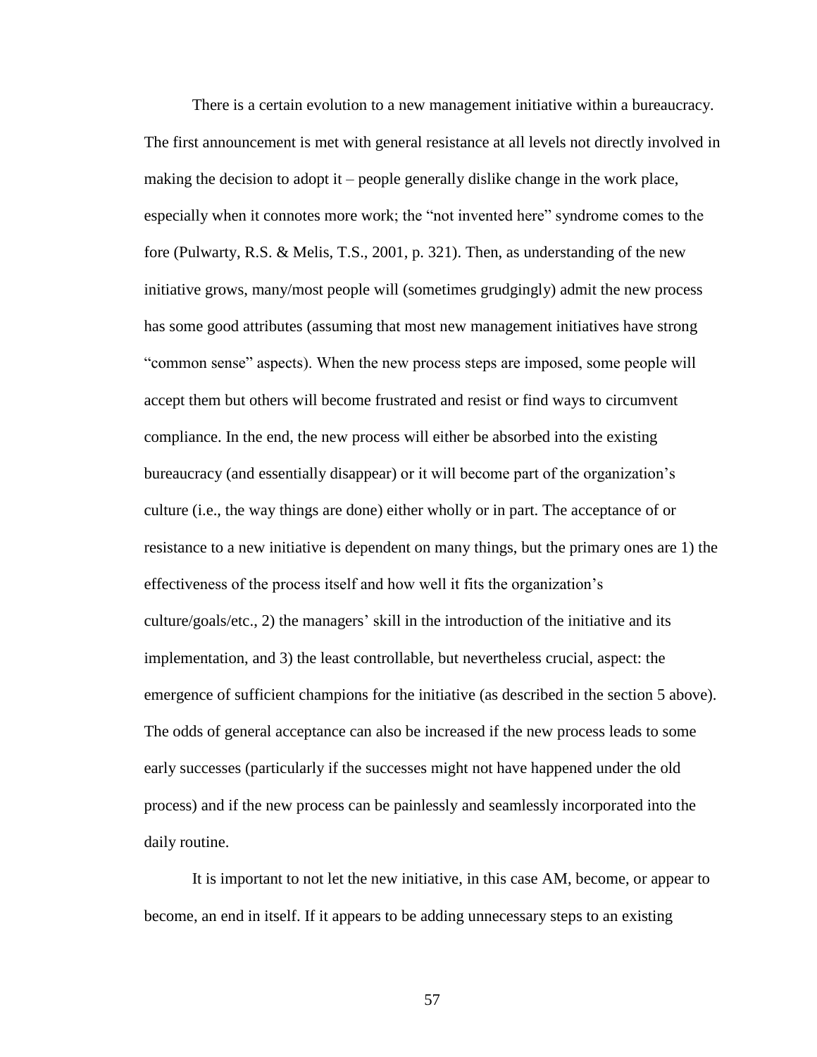There is a certain evolution to a new management initiative within a bureaucracy. The first announcement is met with general resistance at all levels not directly involved in making the decision to adopt it – people generally dislike change in the work place, especially when it connotes more work; the "not invented here" syndrome comes to the fore (Pulwarty, R.S. & Melis, T.S., 2001, p. 321). Then, as understanding of the new initiative grows, many/most people will (sometimes grudgingly) admit the new process has some good attributes (assuming that most new management initiatives have strong "common sense" aspects). When the new process steps are imposed, some people will accept them but others will become frustrated and resist or find ways to circumvent compliance. In the end, the new process will either be absorbed into the existing bureaucracy (and essentially disappear) or it will become part of the organization's culture (i.e., the way things are done) either wholly or in part. The acceptance of or resistance to a new initiative is dependent on many things, but the primary ones are 1) the effectiveness of the process itself and how well it fits the organization's culture/goals/etc., 2) the managers' skill in the introduction of the initiative and its implementation, and 3) the least controllable, but nevertheless crucial, aspect: the emergence of sufficient champions for the initiative (as described in the section 5 above). The odds of general acceptance can also be increased if the new process leads to some early successes (particularly if the successes might not have happened under the old process) and if the new process can be painlessly and seamlessly incorporated into the daily routine.

It is important to not let the new initiative, in this case AM, become, or appear to become, an end in itself. If it appears to be adding unnecessary steps to an existing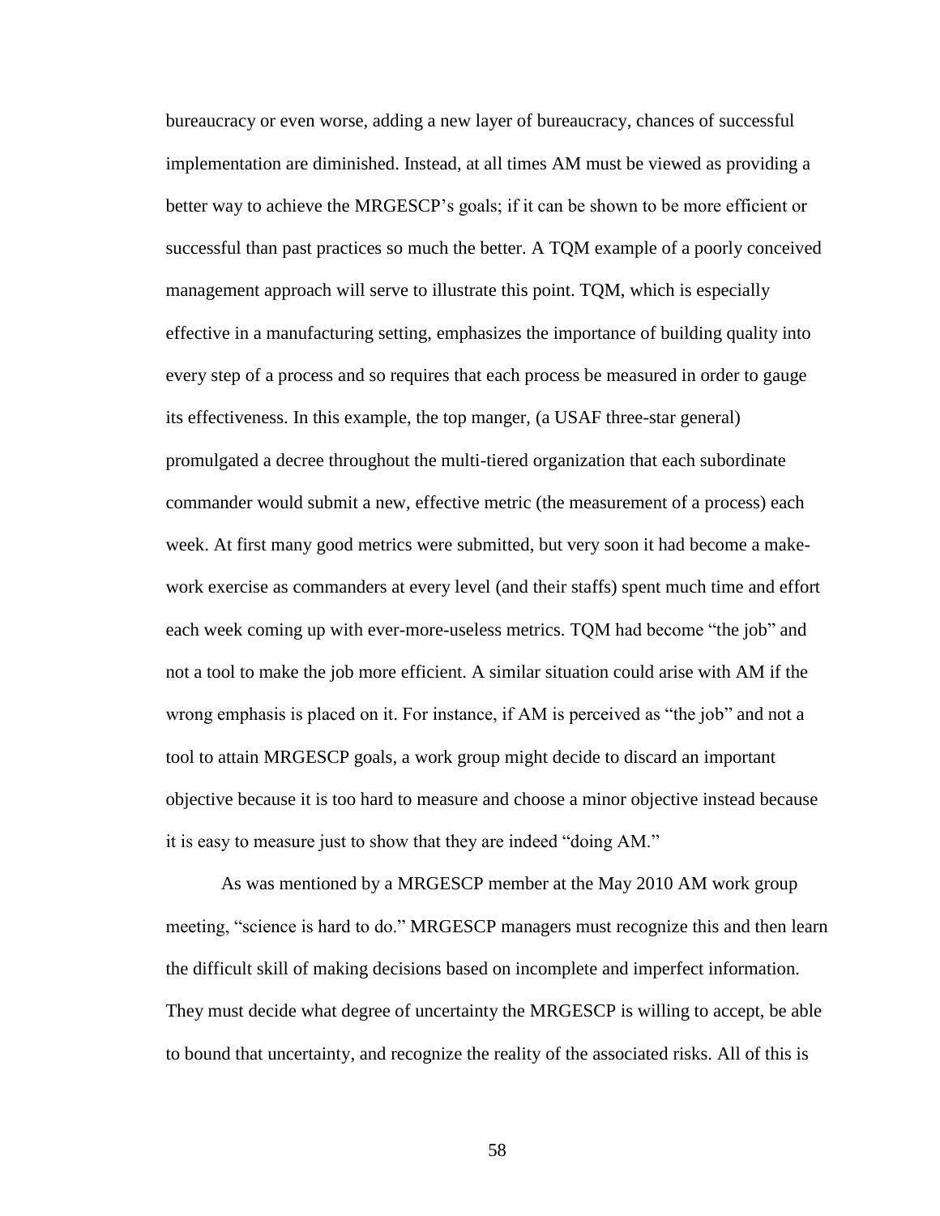bureaucracy or even worse, adding a new layer of bureaucracy, chances of successful implementation are diminished. Instead, at all times AM must be viewed as providing a better way to achieve the MRGESCP's goals; if it can be shown to be more efficient or successful than past practices so much the better. A TQM example of a poorly conceived management approach will serve to illustrate this point. TQM, which is especially effective in a manufacturing setting, emphasizes the importance of building quality into every step of a process and so requires that each process be measured in order to gauge its effectiveness. In this example, the top manger, (a USAF three-star general) promulgated a decree throughout the multi-tiered organization that each subordinate commander would submit a new, effective metric (the measurement of a process) each week. At first many good metrics were submitted, but very soon it had become a make-work exercise as commanders at every level (and their staffs) spent much time and effort each week coming up with ever-more-useless metrics. TQM had become "the job" and not a tool to make the job more efficient. A similar situation could arise with AM if the wrong emphasis is placed on it. For instance, if AM is perceived as "the job" and not a tool to attain MRGESCP goals, a work group might decide to discard an important objective because it is too hard to measure and choose a minor objective instead because it is easy to measure just to show that they are indeed "doing AM."

As was mentioned by a MRGESCP member at the May 2010 AM work group meeting, "science is hard to do." MRGESCP managers must recognize this and then learn the difficult skill of making decisions based on incomplete and imperfect information. They must decide what degree of uncertainty the MRGESCP is willing to accept, be able to bound that uncertainty, and recognize the reality of the associated risks. All of this is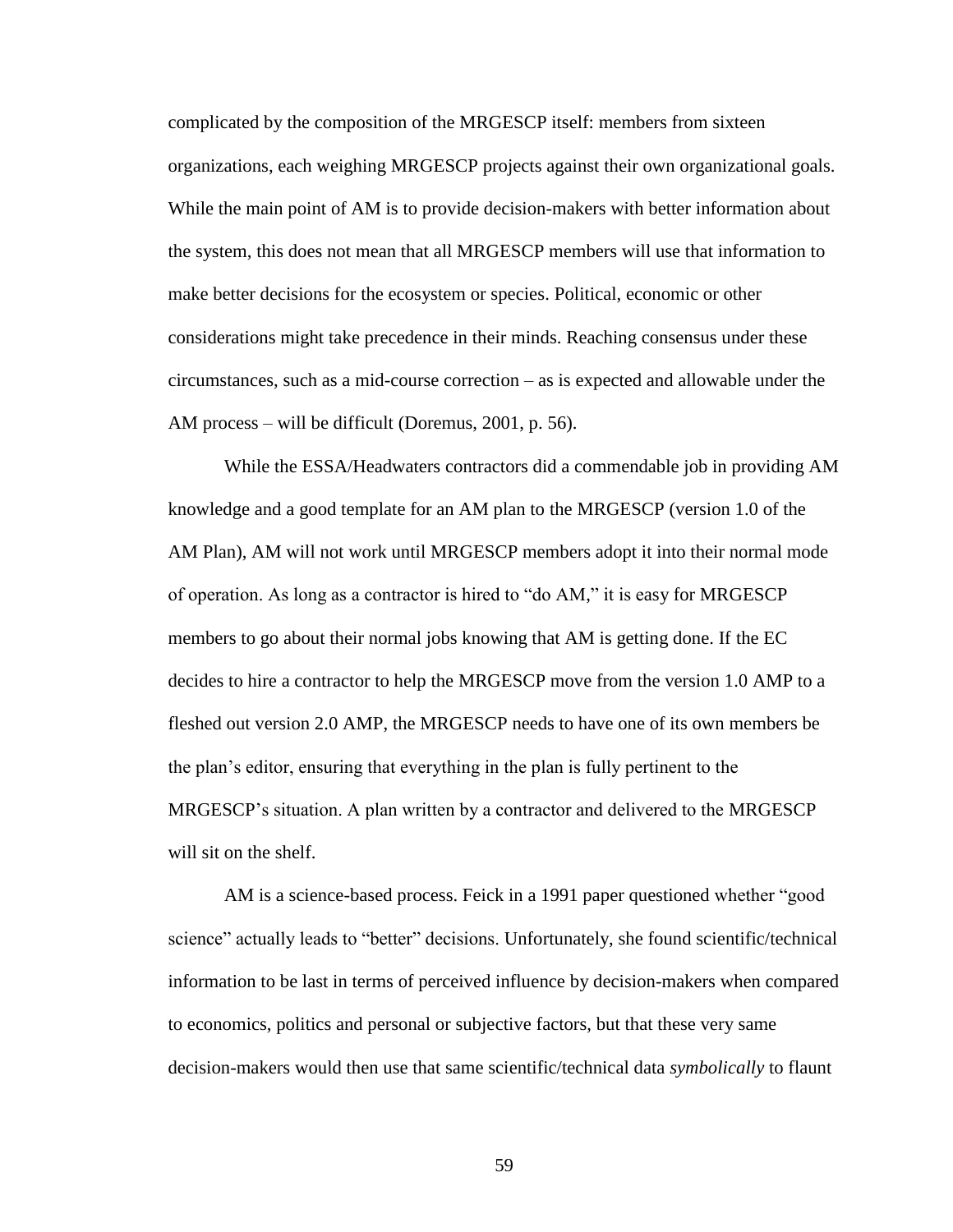complicated by the composition of the MRGESCP itself: members from sixteen organizations, each weighing MRGESCP projects against their own organizational goals. While the main point of AM is to provide decision-makers with better information about the system, this does not mean that all MRGESCP members will use that information to make better decisions for the ecosystem or species. Political, economic or other considerations might take precedence in their minds. Reaching consensus under these circumstances, such as a mid-course correction – as is expected and allowable under the AM process – will be difficult (Doremus, 2001, p. 56).

While the ESSA/Headwaters contractors did a commendable job in providing AM knowledge and a good template for an AM plan to the MRGESCP (version 1.0 of the AM Plan), AM will not work until MRGESCP members adopt it into their normal mode of operation. As long as a contractor is hired to "do AM," it is easy for MRGESCP members to go about their normal jobs knowing that AM is getting done. If the EC decides to hire a contractor to help the MRGESCP move from the version 1.0 AMP to a fleshed out version 2.0 AMP, the MRGESCP needs to have one of its own members be the plan's editor, ensuring that everything in the plan is fully pertinent to the MRGESCP's situation. A plan written by a contractor and delivered to the MRGESCP will sit on the shelf.

AM is a science-based process. Feick in a 1991 paper questioned whether "good science" actually leads to "better" decisions. Unfortunately, she found scientific/technical information to be last in terms of perceived influence by decision-makers when compared to economics, politics and personal or subjective factors, but that these very same decision-makers would then use that same scientific/technical data *symbolically* to flaunt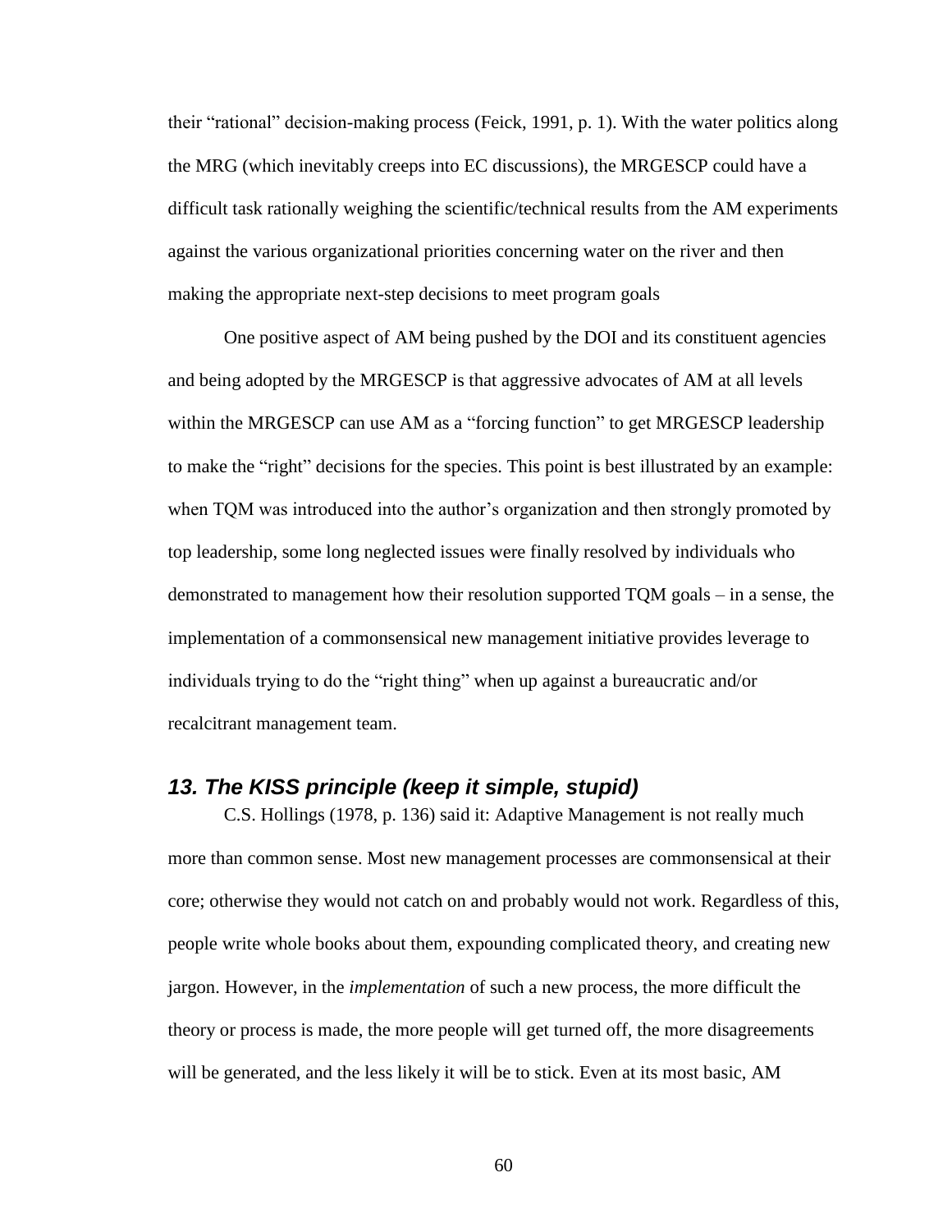their “rational” decision-making process (Feick, 1991, p. 1). With the water politics along the MRG (which inevitably creeps into EC discussions), the MRGESCP could have a difficult task rationally weighing the scientific/technical results from the AM experiments against the various organizational priorities concerning water on the river and then making the appropriate next-step decisions to meet program goals

One positive aspect of AM being pushed by the DOI and its constituent agencies and being adopted by the MRGESCP is that aggressive advocates of AM at all levels within the MRGESCP can use AM as a “forcing function” to get MRGESCP leadership to make the “right” decisions for the species. This point is best illustrated by an example: when TQM was introduced into the author’s organization and then strongly promoted by top leadership, some long neglected issues were finally resolved by individuals who demonstrated to management how their resolution supported TQM goals – in a sense, the implementation of a commonsensical new management initiative provides leverage to individuals trying to do the “right thing” when up against a bureaucratic and/or recalcitrant management team.

### *13. The KISS principle (keep it simple, stupid)*

C.S. Hollings (1978, p. 136) said it: Adaptive Management is not really much more than common sense. Most new management processes are commonsensical at their core; otherwise they would not catch on and probably would not work. Regardless of this, people write whole books about them, expounding complicated theory, and creating new jargon. However, in the *implementation* of such a new process, the more difficult the theory or process is made, the more people will get turned off, the more disagreements will be generated, and the less likely it will be to stick. Even at its most basic, AM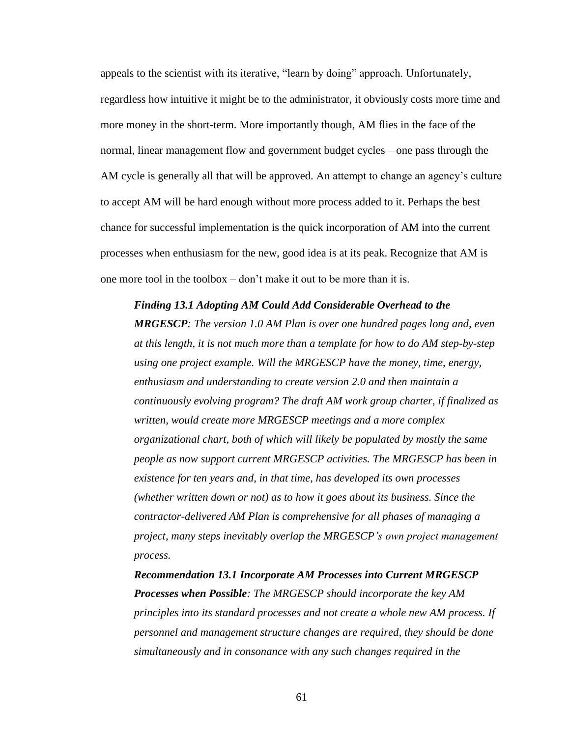appeals to the scientist with its iterative, "learn by doing" approach. Unfortunately, regardless how intuitive it might be to the administrator, it obviously costs more time and more money in the short-term. More importantly though, AM flies in the face of the normal, linear management flow and government budget cycles – one pass through the AM cycle is generally all that will be approved. An attempt to change an agency's culture to accept AM will be hard enough without more process added to it. Perhaps the best chance for successful implementation is the quick incorporation of AM into the current processes when enthusiasm for the new, good idea is at its peak. Recognize that AM is one more tool in the toolbox – don't make it out to be more than it is.

> ***Finding 13.1 Adopting AM Could Add Considerable Overhead to the MRGESCP****: The version 1.0 AM Plan is over one hundred pages long and, even at this length, it is not much more than a template for how to do AM step-by-step using one project example. Will the MRGESCP have the money, time, energy, enthusiasm and understanding to create version 2.0 and then maintain a continuously evolving program? The draft AM work group charter, if finalized as written, would create more MRGESCP meetings and a more complex organizational chart, both of which will likely be populated by mostly the same people as now support current MRGESCP activities. The MRGESCP has been in existence for ten years and, in that time, has developed its own processes (whether written down or not) as to how it goes about its business. Since the contractor-delivered AM Plan is comprehensive for all phases of managing a project, many steps inevitably overlap the MRGESCP's own project management process.*
>
> ***Recommendation 13.1 Incorporate AM Processes into Current MRGESCP Processes when Possible****: The MRGESCP should incorporate the key AM principles into its standard processes and not create a whole new AM process. If personnel and management structure changes are required, they should be done simultaneously and in consonance with any such changes required in the*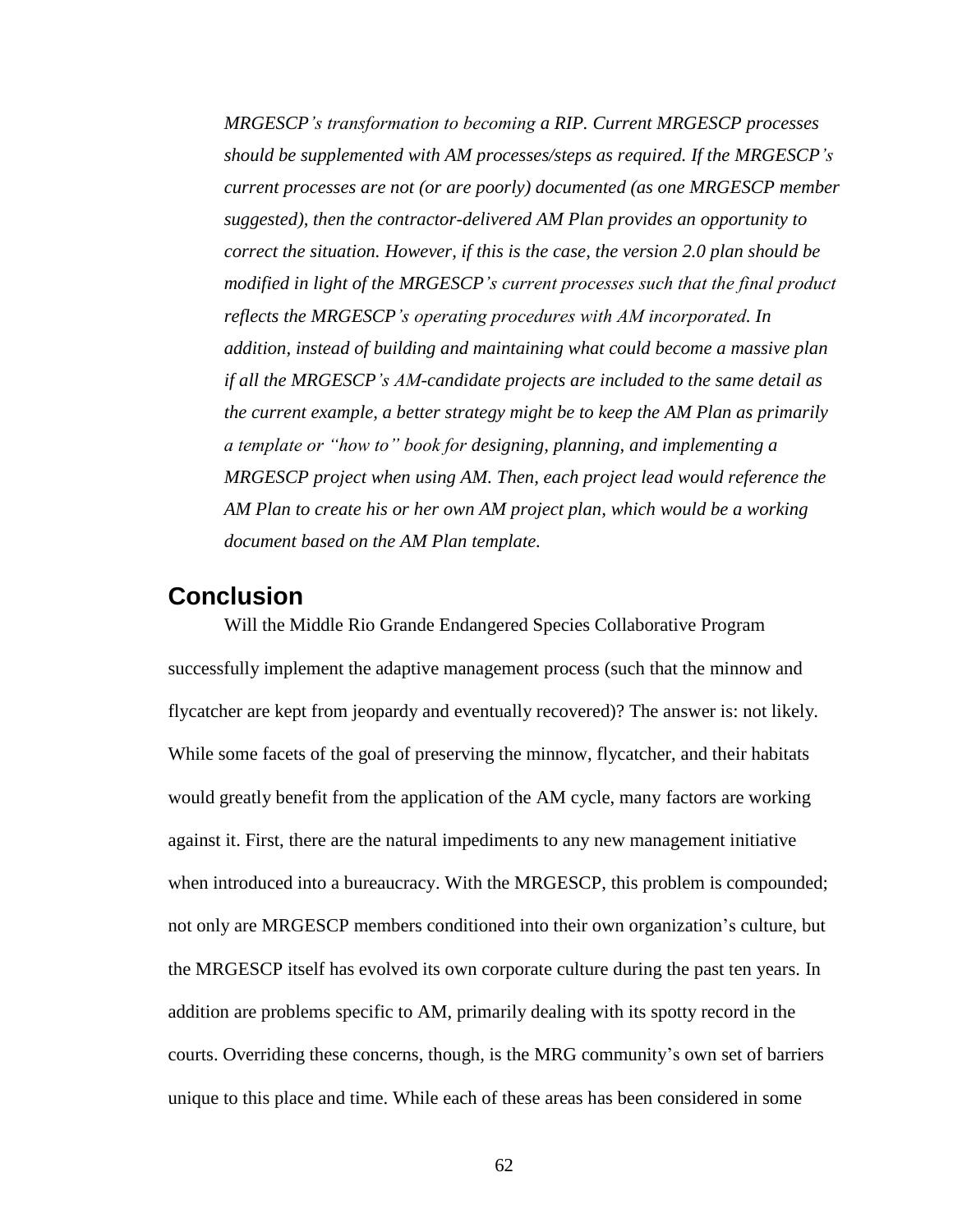*MRGESCP's transformation to becoming a RIP. Current MRGESCP processes should be supplemented with AM processes/steps as required. If the MRGESCP's current processes are not (or are poorly) documented (as one MRGESCP member suggested), then the contractor-delivered AM Plan provides an opportunity to correct the situation. However, if this is the case, the version 2.0 plan should be modified in light of the MRGESCP's current processes such that the final product reflects the MRGESCP's operating procedures with AM incorporated. In addition, instead of building and maintaining what could become a massive plan if all the MRGESCP's AM-candidate projects are included to the same detail as the current example, a better strategy might be to keep the AM Plan as primarily a template or "how to" book for designing, planning, and implementing a MRGESCP project when using AM. Then, each project lead would reference the AM Plan to create his or her own AM project plan, which would be a working document based on the AM Plan template.*

## Conclusion

Will the Middle Rio Grande Endangered Species Collaborative Program successfully implement the adaptive management process (such that the minnow and flycatcher are kept from jeopardy and eventually recovered)? The answer is: not likely. While some facets of the goal of preserving the minnow, flycatcher, and their habitats would greatly benefit from the application of the AM cycle, many factors are working against it. First, there are the natural impediments to any new management initiative when introduced into a bureaucracy. With the MRGESCP, this problem is compounded; not only are MRGESCP members conditioned into their own organization's culture, but the MRGESCP itself has evolved its own corporate culture during the past ten years. In addition are problems specific to AM, primarily dealing with its spotty record in the courts. Overriding these concerns, though, is the MRG community's own set of barriers unique to this place and time. While each of these areas has been considered in some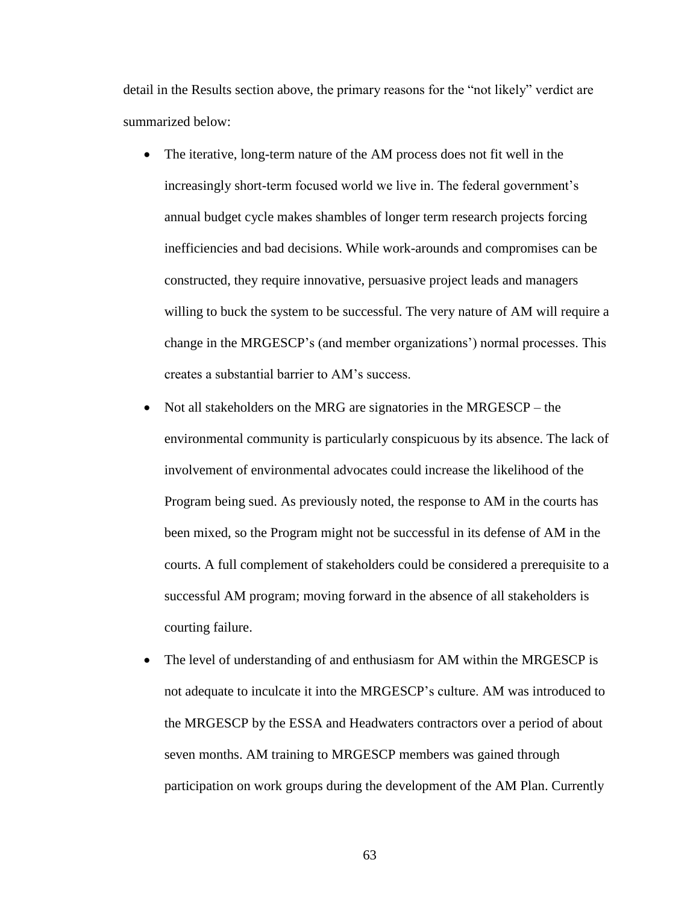detail in the Results section above, the primary reasons for the "not likely" verdict are summarized below:

- The iterative, long-term nature of the AM process does not fit well in the increasingly short-term focused world we live in. The federal government's annual budget cycle makes shambles of longer term research projects forcing inefficiencies and bad decisions. While work-arounds and compromises can be constructed, they require innovative, persuasive project leads and managers willing to buck the system to be successful. The very nature of AM will require a change in the MRGESCP's (and member organizations') normal processes. This creates a substantial barrier to AM's success.
- Not all stakeholders on the MRG are signatories in the MRGESCP – the environmental community is particularly conspicuous by its absence. The lack of involvement of environmental advocates could increase the likelihood of the Program being sued. As previously noted, the response to AM in the courts has been mixed, so the Program might not be successful in its defense of AM in the courts. A full complement of stakeholders could be considered a prerequisite to a successful AM program; moving forward in the absence of all stakeholders is courting failure.
- The level of understanding of and enthusiasm for AM within the MRGESCP is not adequate to inculcate it into the MRGESCP's culture. AM was introduced to the MRGESCP by the ESSA and Headwaters contractors over a period of about seven months. AM training to MRGESCP members was gained through participation on work groups during the development of the AM Plan. Currently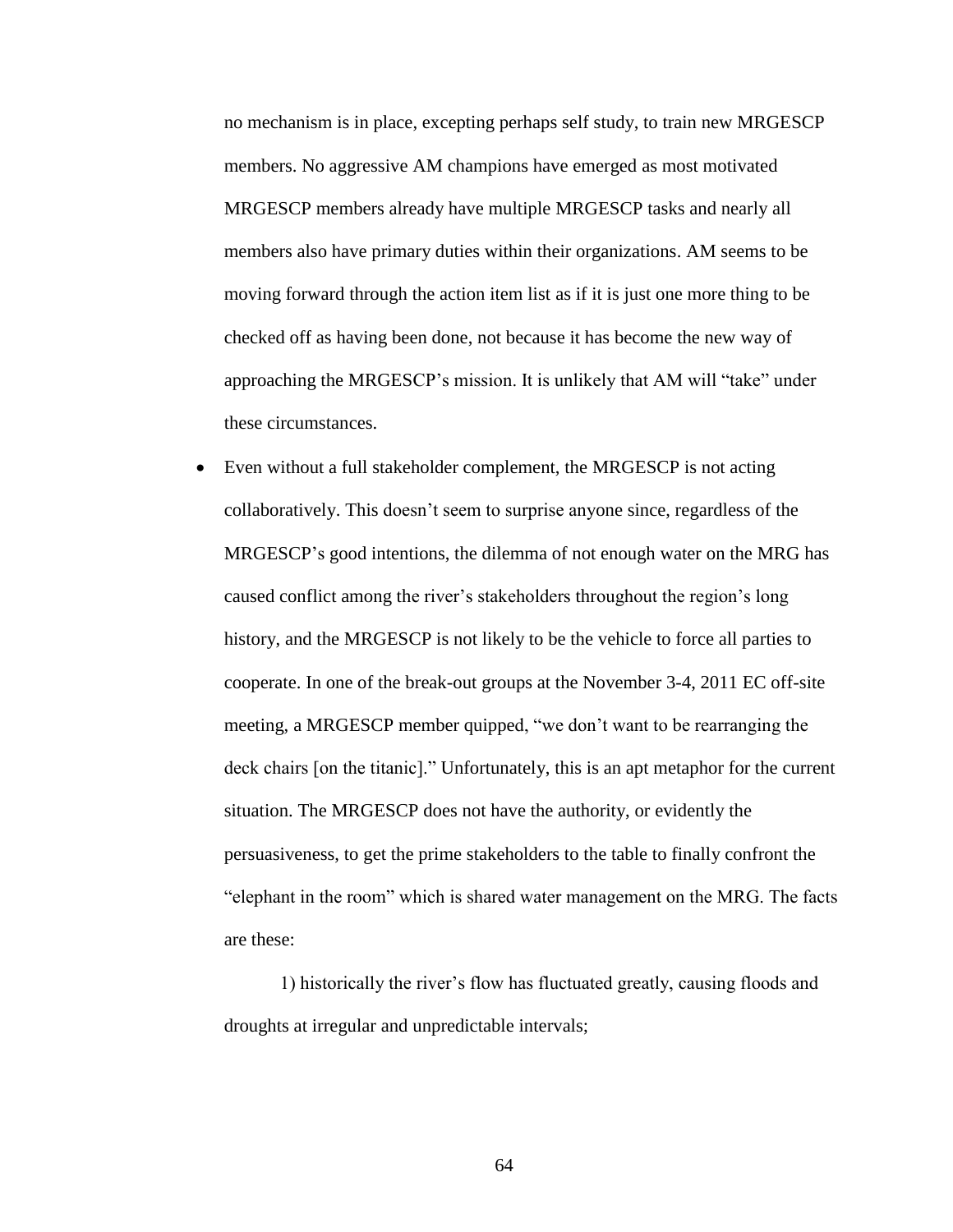no mechanism is in place, excepting perhaps self study, to train new MRGESCP members. No aggressive AM champions have emerged as most motivated MRGESCP members already have multiple MRGESCP tasks and nearly all members also have primary duties within their organizations. AM seems to be moving forward through the action item list as if it is just one more thing to be checked off as having been done, not because it has become the new way of approaching the MRGESCP's mission. It is unlikely that AM will "take" under these circumstances.

- Even without a full stakeholder complement, the MRGESCP is not acting collaboratively. This doesn't seem to surprise anyone since, regardless of the MRGESCP's good intentions, the dilemma of not enough water on the MRG has caused conflict among the river's stakeholders throughout the region's long history, and the MRGESCP is not likely to be the vehicle to force all parties to cooperate. In one of the break-out groups at the November 3-4, 2011 EC off-site meeting, a MRGESCP member quipped, "we don't want to be rearranging the deck chairs [on the titanic]." Unfortunately, this is an apt metaphor for the current situation. The MRGESCP does not have the authority, or evidently the persuasiveness, to get the prime stakeholders to the table to finally confront the "elephant in the room" which is shared water management on the MRG. The facts are these:

    1) historically the river's flow has fluctuated greatly, causing floods and droughts at irregular and unpredictable intervals;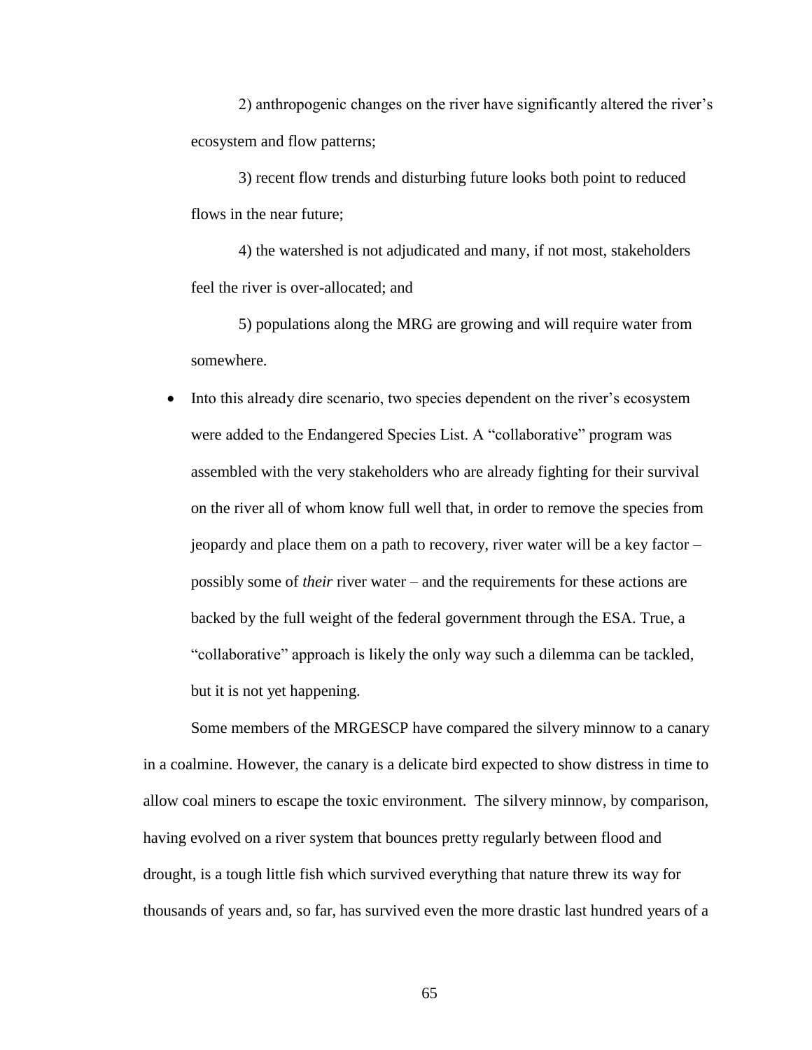2) anthropogenic changes on the river have significantly altered the river's ecosystem and flow patterns;

3) recent flow trends and disturbing future looks both point to reduced flows in the near future;

4) the watershed is not adjudicated and many, if not most, stakeholders feel the river is over-allocated; and

5) populations along the MRG are growing and will require water from somewhere.

- Into this already dire scenario, two species dependent on the river's ecosystem were added to the Endangered Species List. A "collaborative" program was assembled with the very stakeholders who are already fighting for their survival on the river all of whom know full well that, in order to remove the species from jeopardy and place them on a path to recovery, river water will be a key factor – possibly some of *their* river water – and the requirements for these actions are backed by the full weight of the federal government through the ESA. True, a "collaborative" approach is likely the only way such a dilemma can be tackled, but it is not yet happening.

Some members of the MRGESCP have compared the silvery minnow to a canary in a coalmine. However, the canary is a delicate bird expected to show distress in time to allow coal miners to escape the toxic environment. The silvery minnow, by comparison, having evolved on a river system that bounces pretty regularly between flood and drought, is a tough little fish which survived everything that nature threw its way for thousands of years and, so far, has survived even the more drastic last hundred years of a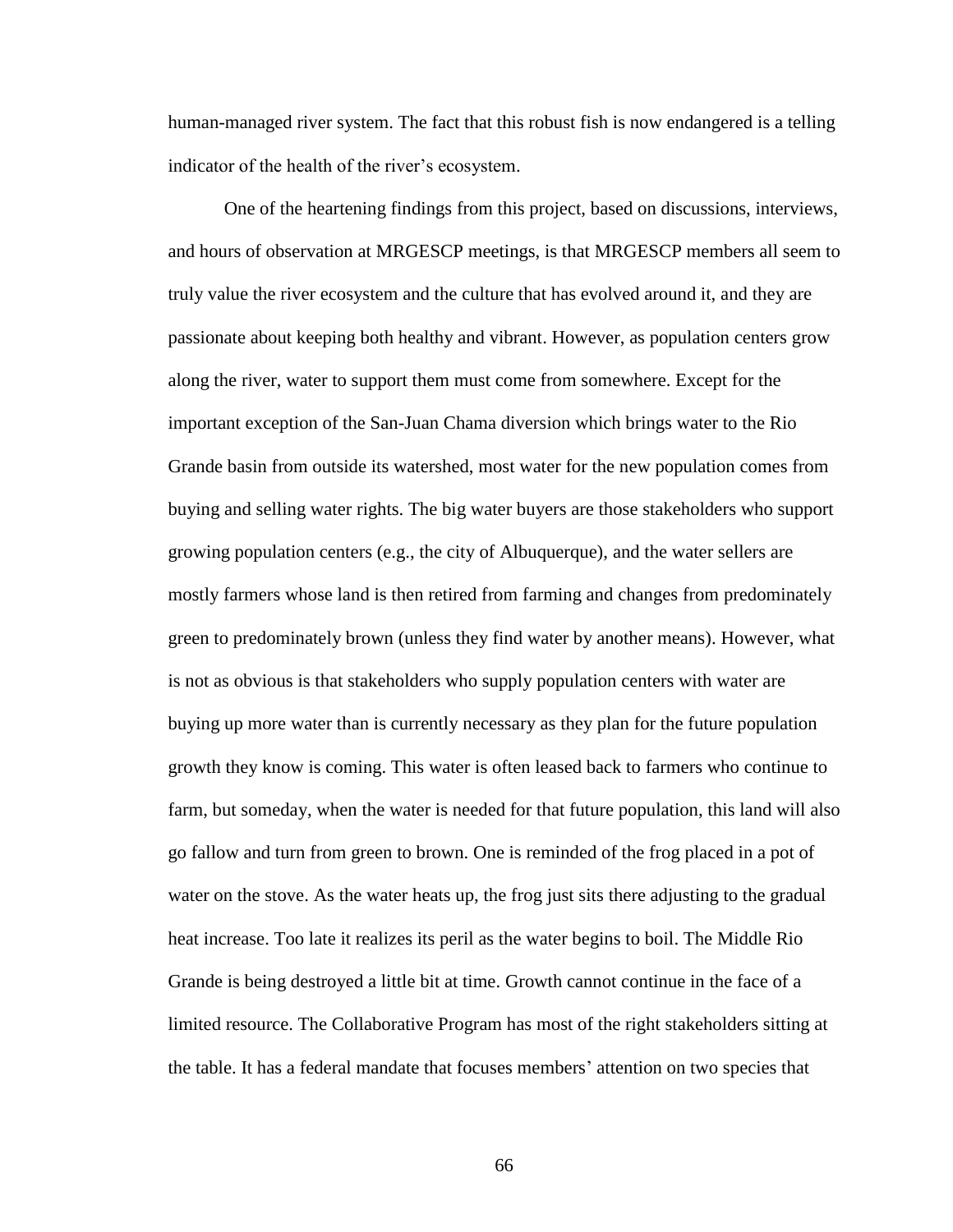human-managed river system. The fact that this robust fish is now endangered is a telling indicator of the health of the river's ecosystem.

One of the heartening findings from this project, based on discussions, interviews, and hours of observation at MRGESCP meetings, is that MRGESCP members all seem to truly value the river ecosystem and the culture that has evolved around it, and they are passionate about keeping both healthy and vibrant. However, as population centers grow along the river, water to support them must come from somewhere. Except for the important exception of the San-Juan Chama diversion which brings water to the Rio Grande basin from outside its watershed, most water for the new population comes from buying and selling water rights. The big water buyers are those stakeholders who support growing population centers (e.g., the city of Albuquerque), and the water sellers are mostly farmers whose land is then retired from farming and changes from predominately green to predominately brown (unless they find water by another means). However, what is not as obvious is that stakeholders who supply population centers with water are buying up more water than is currently necessary as they plan for the future population growth they know is coming. This water is often leased back to farmers who continue to farm, but someday, when the water is needed for that future population, this land will also go fallow and turn from green to brown. One is reminded of the frog placed in a pot of water on the stove. As the water heats up, the frog just sits there adjusting to the gradual heat increase. Too late it realizes its peril as the water begins to boil. The Middle Rio Grande is being destroyed a little bit at time. Growth cannot continue in the face of a limited resource. The Collaborative Program has most of the right stakeholders sitting at the table. It has a federal mandate that focuses members' attention on two species that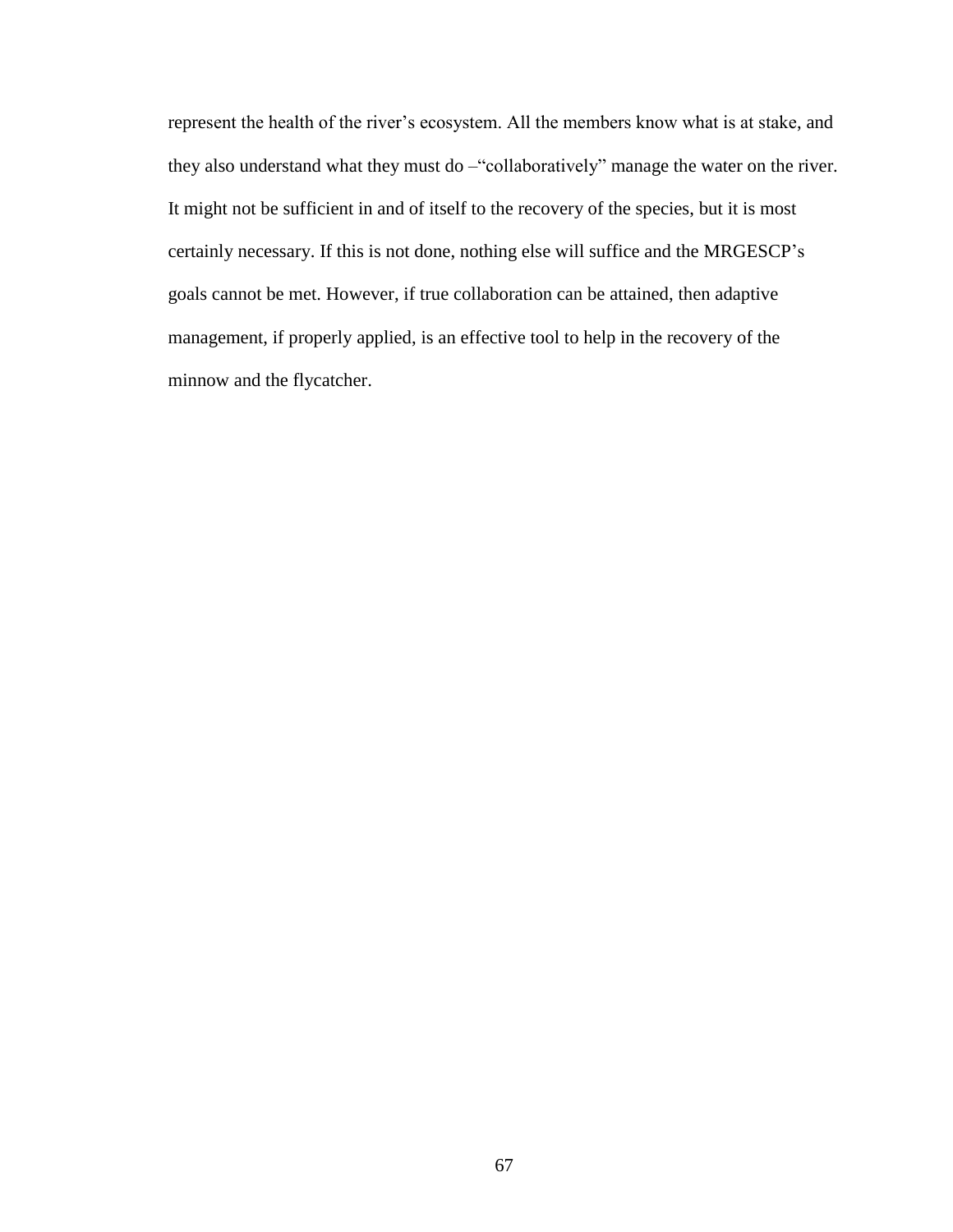represent the health of the river's ecosystem. All the members know what is at stake, and they also understand what they must do –"collaboratively" manage the water on the river. It might not be sufficient in and of itself to the recovery of the species, but it is most certainly necessary. If this is not done, nothing else will suffice and the MRGESCP's goals cannot be met. However, if true collaboration can be attained, then adaptive management, if properly applied, is an effective tool to help in the recovery of the minnow and the flycatcher.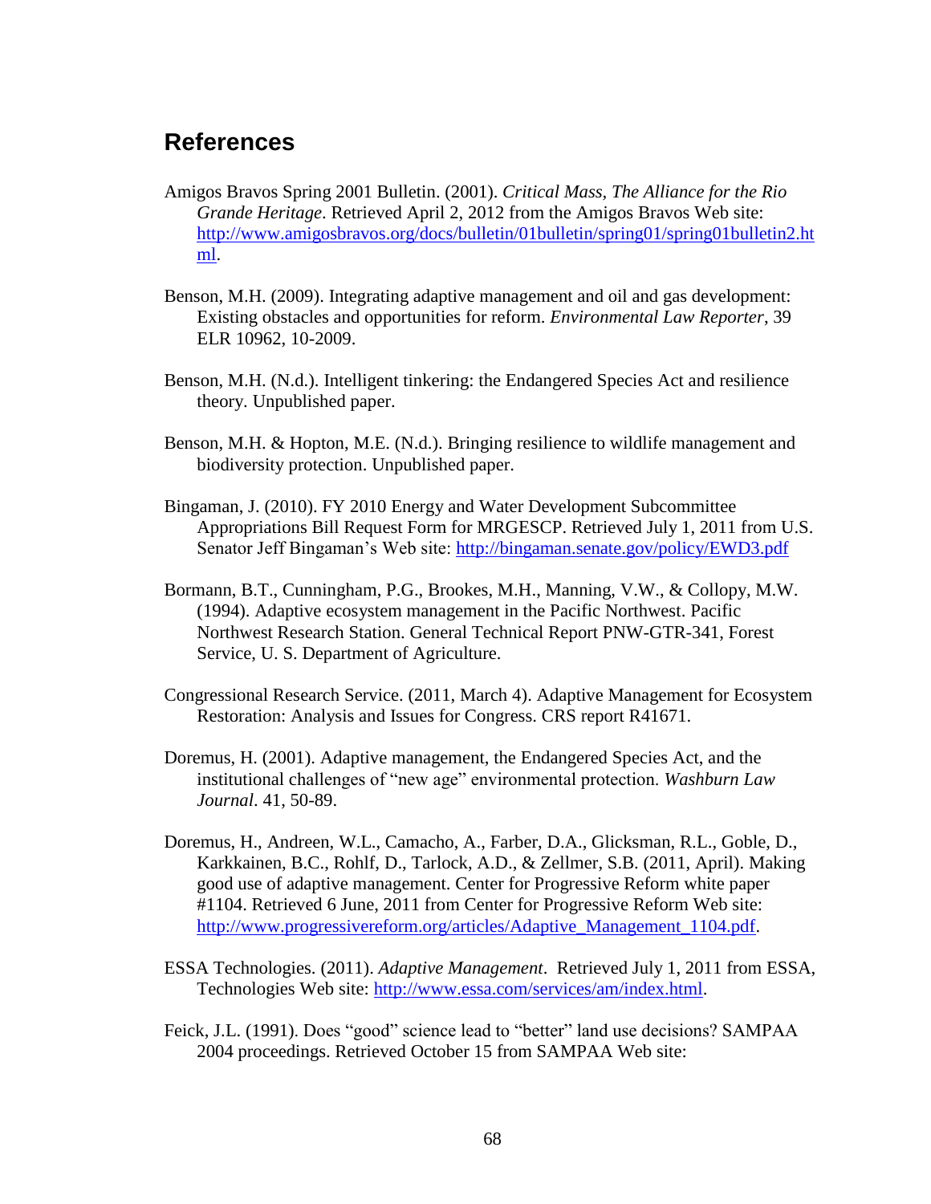## References

Amigos Bravos Spring 2001 Bulletin. (2001). *Critical Mass, The Alliance for the Rio Grande Heritage*. Retrieved April 2, 2012 from the Amigos Bravos Web site: http://www.amigosbravos.org/docs/bulletin/01bulletin/spring01/spring01bulletin2.html.

Benson, M.H. (2009). Integrating adaptive management and oil and gas development: Existing obstacles and opportunities for reform. *Environmental Law Reporter*, 39 ELR 10962, 10-2009.

Benson, M.H. (N.d.). Intelligent tinkering: the Endangered Species Act and resilience theory. Unpublished paper.

Benson, M.H. & Hopton, M.E. (N.d.). Bringing resilience to wildlife management and biodiversity protection. Unpublished paper.

Bingaman, J. (2010). FY 2010 Energy and Water Development Subcommittee Appropriations Bill Request Form for MRGESCP. Retrieved July 1, 2011 from U.S. Senator Jeff Bingaman's Web site: http://bingaman.senate.gov/policy/EWD3.pdf

Bormann, B.T., Cunningham, P.G., Brookes, M.H., Manning, V.W., & Collopy, M.W. (1994). Adaptive ecosystem management in the Pacific Northwest. Pacific Northwest Research Station. General Technical Report PNW-GTR-341, Forest Service, U. S. Department of Agriculture.

Congressional Research Service. (2011, March 4). Adaptive Management for Ecosystem Restoration: Analysis and Issues for Congress. CRS report R41671.

Doremus, H. (2001). Adaptive management, the Endangered Species Act, and the institutional challenges of "new age" environmental protection. *Washburn Law Journal*. 41, 50-89.

Doremus, H., Andreen, W.L., Camacho, A., Farber, D.A., Glicksman, R.L., Goble, D., Karkkainen, B.C., Rohlf, D., Tarlock, A.D., & Zellmer, S.B. (2011, April). Making good use of adaptive management. Center for Progressive Reform white paper #1104. Retrieved 6 June, 2011 from Center for Progressive Reform Web site: http://www.progressivereform.org/articles/Adaptive_Management_1104.pdf.

ESSA Technologies. (2011). *Adaptive Management*. Retrieved July 1, 2011 from ESSA, Technologies Web site: http://www.essa.com/services/am/index.html.

Feick, J.L. (1991). Does "good" science lead to "better" land use decisions? SAMPAA 2004 proceedings. Retrieved October 15 from SAMPAA Web site: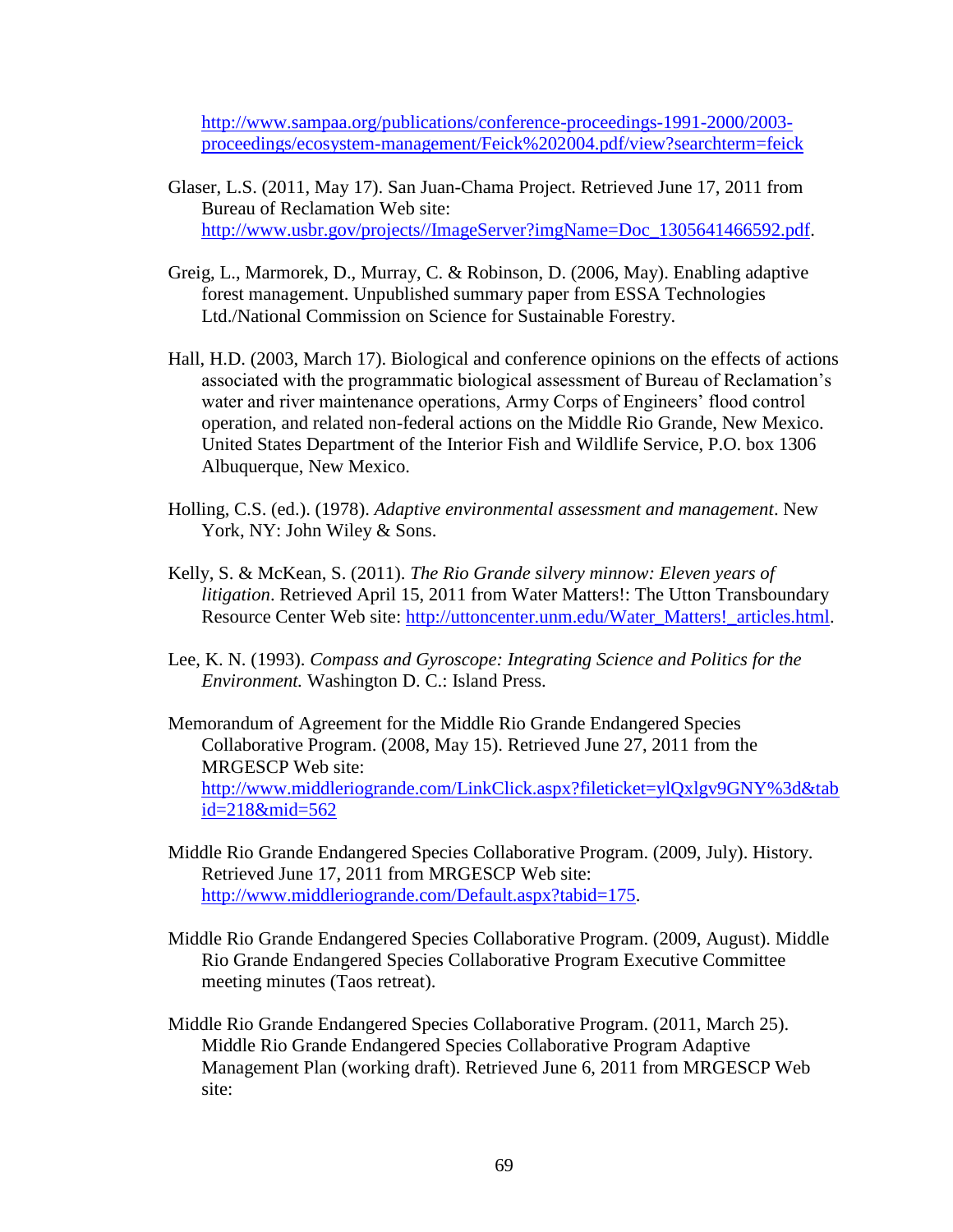http://www.sampaa.org/publications/conference-proceedings-1991-2000/2003-proceedings/ecosystem-management/Feick%202004.pdf/view?searchterm=feick

Glaser, L.S. (2011, May 17). San Juan-Chama Project. Retrieved June 17, 2011 from Bureau of Reclamation Web site: http://www.usbr.gov/projects//ImageServer?imgName=Doc_1305641466592.pdf.

Greig, L., Marmorek, D., Murray, C. & Robinson, D. (2006, May). Enabling adaptive forest management. Unpublished summary paper from ESSA Technologies Ltd./National Commission on Science for Sustainable Forestry.

Hall, H.D. (2003, March 17). Biological and conference opinions on the effects of actions associated with the programmatic biological assessment of Bureau of Reclamation's water and river maintenance operations, Army Corps of Engineers' flood control operation, and related non-federal actions on the Middle Rio Grande, New Mexico. United States Department of the Interior Fish and Wildlife Service, P.O. box 1306 Albuquerque, New Mexico.

Holling, C.S. (ed.). (1978). *Adaptive environmental assessment and management*. New York, NY: John Wiley & Sons.

Kelly, S. & McKean, S. (2011). *The Rio Grande silvery minnow: Eleven years of litigation*. Retrieved April 15, 2011 from Water Matters!: The Utton Transboundary Resource Center Web site: http://uttoncenter.unm.edu/Water_Matters!_articles.html.

Lee, K. N. (1993). *Compass and Gyroscope: Integrating Science and Politics for the Environment.* Washington D. C.: Island Press.

Memorandum of Agreement for the Middle Rio Grande Endangered Species Collaborative Program. (2008, May 15). Retrieved June 27, 2011 from the MRGESCP Web site: http://www.middleriogrande.com/LinkClick.aspx?fileticket=ylQxlgv9GNY%3d&tabid=218&mid=562

Middle Rio Grande Endangered Species Collaborative Program. (2009, July). History. Retrieved June 17, 2011 from MRGESCP Web site: http://www.middleriogrande.com/Default.aspx?tabid=175.

Middle Rio Grande Endangered Species Collaborative Program. (2009, August). Middle Rio Grande Endangered Species Collaborative Program Executive Committee meeting minutes (Taos retreat).

Middle Rio Grande Endangered Species Collaborative Program. (2011, March 25). Middle Rio Grande Endangered Species Collaborative Program Adaptive Management Plan (working draft). Retrieved June 6, 2011 from MRGESCP Web site: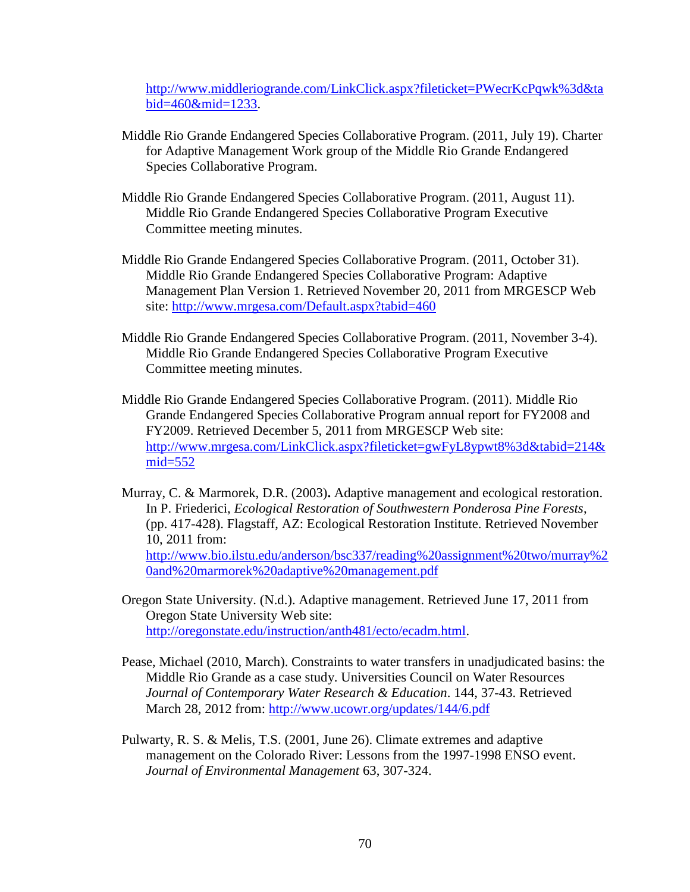http://www.middleriogrande.com/LinkClick.aspx?fileticket=PWecrKcPqwk%3d&tabid=460&mid=1233.

Middle Rio Grande Endangered Species Collaborative Program. (2011, July 19). Charter for Adaptive Management Work group of the Middle Rio Grande Endangered Species Collaborative Program.

Middle Rio Grande Endangered Species Collaborative Program. (2011, August 11). Middle Rio Grande Endangered Species Collaborative Program Executive Committee meeting minutes.

Middle Rio Grande Endangered Species Collaborative Program. (2011, October 31). Middle Rio Grande Endangered Species Collaborative Program: Adaptive Management Plan Version 1. Retrieved November 20, 2011 from MRGESCP Web site: http://www.mrgesa.com/Default.aspx?tabid=460

Middle Rio Grande Endangered Species Collaborative Program. (2011, November 3-4). Middle Rio Grande Endangered Species Collaborative Program Executive Committee meeting minutes.

Middle Rio Grande Endangered Species Collaborative Program. (2011). Middle Rio Grande Endangered Species Collaborative Program annual report for FY2008 and FY2009. Retrieved December 5, 2011 from MRGESCP Web site: http://www.mrgesa.com/LinkClick.aspx?fileticket=gwFyL8ypwt8%3d&tabid=214&mid=552

Murray, C. & Marmorek, D.R. (2003). Adaptive management and ecological restoration. In P. Friederici, *Ecological Restoration of Southwestern Ponderosa Pine Forests*, (pp. 417-428). Flagstaff, AZ: Ecological Restoration Institute. Retrieved November 10, 2011 from: http://www.bio.ilstu.edu/anderson/bsc337/reading%20assignment%20two/murray%20and%20marmorek%20adaptive%20management.pdf

Oregon State University. (N.d.). Adaptive management. Retrieved June 17, 2011 from Oregon State University Web site: http://oregonstate.edu/instruction/anth481/ecto/ecadm.html.

Pease, Michael (2010, March). Constraints to water transfers in unadjudicated basins: the Middle Rio Grande as a case study. Universities Council on Water Resources *Journal of Contemporary Water Research & Education*. 144, 37-43. Retrieved March 28, 2012 from: http://www.ucowr.org/updates/144/6.pdf

Pulwarty, R. S. & Melis, T.S. (2001, June 26). Climate extremes and adaptive management on the Colorado River: Lessons from the 1997-1998 ENSO event. *Journal of Environmental Management* 63, 307-324.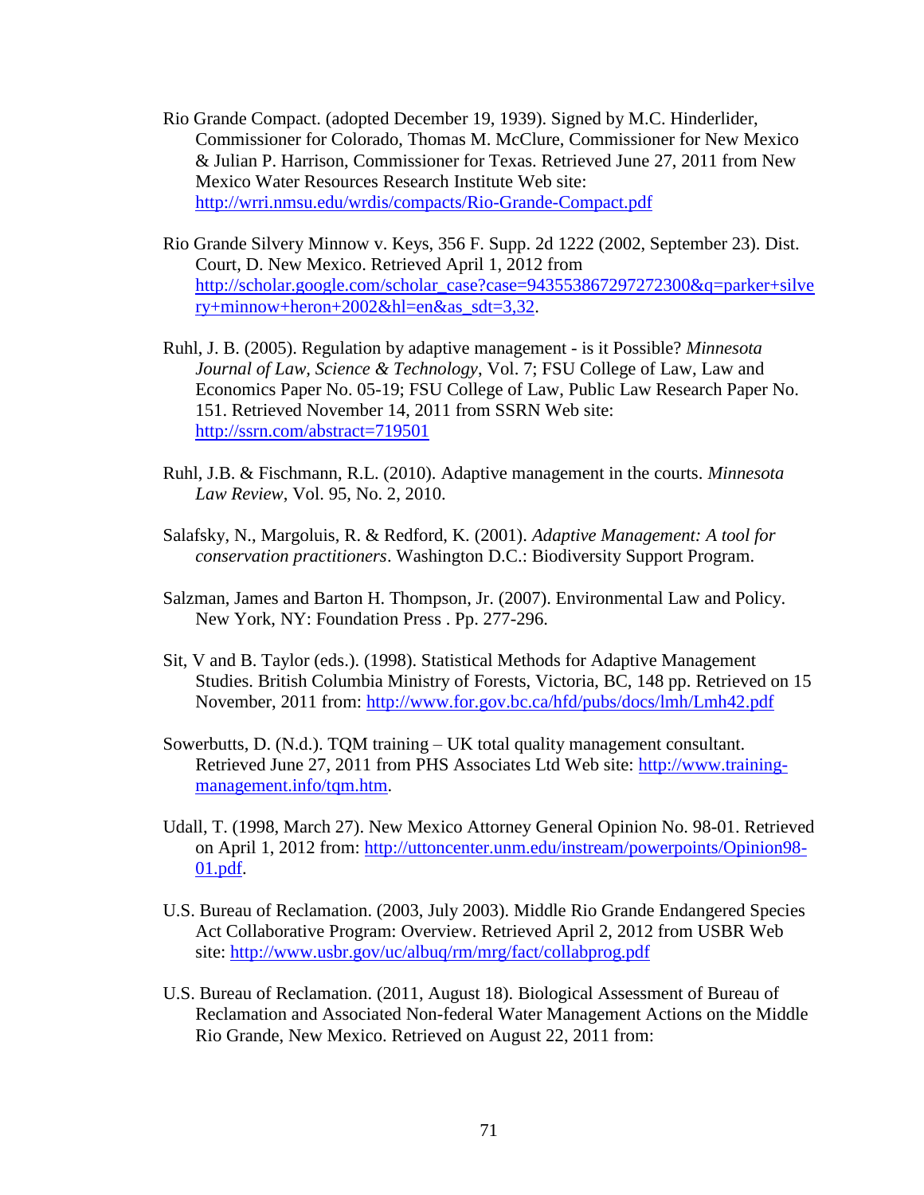Rio Grande Compact. (adopted December 19, 1939). Signed by M.C. Hinderlider, Commissioner for Colorado, Thomas M. McClure, Commissioner for New Mexico & Julian P. Harrison, Commissioner for Texas. Retrieved June 27, 2011 from New Mexico Water Resources Research Institute Web site: http://wrri.nmsu.edu/wrdis/compacts/Rio-Grande-Compact.pdf

Rio Grande Silvery Minnow v. Keys, 356 F. Supp. 2d 1222 (2002, September 23). Dist. Court, D. New Mexico. Retrieved April 1, 2012 from http://scholar.google.com/scholar_case?case=943553867297272300&q=parker+silvery+minnow+heron+2002&hl=en&as_sdt=3,32.

Ruhl, J. B. (2005). Regulation by adaptive management - is it Possible? *Minnesota Journal of Law, Science & Technology*, Vol. 7; FSU College of Law, Law and Economics Paper No. 05-19; FSU College of Law, Public Law Research Paper No. 151. Retrieved November 14, 2011 from SSRN Web site: http://ssrn.com/abstract=719501

Ruhl, J.B. & Fischmann, R.L. (2010). Adaptive management in the courts. *Minnesota Law Review*, Vol. 95, No. 2, 2010.

Salafsky, N., Margoluis, R. & Redford, K. (2001). *Adaptive Management: A tool for conservation practitioners*. Washington D.C.: Biodiversity Support Program.

Salzman, James and Barton H. Thompson, Jr. (2007). Environmental Law and Policy. New York, NY: Foundation Press . Pp. 277-296.

Sit, V and B. Taylor (eds.). (1998). Statistical Methods for Adaptive Management Studies. British Columbia Ministry of Forests, Victoria, BC, 148 pp. Retrieved on 15 November, 2011 from: http://www.for.gov.bc.ca/hfd/pubs/docs/lmh/Lmh42.pdf

Sowerbutts, D. (N.d.). TQM training – UK total quality management consultant. Retrieved June 27, 2011 from PHS Associates Ltd Web site: http://www.training-management.info/tqm.htm.

Udall, T. (1998, March 27). New Mexico Attorney General Opinion No. 98-01. Retrieved on April 1, 2012 from: http://uttoncenter.unm.edu/instream/powerpoints/Opinion98-01.pdf.

U.S. Bureau of Reclamation. (2003, July 2003). Middle Rio Grande Endangered Species Act Collaborative Program: Overview. Retrieved April 2, 2012 from USBR Web site: http://www.usbr.gov/uc/albuq/rm/mrg/fact/collabprog.pdf

U.S. Bureau of Reclamation. (2011, August 18). Biological Assessment of Bureau of Reclamation and Associated Non-federal Water Management Actions on the Middle Rio Grande, New Mexico. Retrieved on August 22, 2011 from: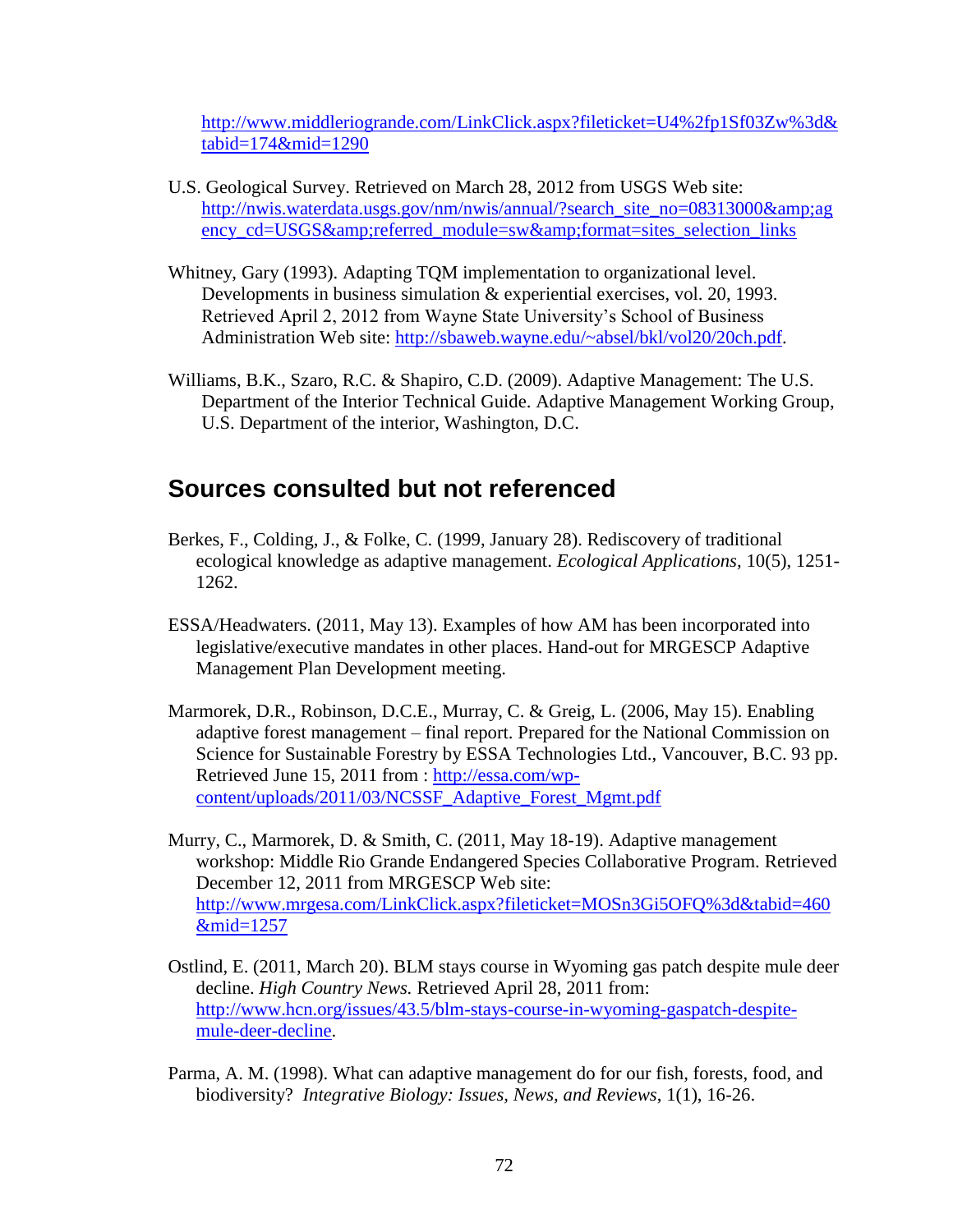http://www.middleriogrande.com/LinkClick.aspx?fileticket=U4%2fp1Sf03Zw%3d&tabid=174&mid=1290

U.S. Geological Survey. Retrieved on March 28, 2012 from USGS Web site: http://nwis.waterdata.usgs.gov/nm/nwis/annual/?search_site_no=08313000&amp;agency_cd=USGS&amp;referred_module=sw&amp;format=sites_selection_links

Whitney, Gary (1993). Adapting TQM implementation to organizational level. Developments in business simulation & experiential exercises, vol. 20, 1993. Retrieved April 2, 2012 from Wayne State University's School of Business Administration Web site: http://sbaweb.wayne.edu/~absel/bkl/vol20/20ch.pdf.

Williams, B.K., Szaro, R.C. & Shapiro, C.D. (2009). Adaptive Management: The U.S. Department of the Interior Technical Guide. Adaptive Management Working Group, U.S. Department of the interior, Washington, D.C.

## Sources consulted but not referenced

Berkes, F., Colding, J., & Folke, C. (1999, January 28). Rediscovery of traditional ecological knowledge as adaptive management. *Ecological Applications,* 10(5), 1251-1262.

ESSA/Headwaters. (2011, May 13). Examples of how AM has been incorporated into legislative/executive mandates in other places. Hand-out for MRGESCP Adaptive Management Plan Development meeting.

Marmorek, D.R., Robinson, D.C.E., Murray, C. & Greig, L. (2006, May 15). Enabling adaptive forest management – final report. Prepared for the National Commission on Science for Sustainable Forestry by ESSA Technologies Ltd., Vancouver, B.C. 93 pp. Retrieved June 15, 2011 from : http://essa.com/wp-content/uploads/2011/03/NCSSF_Adaptive_Forest_Mgmt.pdf

Murry, C., Marmorek, D. & Smith, C. (2011, May 18-19). Adaptive management workshop: Middle Rio Grande Endangered Species Collaborative Program. Retrieved December 12, 2011 from MRGESCP Web site: http://www.mrgesa.com/LinkClick.aspx?fileticket=MOSn3Gi5OFQ%3d&tabid=460&mid=1257

Ostlind, E. (2011, March 20). BLM stays course in Wyoming gas patch despite mule deer decline. *High Country News.* Retrieved April 28, 2011 from: http://www.hcn.org/issues/43.5/blm-stays-course-in-wyoming-gaspatch-despite-mule-deer-decline.

Parma, A. M. (1998). What can adaptive management do for our fish, forests, food, and biodiversity? *Integrative Biology: Issues, News, and Reviews*, 1(1), 16-26.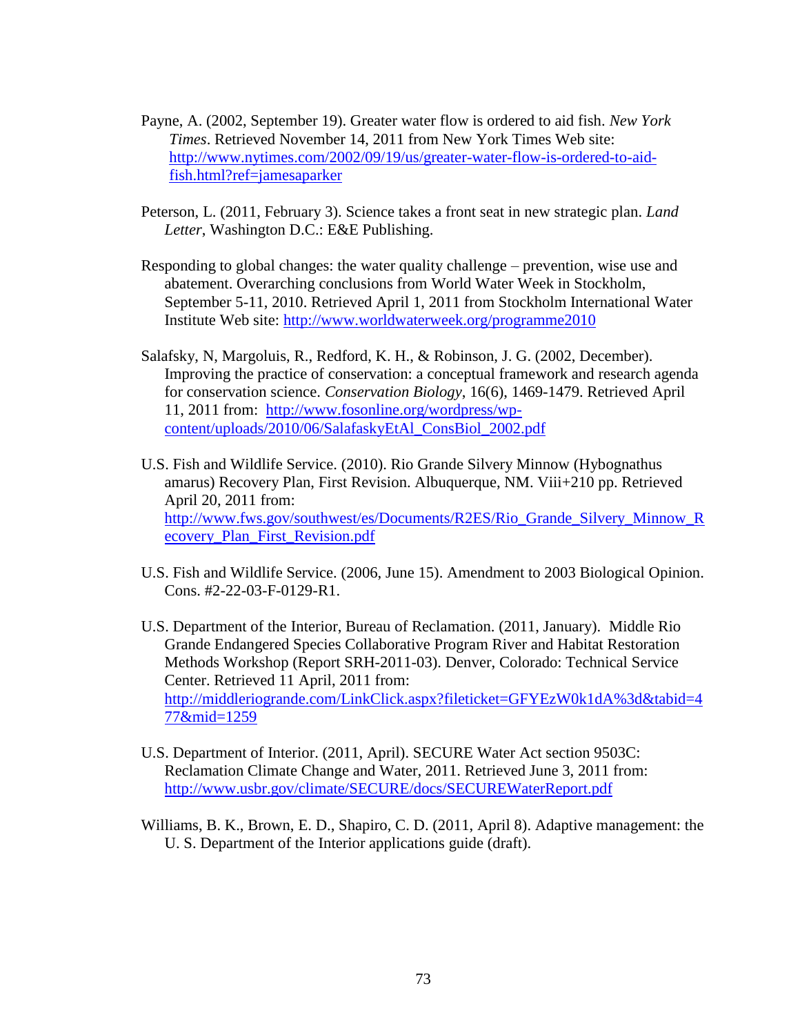Payne, A. (2002, September 19). Greater water flow is ordered to aid fish. *New York Times*. Retrieved November 14, 2011 from New York Times Web site: http://www.nytimes.com/2002/09/19/us/greater-water-flow-is-ordered-to-aid-fish.html?ref=jamesaparker

Peterson, L. (2011, February 3). Science takes a front seat in new strategic plan. *Land Letter*, Washington D.C.: E&E Publishing.

Responding to global changes: the water quality challenge – prevention, wise use and abatement. Overarching conclusions from World Water Week in Stockholm, September 5-11, 2010. Retrieved April 1, 2011 from Stockholm International Water Institute Web site: http://www.worldwaterweek.org/programme2010

Salafsky, N, Margoluis, R., Redford, K. H., & Robinson, J. G. (2002, December). Improving the practice of conservation: a conceptual framework and research agenda for conservation science. *Conservation Biology*, 16(6), 1469-1479. Retrieved April 11, 2011 from: http://www.fosonline.org/wordpress/wp-content/uploads/2010/06/SalafaskyEtAl_ConsBiol_2002.pdf

U.S. Fish and Wildlife Service. (2010). Rio Grande Silvery Minnow (Hybognathus amarus) Recovery Plan, First Revision. Albuquerque, NM. Viii+210 pp. Retrieved April 20, 2011 from: http://www.fws.gov/southwest/es/Documents/R2ES/Rio_Grande_Silvery_Minnow_Recovery_Plan_First_Revision.pdf

U.S. Fish and Wildlife Service. (2006, June 15). Amendment to 2003 Biological Opinion. Cons. #2-22-03-F-0129-R1.

U.S. Department of the Interior, Bureau of Reclamation. (2011, January). Middle Rio Grande Endangered Species Collaborative Program River and Habitat Restoration Methods Workshop (Report SRH-2011-03). Denver, Colorado: Technical Service Center. Retrieved 11 April, 2011 from: http://middleriogrande.com/LinkClick.aspx?fileticket=GFYEzW0k1dA%3d&tabid=477&mid=1259

U.S. Department of Interior. (2011, April). SECURE Water Act section 9503C: Reclamation Climate Change and Water, 2011. Retrieved June 3, 2011 from: http://www.usbr.gov/climate/SECURE/docs/SECUREWaterReport.pdf

Williams, B. K., Brown, E. D., Shapiro, C. D. (2011, April 8). Adaptive management: the U. S. Department of the Interior applications guide (draft).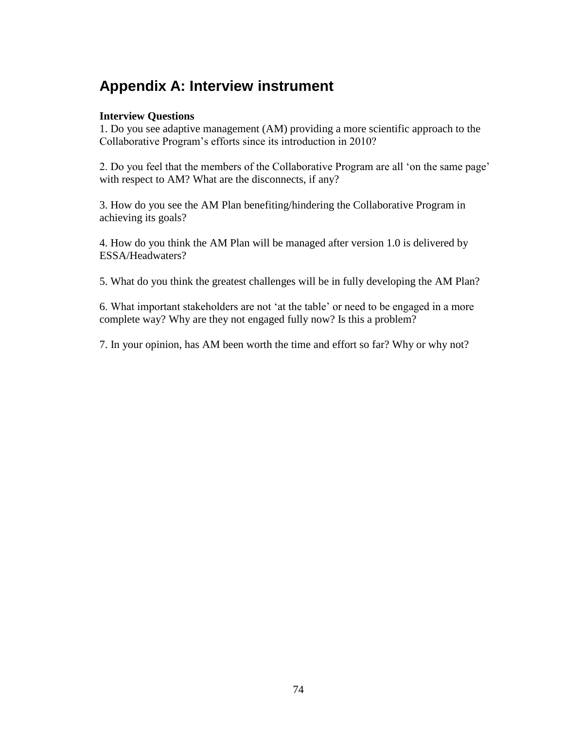# Appendix A: Interview instrument

**Interview Questions**

1. Do you see adaptive management (AM) providing a more scientific approach to the Collaborative Program's efforts since its introduction in 2010?

2. Do you feel that the members of the Collaborative Program are all 'on the same page' with respect to AM? What are the disconnects, if any?

3. How do you see the AM Plan benefiting/hindering the Collaborative Program in achieving its goals?

4. How do you think the AM Plan will be managed after version 1.0 is delivered by ESSA/Headwaters?

5. What do you think the greatest challenges will be in fully developing the AM Plan?

6. What important stakeholders are not 'at the table' or need to be engaged in a more complete way? Why are they not engaged fully now? Is this a problem?

7. In your opinion, has AM been worth the time and effort so far? Why or why not?